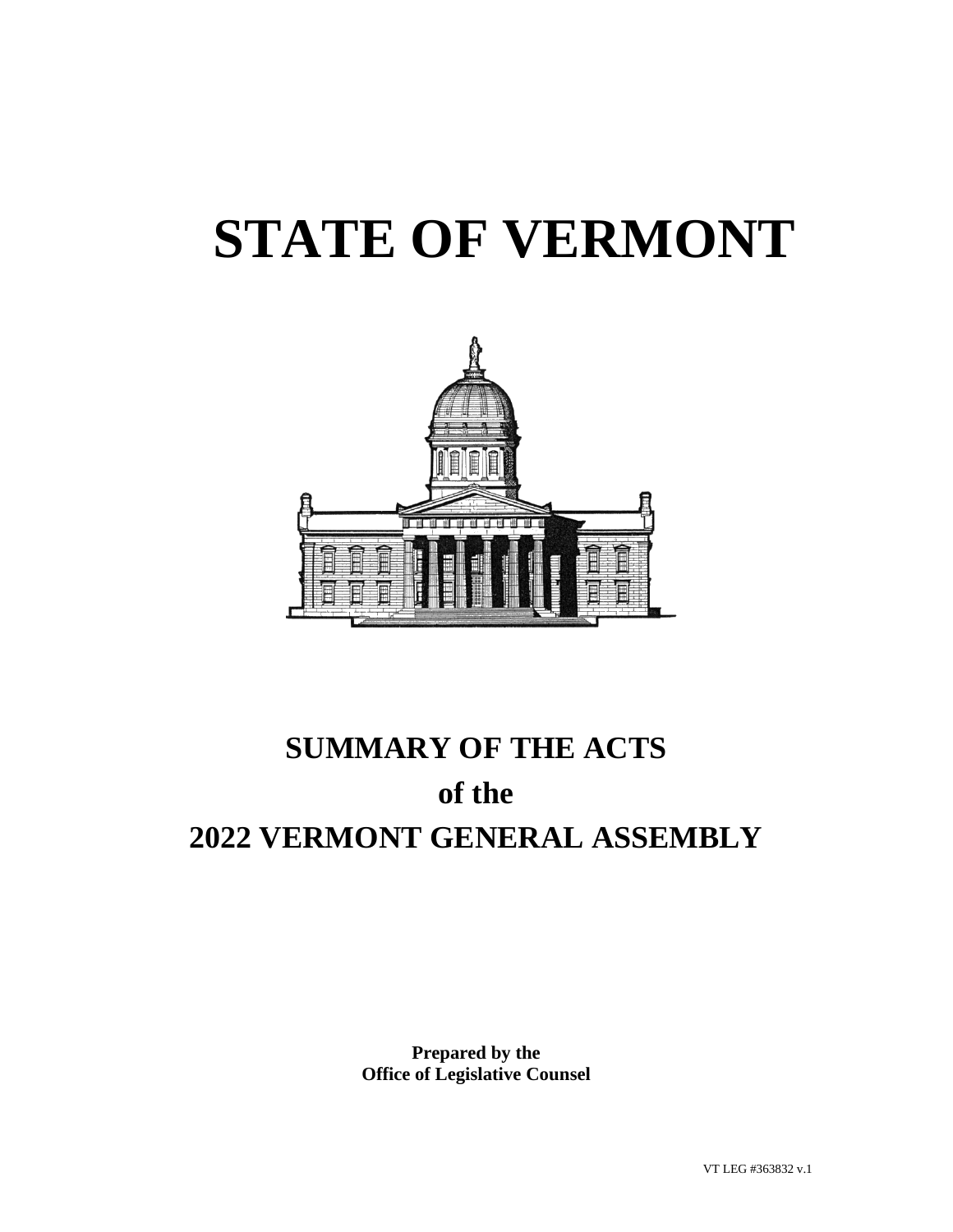# STATE OF VERMONT

## SUMMARY OF THE ACTS

## of the

## 2022 VERMONT GENERAL ASSEMBLY

**Prepared by the**
**Office of Legislative Counsel**

VT LEG #363832 v.1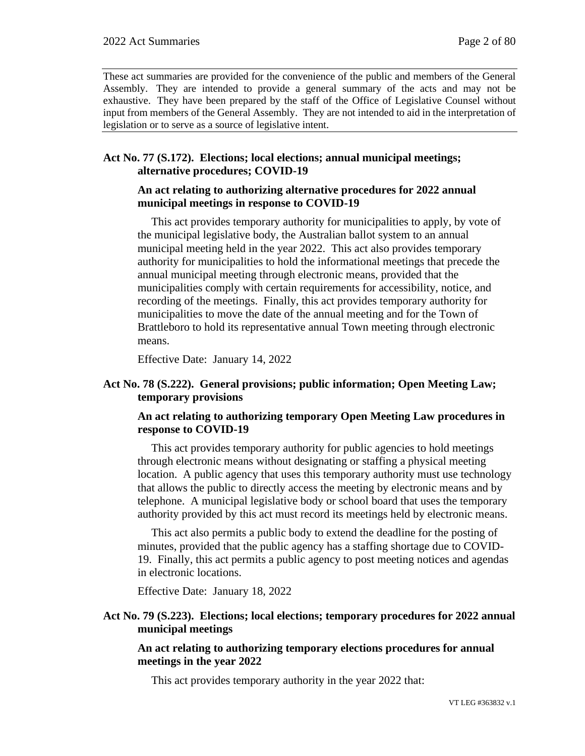These act summaries are provided for the convenience of the public and members of the General Assembly. They are intended to provide a general summary of the acts and may not be exhaustive. They have been prepared by the staff of the Office of Legislative Counsel without input from members of the General Assembly. They are not intended to aid in the interpretation of legislation or to serve as a source of legislative intent.

### Act No. 77 (S.172). Elections; local elections; annual municipal meetings; alternative procedures; COVID-19

**An act relating to authorizing alternative procedures for 2022 annual municipal meetings in response to COVID-19**

This act provides temporary authority for municipalities to apply, by vote of the municipal legislative body, the Australian ballot system to an annual municipal meeting held in the year 2022. This act also provides temporary authority for municipalities to hold the informational meetings that precede the annual municipal meeting through electronic means, provided that the municipalities comply with certain requirements for accessibility, notice, and recording of the meetings. Finally, this act provides temporary authority for municipalities to move the date of the annual meeting and for the Town of Brattleboro to hold its representative annual Town meeting through electronic means.

Effective Date: January 14, 2022

### Act No. 78 (S.222). General provisions; public information; Open Meeting Law; temporary provisions

**An act relating to authorizing temporary Open Meeting Law procedures in response to COVID-19**

This act provides temporary authority for public agencies to hold meetings through electronic means without designating or staffing a physical meeting location. A public agency that uses this temporary authority must use technology that allows the public to directly access the meeting by electronic means and by telephone. A municipal legislative body or school board that uses the temporary authority provided by this act must record its meetings held by electronic means.

This act also permits a public body to extend the deadline for the posting of minutes, provided that the public agency has a staffing shortage due to COVID-19. Finally, this act permits a public agency to post meeting notices and agendas in electronic locations.

Effective Date: January 18, 2022

### Act No. 79 (S.223). Elections; local elections; temporary procedures for 2022 annual municipal meetings

**An act relating to authorizing temporary elections procedures for annual meetings in the year 2022**

This act provides temporary authority in the year 2022 that: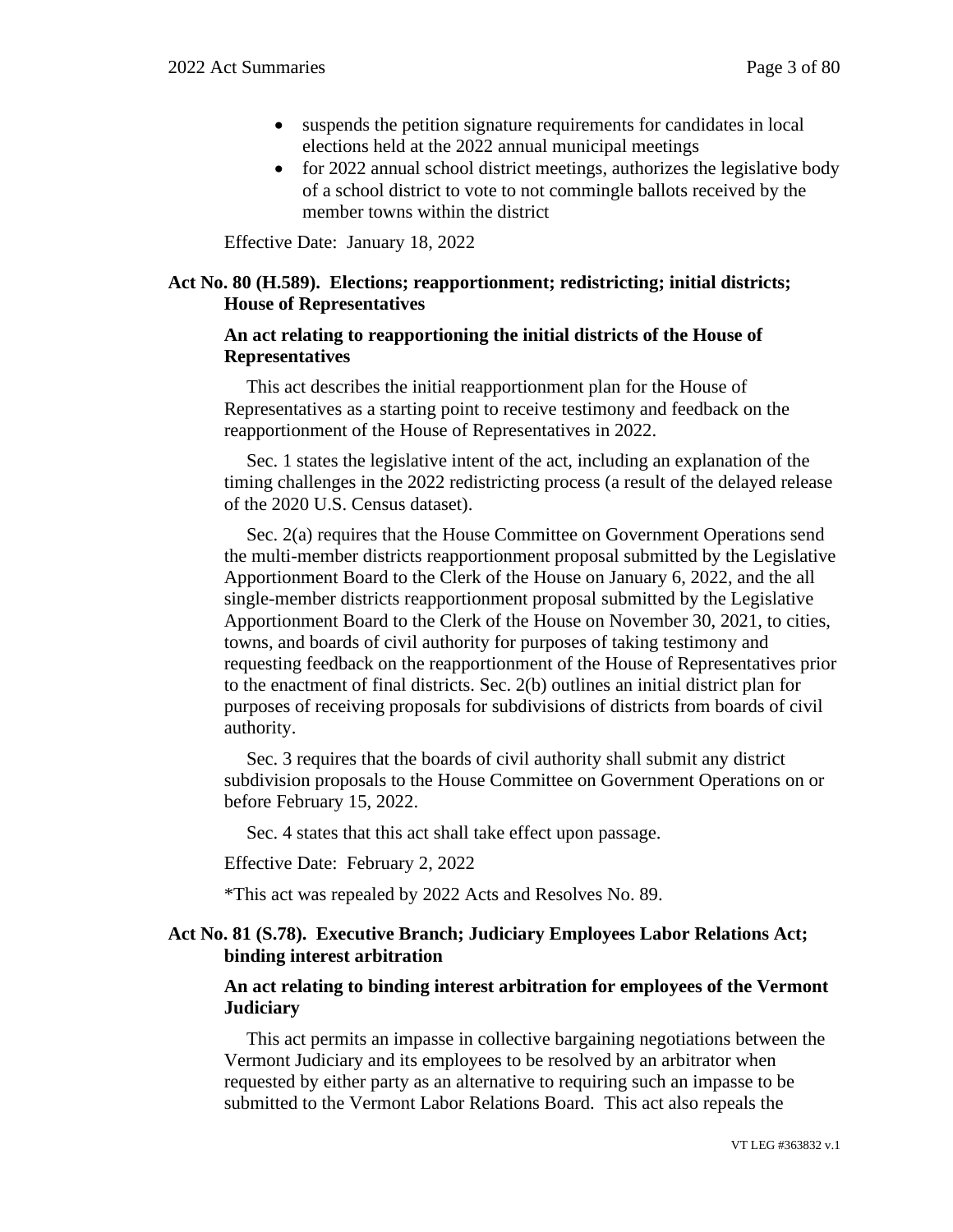- suspends the petition signature requirements for candidates in local elections held at the 2022 annual municipal meetings
- for 2022 annual school district meetings, authorizes the legislative body of a school district to vote to not commingle ballots received by the member towns within the district

Effective Date: January 18, 2022

### Act No. 80 (H.589). Elections; reapportionment; redistricting; initial districts; House of Representatives

**An act relating to reapportioning the initial districts of the House of Representatives**

This act describes the initial reapportionment plan for the House of Representatives as a starting point to receive testimony and feedback on the reapportionment of the House of Representatives in 2022.

Sec. 1 states the legislative intent of the act, including an explanation of the timing challenges in the 2022 redistricting process (a result of the delayed release of the 2020 U.S. Census dataset).

Sec. 2(a) requires that the House Committee on Government Operations send the multi-member districts reapportionment proposal submitted by the Legislative Apportionment Board to the Clerk of the House on January 6, 2022, and the all single-member districts reapportionment proposal submitted by the Legislative Apportionment Board to the Clerk of the House on November 30, 2021, to cities, towns, and boards of civil authority for purposes of taking testimony and requesting feedback on the reapportionment of the House of Representatives prior to the enactment of final districts. Sec. 2(b) outlines an initial district plan for purposes of receiving proposals for subdivisions of districts from boards of civil authority.

Sec. 3 requires that the boards of civil authority shall submit any district subdivision proposals to the House Committee on Government Operations on or before February 15, 2022.

Sec. 4 states that this act shall take effect upon passage.

Effective Date: February 2, 2022

*This act was repealed by 2022 Acts and Resolves No. 89.

### Act No. 81 (S.78). Executive Branch; Judiciary Employees Labor Relations Act; binding interest arbitration

**An act relating to binding interest arbitration for employees of the Vermont Judiciary**

This act permits an impasse in collective bargaining negotiations between the Vermont Judiciary and its employees to be resolved by an arbitrator when requested by either party as an alternative to requiring such an impasse to be submitted to the Vermont Labor Relations Board. This act also repeals the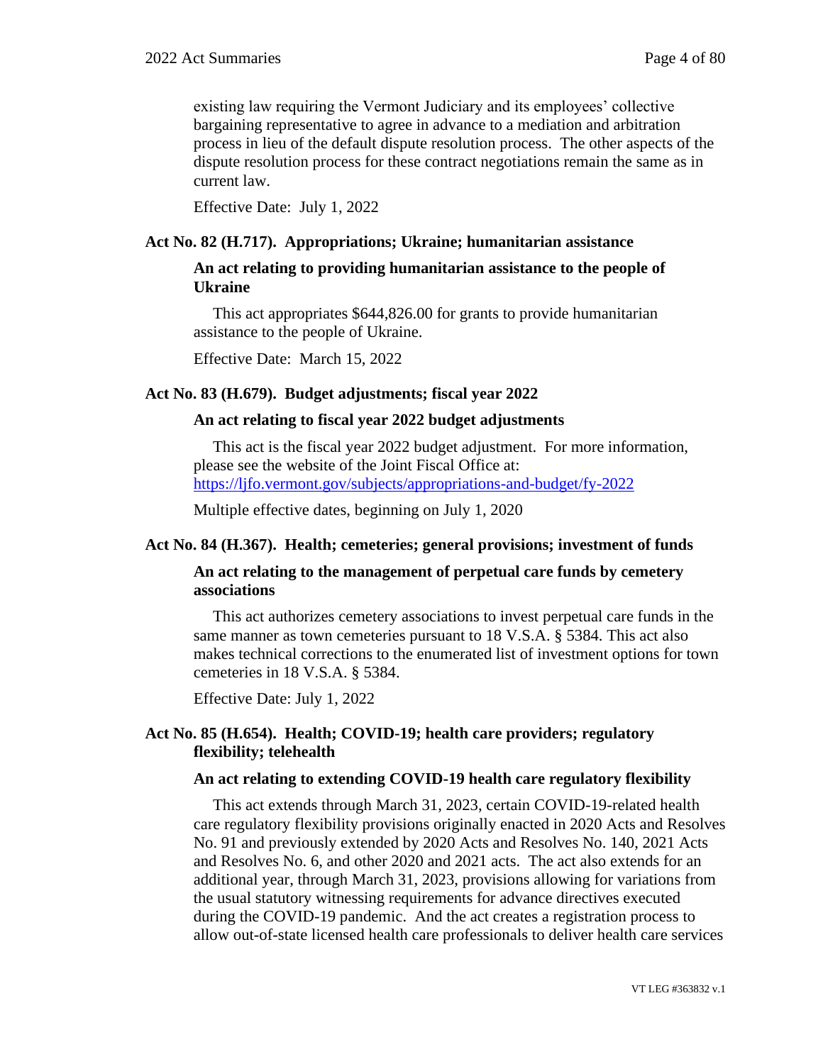existing law requiring the Vermont Judiciary and its employees' collective bargaining representative to agree in advance to a mediation and arbitration process in lieu of the default dispute resolution process. The other aspects of the dispute resolution process for these contract negotiations remain the same as in current law.

Effective Date: July 1, 2022

### Act No. 82 (H.717). Appropriations; Ukraine; humanitarian assistance

**An act relating to providing humanitarian assistance to the people of Ukraine**

This act appropriates $644,826.00 for grants to provide humanitarian assistance to the people of Ukraine.

Effective Date: March 15, 2022

### Act No. 83 (H.679). Budget adjustments; fiscal year 2022

**An act relating to fiscal year 2022 budget adjustments**

This act is the fiscal year 2022 budget adjustment. For more information, please see the website of the Joint Fiscal Office at: https://ljfo.vermont.gov/subjects/appropriations-and-budget/fy-2022

Multiple effective dates, beginning on July 1, 2020

### Act No. 84 (H.367). Health; cemeteries; general provisions; investment of funds

**An act relating to the management of perpetual care funds by cemetery associations**

This act authorizes cemetery associations to invest perpetual care funds in the same manner as town cemeteries pursuant to 18 V.S.A. § 5384. This act also makes technical corrections to the enumerated list of investment options for town cemeteries in 18 V.S.A. § 5384.

Effective Date: July 1, 2022

### Act No. 85 (H.654). Health; COVID-19; health care providers; regulatory flexibility; telehealth

**An act relating to extending COVID-19 health care regulatory flexibility**

This act extends through March 31, 2023, certain COVID-19-related health care regulatory flexibility provisions originally enacted in 2020 Acts and Resolves No. 91 and previously extended by 2020 Acts and Resolves No. 140, 2021 Acts and Resolves No. 6, and other 2020 and 2021 acts. The act also extends for an additional year, through March 31, 2023, provisions allowing for variations from the usual statutory witnessing requirements for advance directives executed during the COVID-19 pandemic. And the act creates a registration process to allow out-of-state licensed health care professionals to deliver health care services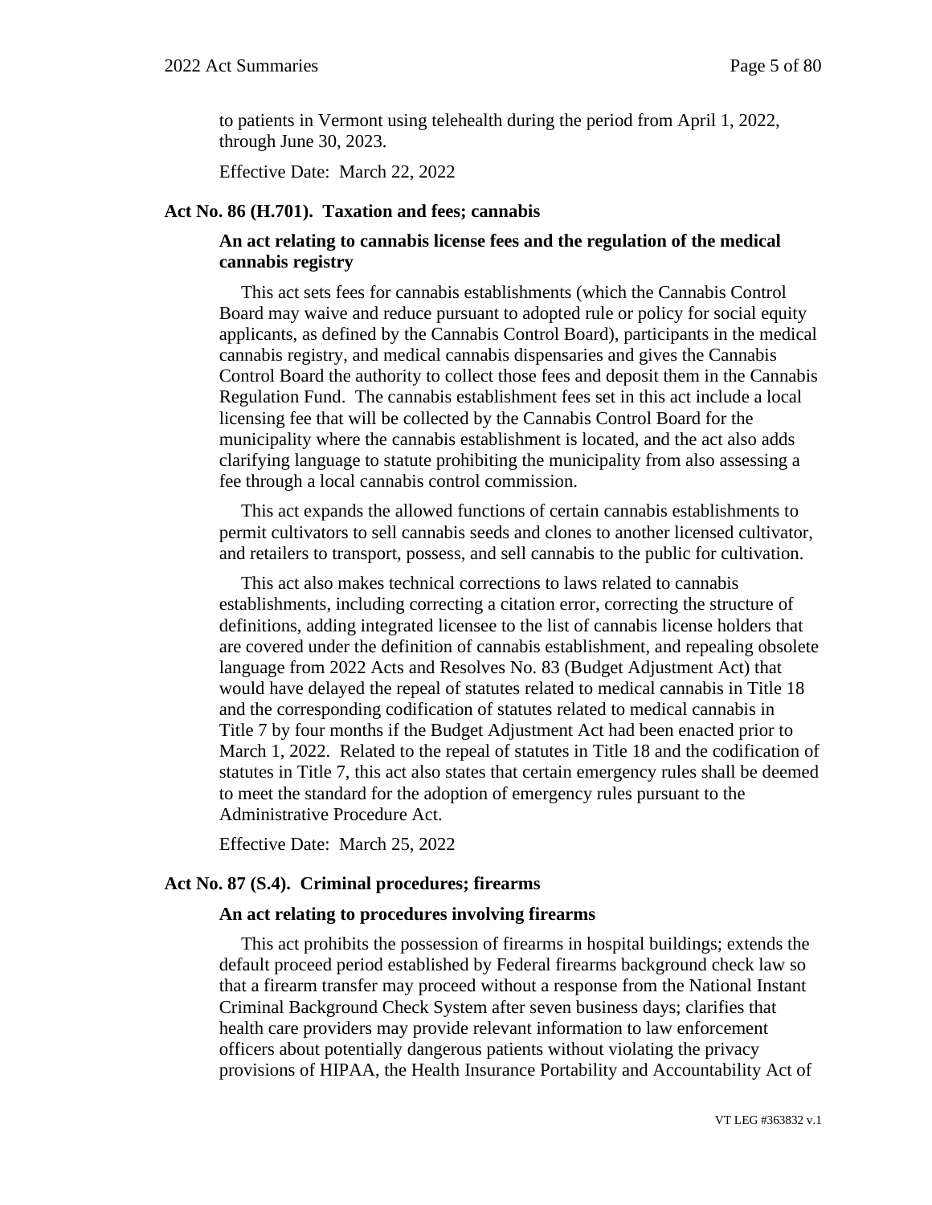to patients in Vermont using telehealth during the period from April 1, 2022, through June 30, 2023.

Effective Date: March 22, 2022

### Act No. 86 (H.701). Taxation and fees; cannabis

**An act relating to cannabis license fees and the regulation of the medical cannabis registry**

This act sets fees for cannabis establishments (which the Cannabis Control Board may waive and reduce pursuant to adopted rule or policy for social equity applicants, as defined by the Cannabis Control Board), participants in the medical cannabis registry, and medical cannabis dispensaries and gives the Cannabis Control Board the authority to collect those fees and deposit them in the Cannabis Regulation Fund. The cannabis establishment fees set in this act include a local licensing fee that will be collected by the Cannabis Control Board for the municipality where the cannabis establishment is located, and the act also adds clarifying language to statute prohibiting the municipality from also assessing a fee through a local cannabis control commission.

This act expands the allowed functions of certain cannabis establishments to permit cultivators to sell cannabis seeds and clones to another licensed cultivator, and retailers to transport, possess, and sell cannabis to the public for cultivation.

This act also makes technical corrections to laws related to cannabis establishments, including correcting a citation error, correcting the structure of definitions, adding integrated licensee to the list of cannabis license holders that are covered under the definition of cannabis establishment, and repealing obsolete language from 2022 Acts and Resolves No. 83 (Budget Adjustment Act) that would have delayed the repeal of statutes related to medical cannabis in Title 18 and the corresponding codification of statutes related to medical cannabis in Title 7 by four months if the Budget Adjustment Act had been enacted prior to March 1, 2022. Related to the repeal of statutes in Title 18 and the codification of statutes in Title 7, this act also states that certain emergency rules shall be deemed to meet the standard for the adoption of emergency rules pursuant to the Administrative Procedure Act.

Effective Date: March 25, 2022

### Act No. 87 (S.4). Criminal procedures; firearms

**An act relating to procedures involving firearms**

This act prohibits the possession of firearms in hospital buildings; extends the default proceed period established by Federal firearms background check law so that a firearm transfer may proceed without a response from the National Instant Criminal Background Check System after seven business days; clarifies that health care providers may provide relevant information to law enforcement officers about potentially dangerous patients without violating the privacy provisions of HIPAA, the Health Insurance Portability and Accountability Act of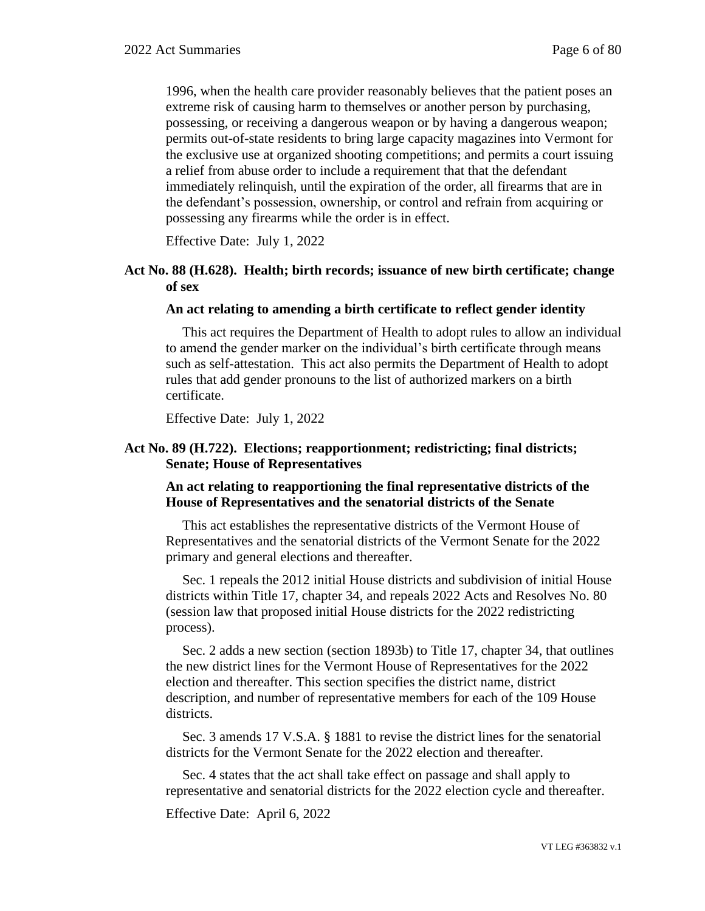1996, when the health care provider reasonably believes that the patient poses an extreme risk of causing harm to themselves or another person by purchasing, possessing, or receiving a dangerous weapon or by having a dangerous weapon; permits out-of-state residents to bring large capacity magazines into Vermont for the exclusive use at organized shooting competitions; and permits a court issuing a relief from abuse order to include a requirement that that the defendant immediately relinquish, until the expiration of the order, all firearms that are in the defendant's possession, ownership, or control and refrain from acquiring or possessing any firearms while the order is in effect.

Effective Date: July 1, 2022

### Act No. 88 (H.628). Health; birth records; issuance of new birth certificate; change of sex

**An act relating to amending a birth certificate to reflect gender identity**

This act requires the Department of Health to adopt rules to allow an individual to amend the gender marker on the individual's birth certificate through means such as self-attestation. This act also permits the Department of Health to adopt rules that add gender pronouns to the list of authorized markers on a birth certificate.

Effective Date: July 1, 2022

### Act No. 89 (H.722). Elections; reapportionment; redistricting; final districts; Senate; House of Representatives

**An act relating to reapportioning the final representative districts of the House of Representatives and the senatorial districts of the Senate**

This act establishes the representative districts of the Vermont House of Representatives and the senatorial districts of the Vermont Senate for the 2022 primary and general elections and thereafter.

Sec. 1 repeals the 2012 initial House districts and subdivision of initial House districts within Title 17, chapter 34, and repeals 2022 Acts and Resolves No. 80 (session law that proposed initial House districts for the 2022 redistricting process).

Sec. 2 adds a new section (section 1893b) to Title 17, chapter 34, that outlines the new district lines for the Vermont House of Representatives for the 2022 election and thereafter. This section specifies the district name, district description, and number of representative members for each of the 109 House districts.

Sec. 3 amends 17 V.S.A. § 1881 to revise the district lines for the senatorial districts for the Vermont Senate for the 2022 election and thereafter.

Sec. 4 states that the act shall take effect on passage and shall apply to representative and senatorial districts for the 2022 election cycle and thereafter.

Effective Date: April 6, 2022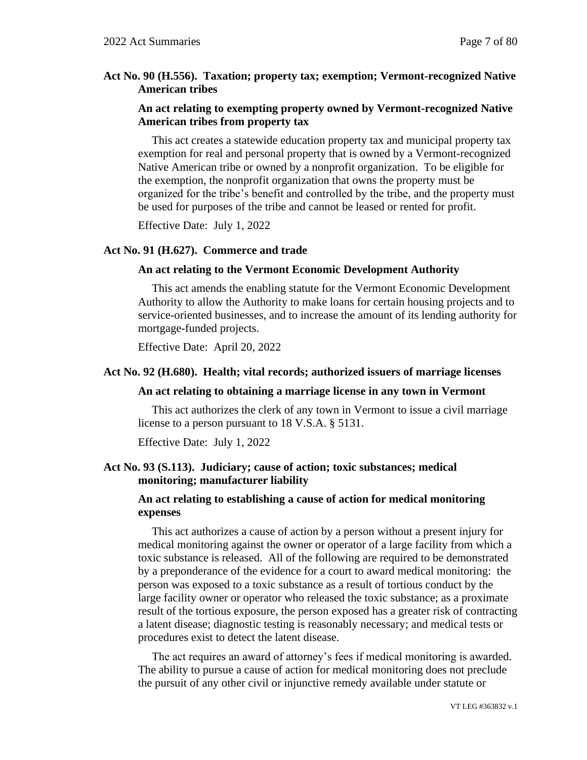### Act No. 90 (H.556). Taxation; property tax; exemption; Vermont-recognized Native American tribes

**An act relating to exempting property owned by Vermont-recognized Native American tribes from property tax**

This act creates a statewide education property tax and municipal property tax exemption for real and personal property that is owned by a Vermont-recognized Native American tribe or owned by a nonprofit organization. To be eligible for the exemption, the nonprofit organization that owns the property must be organized for the tribe's benefit and controlled by the tribe, and the property must be used for purposes of the tribe and cannot be leased or rented for profit.

Effective Date: July 1, 2022

### Act No. 91 (H.627). Commerce and trade

**An act relating to the Vermont Economic Development Authority**

This act amends the enabling statute for the Vermont Economic Development Authority to allow the Authority to make loans for certain housing projects and to service-oriented businesses, and to increase the amount of its lending authority for mortgage-funded projects.

Effective Date: April 20, 2022

### Act No. 92 (H.680). Health; vital records; authorized issuers of marriage licenses

**An act relating to obtaining a marriage license in any town in Vermont**

This act authorizes the clerk of any town in Vermont to issue a civil marriage license to a person pursuant to 18 V.S.A. § 5131.

Effective Date: July 1, 2022

### Act No. 93 (S.113). Judiciary; cause of action; toxic substances; medical monitoring; manufacturer liability

**An act relating to establishing a cause of action for medical monitoring expenses**

This act authorizes a cause of action by a person without a present injury for medical monitoring against the owner or operator of a large facility from which a toxic substance is released. All of the following are required to be demonstrated by a preponderance of the evidence for a court to award medical monitoring: the person was exposed to a toxic substance as a result of tortious conduct by the large facility owner or operator who released the toxic substance; as a proximate result of the tortious exposure, the person exposed has a greater risk of contracting a latent disease; diagnostic testing is reasonably necessary; and medical tests or procedures exist to detect the latent disease.

The act requires an award of attorney's fees if medical monitoring is awarded. The ability to pursue a cause of action for medical monitoring does not preclude the pursuit of any other civil or injunctive remedy available under statute or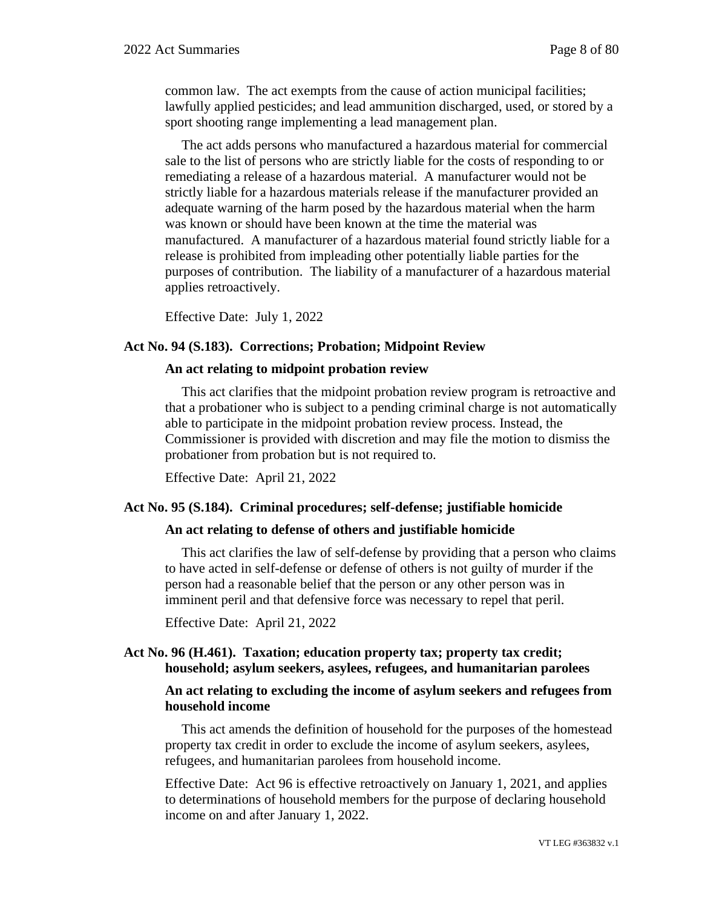common law. The act exempts from the cause of action municipal facilities; lawfully applied pesticides; and lead ammunition discharged, used, or stored by a sport shooting range implementing a lead management plan.

The act adds persons who manufactured a hazardous material for commercial sale to the list of persons who are strictly liable for the costs of responding to or remediating a release of a hazardous material. A manufacturer would not be strictly liable for a hazardous materials release if the manufacturer provided an adequate warning of the harm posed by the hazardous material when the harm was known or should have been known at the time the material was manufactured. A manufacturer of a hazardous material found strictly liable for a release is prohibited from impleading other potentially liable parties for the purposes of contribution. The liability of a manufacturer of a hazardous material applies retroactively.

Effective Date: July 1, 2022

### Act No. 94 (S.183). Corrections; Probation; Midpoint Review

**An act relating to midpoint probation review**

This act clarifies that the midpoint probation review program is retroactive and that a probationer who is subject to a pending criminal charge is not automatically able to participate in the midpoint probation review process. Instead, the Commissioner is provided with discretion and may file the motion to dismiss the probationer from probation but is not required to.

Effective Date: April 21, 2022

### Act No. 95 (S.184). Criminal procedures; self-defense; justifiable homicide

**An act relating to defense of others and justifiable homicide**

This act clarifies the law of self-defense by providing that a person who claims to have acted in self-defense or defense of others is not guilty of murder if the person had a reasonable belief that the person or any other person was in imminent peril and that defensive force was necessary to repel that peril.

Effective Date: April 21, 2022

### Act No. 96 (H.461). Taxation; education property tax; property tax credit; household; asylum seekers, asylees, refugees, and humanitarian parolees

**An act relating to excluding the income of asylum seekers and refugees from household income**

This act amends the definition of household for the purposes of the homestead property tax credit in order to exclude the income of asylum seekers, asylees, refugees, and humanitarian parolees from household income.

Effective Date: Act 96 is effective retroactively on January 1, 2021, and applies to determinations of household members for the purpose of declaring household income on and after January 1, 2022.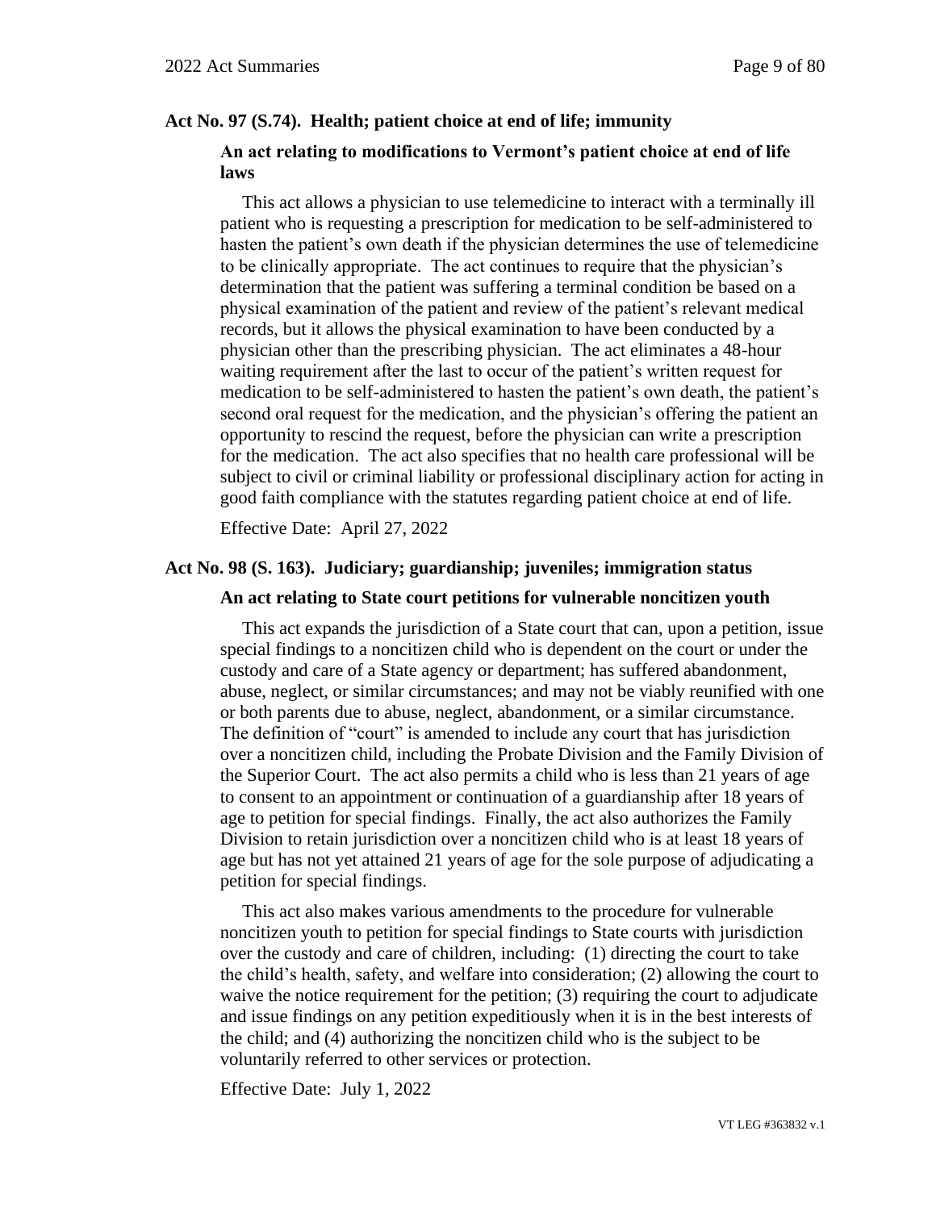### Act No. 97 (S.74). Health; patient choice at end of life; immunity

**An act relating to modifications to Vermont's patient choice at end of life laws**

This act allows a physician to use telemedicine to interact with a terminally ill patient who is requesting a prescription for medication to be self-administered to hasten the patient's own death if the physician determines the use of telemedicine to be clinically appropriate. The act continues to require that the physician's determination that the patient was suffering a terminal condition be based on a physical examination of the patient and review of the patient's relevant medical records, but it allows the physical examination to have been conducted by a physician other than the prescribing physician. The act eliminates a 48-hour waiting requirement after the last to occur of the patient's written request for medication to be self-administered to hasten the patient's own death, the patient's second oral request for the medication, and the physician's offering the patient an opportunity to rescind the request, before the physician can write a prescription for the medication. The act also specifies that no health care professional will be subject to civil or criminal liability or professional disciplinary action for acting in good faith compliance with the statutes regarding patient choice at end of life.

Effective Date: April 27, 2022

### Act No. 98 (S. 163). Judiciary; guardianship; juveniles; immigration status

**An act relating to State court petitions for vulnerable noncitizen youth**

This act expands the jurisdiction of a State court that can, upon a petition, issue special findings to a noncitizen child who is dependent on the court or under the custody and care of a State agency or department; has suffered abandonment, abuse, neglect, or similar circumstances; and may not be viably reunified with one or both parents due to abuse, neglect, abandonment, or a similar circumstance. The definition of "court" is amended to include any court that has jurisdiction over a noncitizen child, including the Probate Division and the Family Division of the Superior Court. The act also permits a child who is less than 21 years of age to consent to an appointment or continuation of a guardianship after 18 years of age to petition for special findings. Finally, the act also authorizes the Family Division to retain jurisdiction over a noncitizen child who is at least 18 years of age but has not yet attained 21 years of age for the sole purpose of adjudicating a petition for special findings.

This act also makes various amendments to the procedure for vulnerable noncitizen youth to petition for special findings to State courts with jurisdiction over the custody and care of children, including: (1) directing the court to take the child's health, safety, and welfare into consideration; (2) allowing the court to waive the notice requirement for the petition; (3) requiring the court to adjudicate and issue findings on any petition expeditiously when it is in the best interests of the child; and (4) authorizing the noncitizen child who is the subject to be voluntarily referred to other services or protection.

Effective Date: July 1, 2022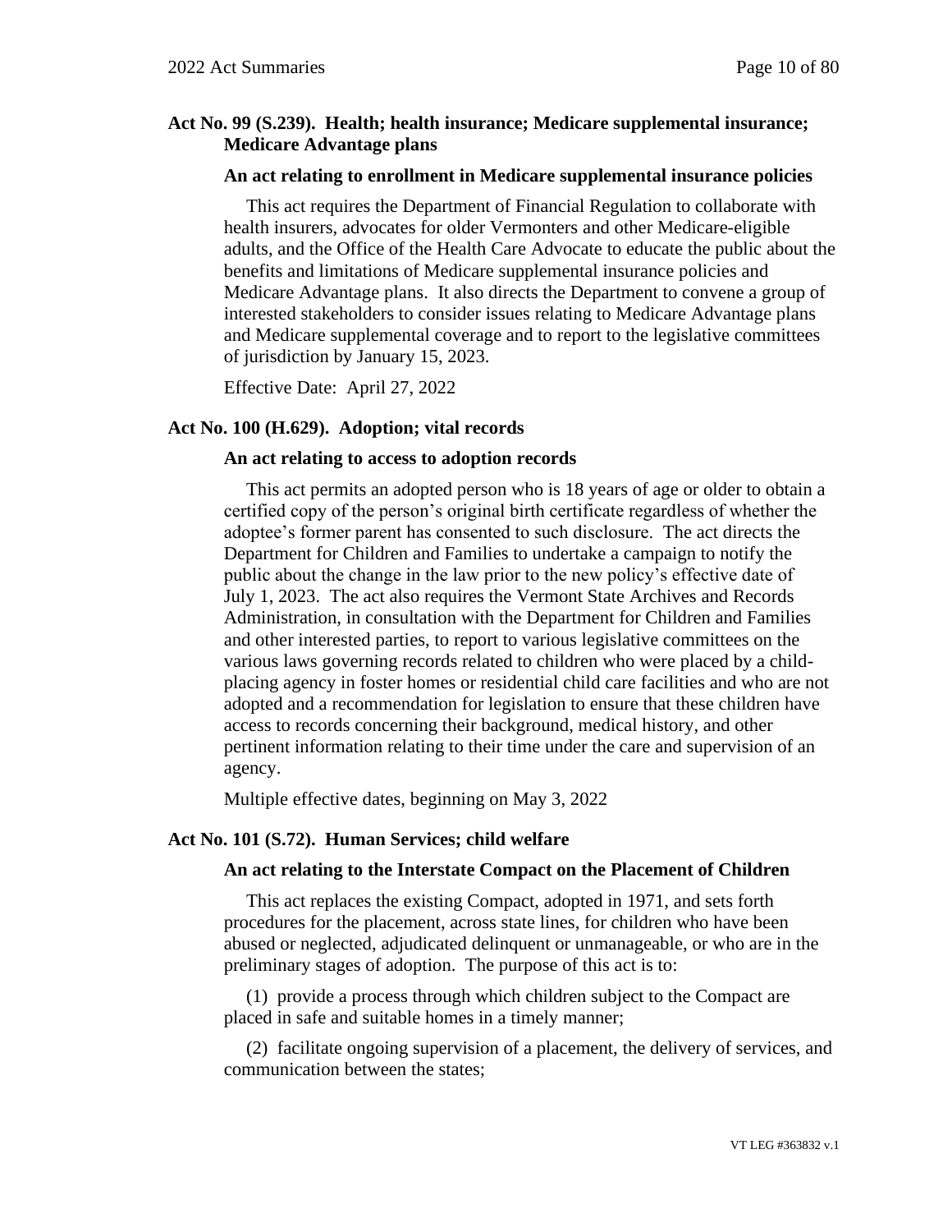### Act No. 99 (S.239). Health; health insurance; Medicare supplemental insurance; Medicare Advantage plans

**An act relating to enrollment in Medicare supplemental insurance policies**

This act requires the Department of Financial Regulation to collaborate with health insurers, advocates for older Vermonters and other Medicare-eligible adults, and the Office of the Health Care Advocate to educate the public about the benefits and limitations of Medicare supplemental insurance policies and Medicare Advantage plans. It also directs the Department to convene a group of interested stakeholders to consider issues relating to Medicare Advantage plans and Medicare supplemental coverage and to report to the legislative committees of jurisdiction by January 15, 2023.

Effective Date: April 27, 2022

### Act No. 100 (H.629). Adoption; vital records

**An act relating to access to adoption records**

This act permits an adopted person who is 18 years of age or older to obtain a certified copy of the person's original birth certificate regardless of whether the adoptee's former parent has consented to such disclosure. The act directs the Department for Children and Families to undertake a campaign to notify the public about the change in the law prior to the new policy's effective date of July 1, 2023. The act also requires the Vermont State Archives and Records Administration, in consultation with the Department for Children and Families and other interested parties, to report to various legislative committees on the various laws governing records related to children who were placed by a child-placing agency in foster homes or residential child care facilities and who are not adopted and a recommendation for legislation to ensure that these children have access to records concerning their background, medical history, and other pertinent information relating to their time under the care and supervision of an agency.

Multiple effective dates, beginning on May 3, 2022

### Act No. 101 (S.72). Human Services; child welfare

**An act relating to the Interstate Compact on the Placement of Children**

This act replaces the existing Compact, adopted in 1971, and sets forth procedures for the placement, across state lines, for children who have been abused or neglected, adjudicated delinquent or unmanageable, or who are in the preliminary stages of adoption. The purpose of this act is to:

(1) provide a process through which children subject to the Compact are placed in safe and suitable homes in a timely manner;

(2) facilitate ongoing supervision of a placement, the delivery of services, and communication between the states;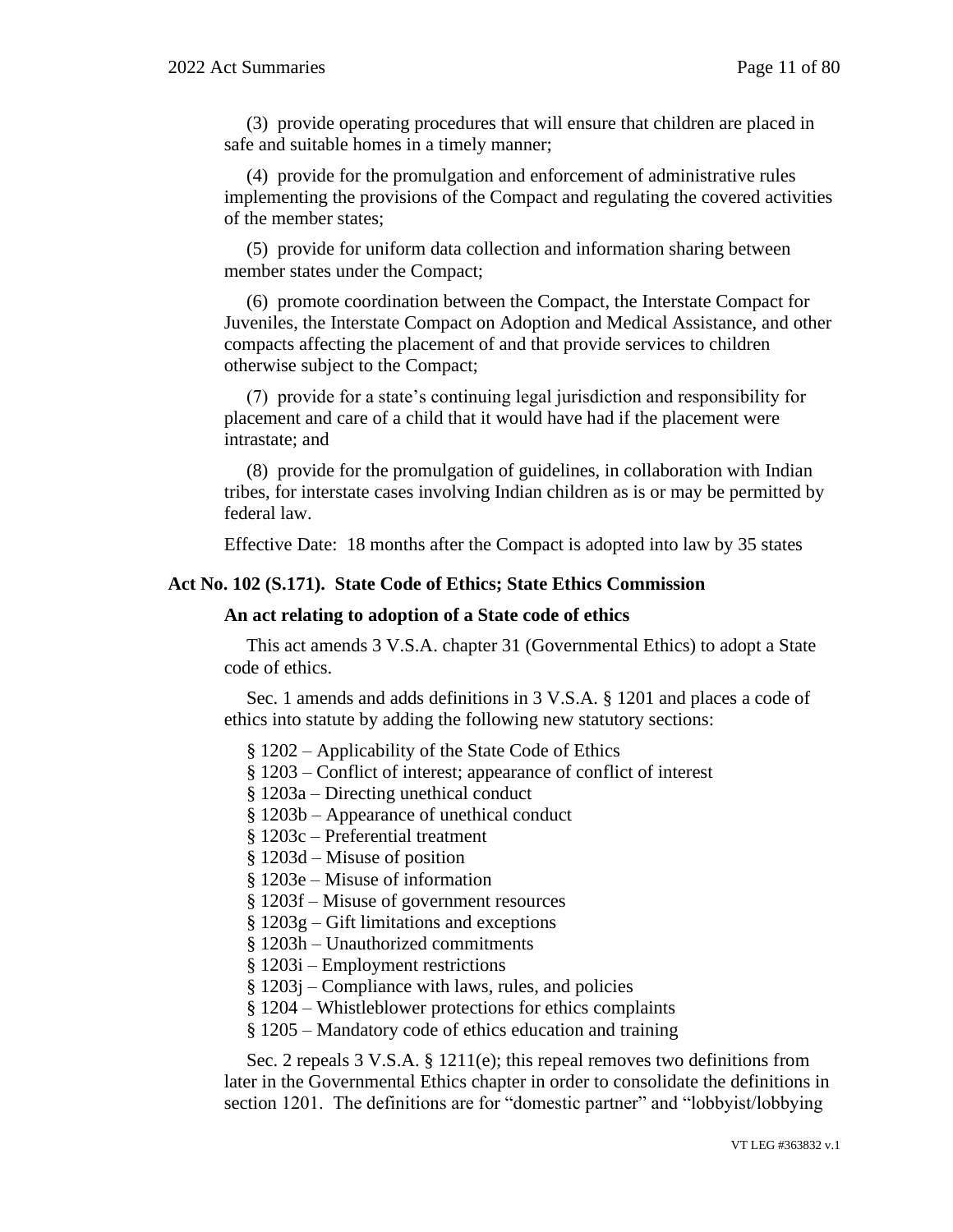(3) provide operating procedures that will ensure that children are placed in safe and suitable homes in a timely manner;

(4) provide for the promulgation and enforcement of administrative rules implementing the provisions of the Compact and regulating the covered activities of the member states;

(5) provide for uniform data collection and information sharing between member states under the Compact;

(6) promote coordination between the Compact, the Interstate Compact for Juveniles, the Interstate Compact on Adoption and Medical Assistance, and other compacts affecting the placement of and that provide services to children otherwise subject to the Compact;

(7) provide for a state's continuing legal jurisdiction and responsibility for placement and care of a child that it would have had if the placement were intrastate; and

(8) provide for the promulgation of guidelines, in collaboration with Indian tribes, for interstate cases involving Indian children as is or may be permitted by federal law.

Effective Date: 18 months after the Compact is adopted into law by 35 states

### Act No. 102 (S.171). State Code of Ethics; State Ethics Commission

**An act relating to adoption of a State code of ethics**

This act amends 3 V.S.A. chapter 31 (Governmental Ethics) to adopt a State code of ethics.

Sec. 1 amends and adds definitions in 3 V.S.A. § 1201 and places a code of ethics into statute by adding the following new statutory sections:

- § 1202 – Applicability of the State Code of Ethics
- § 1203 – Conflict of interest; appearance of conflict of interest
- § 1203a – Directing unethical conduct
- § 1203b – Appearance of unethical conduct
- § 1203c – Preferential treatment
- § 1203d – Misuse of position
- § 1203e – Misuse of information
- § 1203f – Misuse of government resources
- § 1203g – Gift limitations and exceptions
- § 1203h – Unauthorized commitments
- § 1203i – Employment restrictions
- § 1203j – Compliance with laws, rules, and policies
- § 1204 – Whistleblower protections for ethics complaints
- § 1205 – Mandatory code of ethics education and training

Sec. 2 repeals 3 V.S.A. § 1211(e); this repeal removes two definitions from later in the Governmental Ethics chapter in order to consolidate the definitions in section 1201. The definitions are for "domestic partner" and "lobbyist/lobbying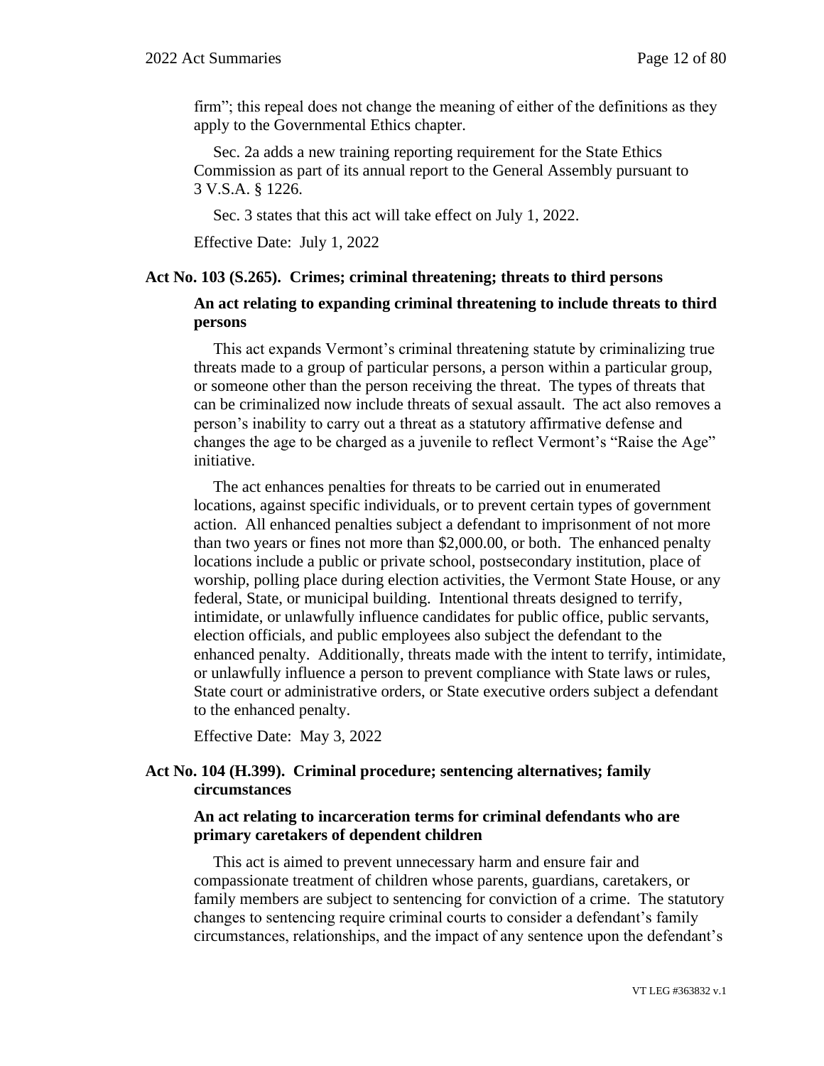firm"; this repeal does not change the meaning of either of the definitions as they apply to the Governmental Ethics chapter.

Sec. 2a adds a new training reporting requirement for the State Ethics Commission as part of its annual report to the General Assembly pursuant to 3 V.S.A. § 1226.

Sec. 3 states that this act will take effect on July 1, 2022.

Effective Date: July 1, 2022

### Act No. 103 (S.265). Crimes; criminal threatening; threats to third persons

**An act relating to expanding criminal threatening to include threats to third persons**

This act expands Vermont's criminal threatening statute by criminalizing true threats made to a group of particular persons, a person within a particular group, or someone other than the person receiving the threat. The types of threats that can be criminalized now include threats of sexual assault. The act also removes a person's inability to carry out a threat as a statutory affirmative defense and changes the age to be charged as a juvenile to reflect Vermont's "Raise the Age" initiative.

The act enhances penalties for threats to be carried out in enumerated locations, against specific individuals, or to prevent certain types of government action. All enhanced penalties subject a defendant to imprisonment of not more than two years or fines not more than $2,000.00, or both. The enhanced penalty locations include a public or private school, postsecondary institution, place of worship, polling place during election activities, the Vermont State House, or any federal, State, or municipal building. Intentional threats designed to terrify, intimidate, or unlawfully influence candidates for public office, public servants, election officials, and public employees also subject the defendant to the enhanced penalty. Additionally, threats made with the intent to terrify, intimidate, or unlawfully influence a person to prevent compliance with State laws or rules, State court or administrative orders, or State executive orders subject a defendant to the enhanced penalty.

Effective Date: May 3, 2022

### Act No. 104 (H.399). Criminal procedure; sentencing alternatives; family circumstances

**An act relating to incarceration terms for criminal defendants who are primary caretakers of dependent children**

This act is aimed to prevent unnecessary harm and ensure fair and compassionate treatment of children whose parents, guardians, caretakers, or family members are subject to sentencing for conviction of a crime. The statutory changes to sentencing require criminal courts to consider a defendant's family circumstances, relationships, and the impact of any sentence upon the defendant's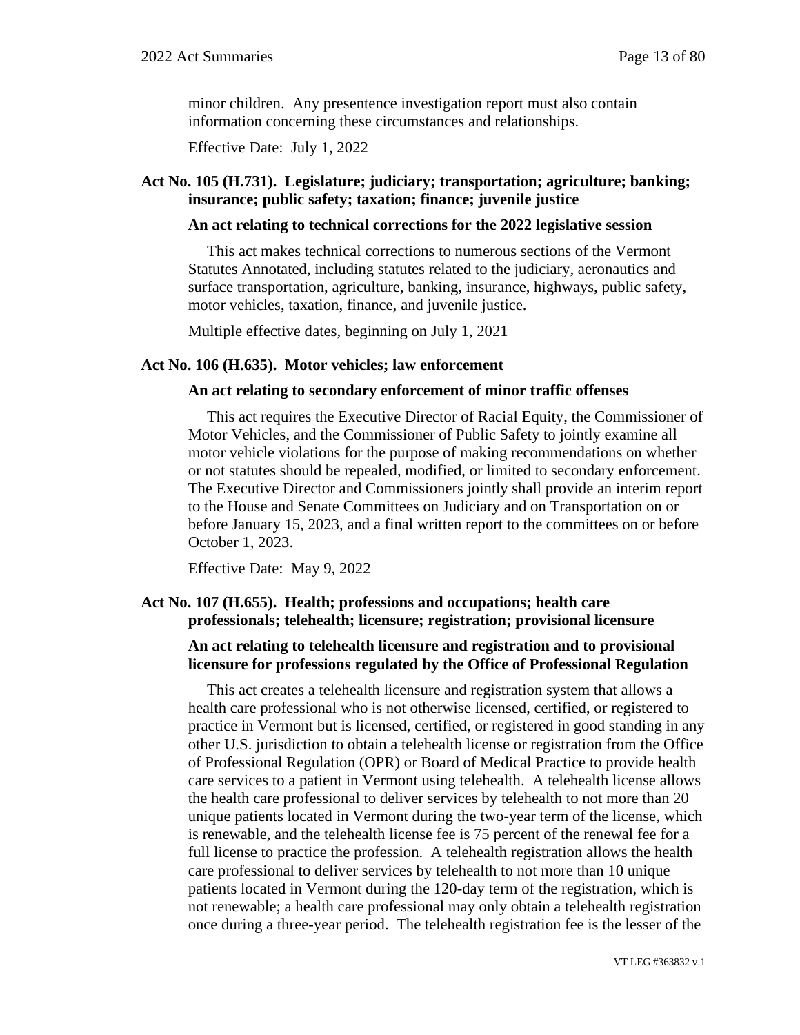minor children. Any presentence investigation report must also contain information concerning these circumstances and relationships.

Effective Date: July 1, 2022

### Act No. 105 (H.731). Legislature; judiciary; transportation; agriculture; banking; insurance; public safety; taxation; finance; juvenile justice

**An act relating to technical corrections for the 2022 legislative session**

This act makes technical corrections to numerous sections of the Vermont Statutes Annotated, including statutes related to the judiciary, aeronautics and surface transportation, agriculture, banking, insurance, highways, public safety, motor vehicles, taxation, finance, and juvenile justice.

Multiple effective dates, beginning on July 1, 2021

### Act No. 106 (H.635). Motor vehicles; law enforcement

**An act relating to secondary enforcement of minor traffic offenses**

This act requires the Executive Director of Racial Equity, the Commissioner of Motor Vehicles, and the Commissioner of Public Safety to jointly examine all motor vehicle violations for the purpose of making recommendations on whether or not statutes should be repealed, modified, or limited to secondary enforcement. The Executive Director and Commissioners jointly shall provide an interim report to the House and Senate Committees on Judiciary and on Transportation on or before January 15, 2023, and a final written report to the committees on or before October 1, 2023.

Effective Date: May 9, 2022

### Act No. 107 (H.655). Health; professions and occupations; health care professionals; telehealth; licensure; registration; provisional licensure

**An act relating to telehealth licensure and registration and to provisional licensure for professions regulated by the Office of Professional Regulation**

This act creates a telehealth licensure and registration system that allows a health care professional who is not otherwise licensed, certified, or registered to practice in Vermont but is licensed, certified, or registered in good standing in any other U.S. jurisdiction to obtain a telehealth license or registration from the Office of Professional Regulation (OPR) or Board of Medical Practice to provide health care services to a patient in Vermont using telehealth. A telehealth license allows the health care professional to deliver services by telehealth to not more than 20 unique patients located in Vermont during the two-year term of the license, which is renewable, and the telehealth license fee is 75 percent of the renewal fee for a full license to practice the profession. A telehealth registration allows the health care professional to deliver services by telehealth to not more than 10 unique patients located in Vermont during the 120-day term of the registration, which is not renewable; a health care professional may only obtain a telehealth registration once during a three-year period. The telehealth registration fee is the lesser of the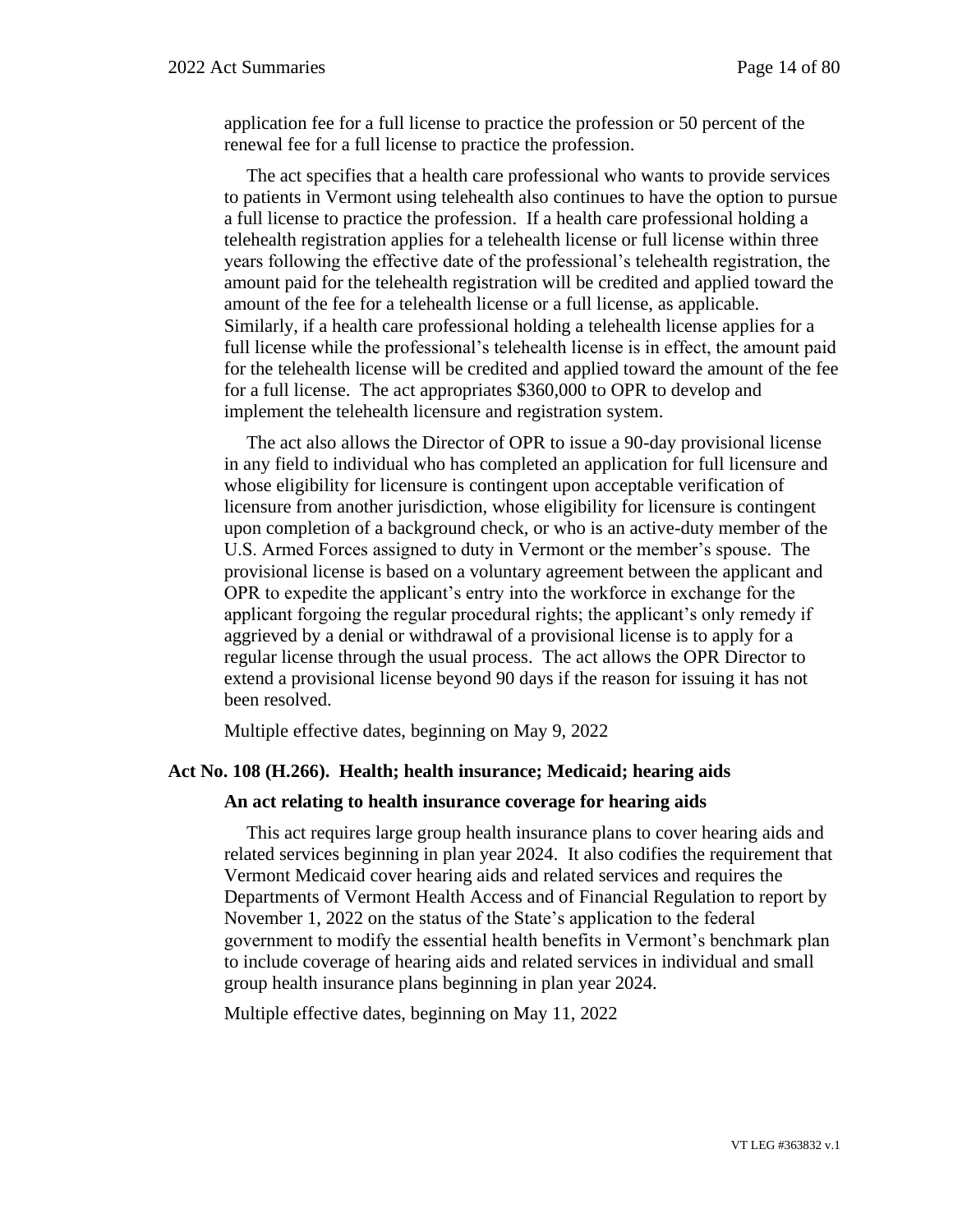application fee for a full license to practice the profession or 50 percent of the renewal fee for a full license to practice the profession.

The act specifies that a health care professional who wants to provide services to patients in Vermont using telehealth also continues to have the option to pursue a full license to practice the profession. If a health care professional holding a telehealth registration applies for a telehealth license or full license within three years following the effective date of the professional's telehealth registration, the amount paid for the telehealth registration will be credited and applied toward the amount of the fee for a telehealth license or a full license, as applicable. Similarly, if a health care professional holding a telehealth license applies for a full license while the professional's telehealth license is in effect, the amount paid for the telehealth license will be credited and applied toward the amount of the fee for a full license. The act appropriates $360,000 to OPR to develop and implement the telehealth licensure and registration system.

The act also allows the Director of OPR to issue a 90-day provisional license in any field to individual who has completed an application for full licensure and whose eligibility for licensure is contingent upon acceptable verification of licensure from another jurisdiction, whose eligibility for licensure is contingent upon completion of a background check, or who is an active-duty member of the U.S. Armed Forces assigned to duty in Vermont or the member's spouse. The provisional license is based on a voluntary agreement between the applicant and OPR to expedite the applicant's entry into the workforce in exchange for the applicant forgoing the regular procedural rights; the applicant's only remedy if aggrieved by a denial or withdrawal of a provisional license is to apply for a regular license through the usual process. The act allows the OPR Director to extend a provisional license beyond 90 days if the reason for issuing it has not been resolved.

Multiple effective dates, beginning on May 9, 2022

### Act No. 108 (H.266). Health; health insurance; Medicaid; hearing aids

#### An act relating to health insurance coverage for hearing aids

This act requires large group health insurance plans to cover hearing aids and related services beginning in plan year 2024. It also codifies the requirement that Vermont Medicaid cover hearing aids and related services and requires the Departments of Vermont Health Access and of Financial Regulation to report by November 1, 2022 on the status of the State's application to the federal government to modify the essential health benefits in Vermont's benchmark plan to include coverage of hearing aids and related services in individual and small group health insurance plans beginning in plan year 2024.

Multiple effective dates, beginning on May 11, 2022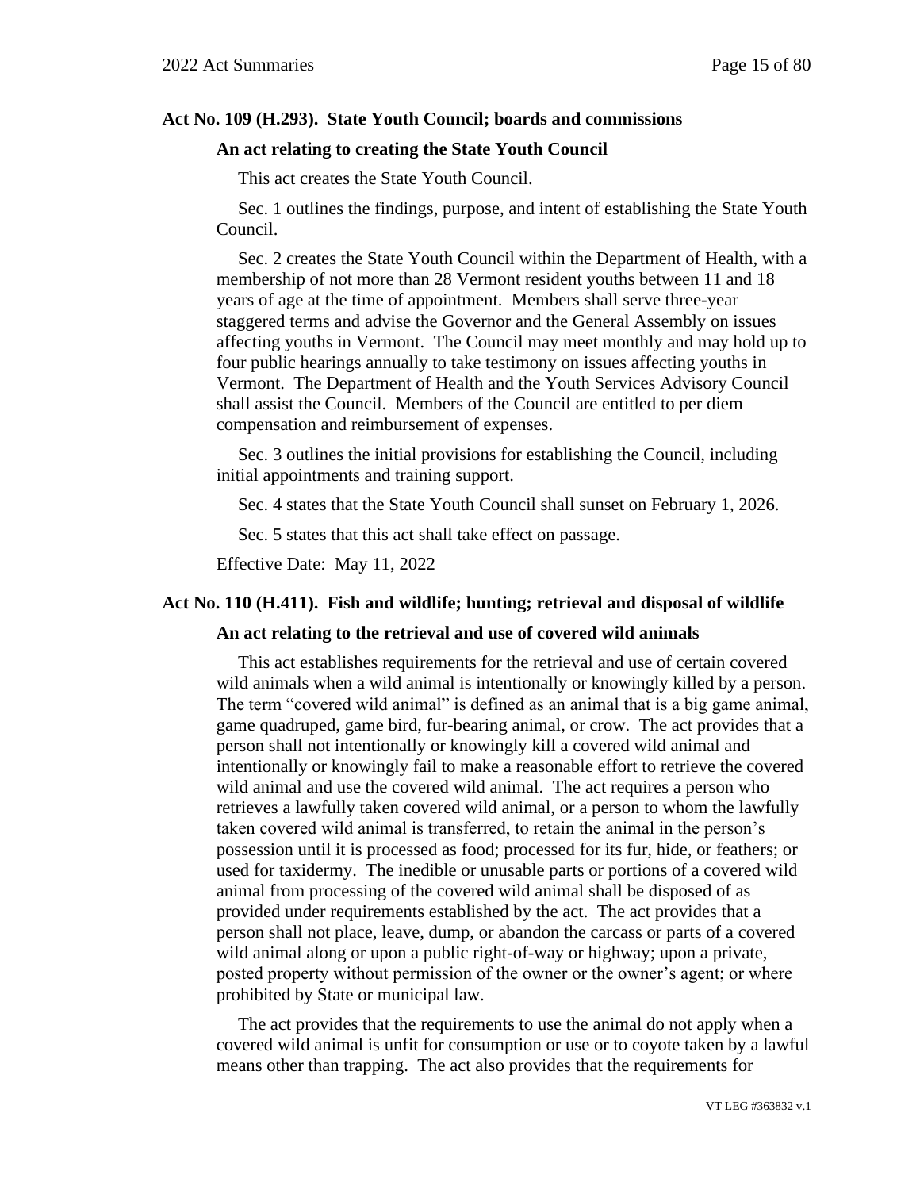**Act No. 109 (H.293). State Youth Council; boards and commissions**

**An act relating to creating the State Youth Council**

This act creates the State Youth Council.

Sec. 1 outlines the findings, purpose, and intent of establishing the State Youth Council.

Sec. 2 creates the State Youth Council within the Department of Health, with a membership of not more than 28 Vermont resident youths between 11 and 18 years of age at the time of appointment. Members shall serve three-year staggered terms and advise the Governor and the General Assembly on issues affecting youths in Vermont. The Council may meet monthly and may hold up to four public hearings annually to take testimony on issues affecting youths in Vermont. The Department of Health and the Youth Services Advisory Council shall assist the Council. Members of the Council are entitled to per diem compensation and reimbursement of expenses.

Sec. 3 outlines the initial provisions for establishing the Council, including initial appointments and training support.

Sec. 4 states that the State Youth Council shall sunset on February 1, 2026.

Sec. 5 states that this act shall take effect on passage.

Effective Date: May 11, 2022

**Act No. 110 (H.411). Fish and wildlife; hunting; retrieval and disposal of wildlife**

**An act relating to the retrieval and use of covered wild animals**

This act establishes requirements for the retrieval and use of certain covered wild animals when a wild animal is intentionally or knowingly killed by a person. The term "covered wild animal" is defined as an animal that is a big game animal, game quadruped, game bird, fur-bearing animal, or crow. The act provides that a person shall not intentionally or knowingly kill a covered wild animal and intentionally or knowingly fail to make a reasonable effort to retrieve the covered wild animal and use the covered wild animal. The act requires a person who retrieves a lawfully taken covered wild animal, or a person to whom the lawfully taken covered wild animal is transferred, to retain the animal in the person's possession until it is processed as food; processed for its fur, hide, or feathers; or used for taxidermy. The inedible or unusable parts or portions of a covered wild animal from processing of the covered wild animal shall be disposed of as provided under requirements established by the act. The act provides that a person shall not place, leave, dump, or abandon the carcass or parts of a covered wild animal along or upon a public right-of-way or highway; upon a private, posted property without permission of the owner or the owner's agent; or where prohibited by State or municipal law.

The act provides that the requirements to use the animal do not apply when a covered wild animal is unfit for consumption or use or to coyote taken by a lawful means other than trapping. The act also provides that the requirements for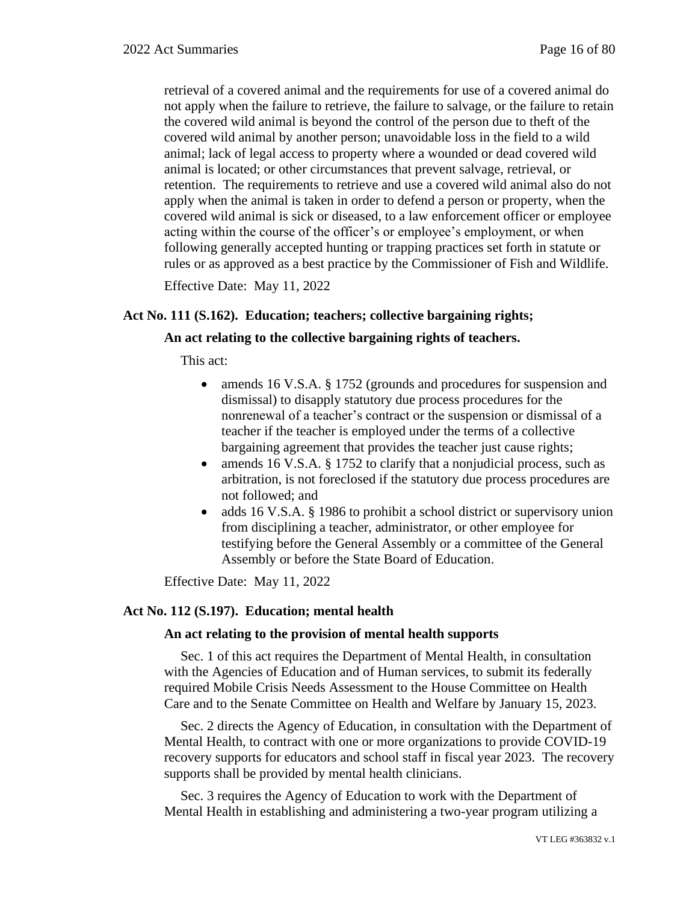retrieval of a covered animal and the requirements for use of a covered animal do not apply when the failure to retrieve, the failure to salvage, or the failure to retain the covered wild animal is beyond the control of the person due to theft of the covered wild animal by another person; unavoidable loss in the field to a wild animal; lack of legal access to property where a wounded or dead covered wild animal is located; or other circumstances that prevent salvage, retrieval, or retention. The requirements to retrieve and use a covered wild animal also do not apply when the animal is taken in order to defend a person or property, when the covered wild animal is sick or diseased, to a law enforcement officer or employee acting within the course of the officer's or employee's employment, or when following generally accepted hunting or trapping practices set forth in statute or rules or as approved as a best practice by the Commissioner of Fish and Wildlife.

Effective Date: May 11, 2022

### Act No. 111 (S.162). Education; teachers; collective bargaining rights;

**An act relating to the collective bargaining rights of teachers.**

This act:

- amends 16 V.S.A. § 1752 (grounds and procedures for suspension and dismissal) to disapply statutory due process procedures for the nonrenewal of a teacher's contract or the suspension or dismissal of a teacher if the teacher is employed under the terms of a collective bargaining agreement that provides the teacher just cause rights;
- amends 16 V.S.A. § 1752 to clarify that a nonjudicial process, such as arbitration, is not foreclosed if the statutory due process procedures are not followed; and
- adds 16 V.S.A. § 1986 to prohibit a school district or supervisory union from disciplining a teacher, administrator, or other employee for testifying before the General Assembly or a committee of the General Assembly or before the State Board of Education.

Effective Date: May 11, 2022

### Act No. 112 (S.197). Education; mental health

**An act relating to the provision of mental health supports**

Sec. 1 of this act requires the Department of Mental Health, in consultation with the Agencies of Education and of Human services, to submit its federally required Mobile Crisis Needs Assessment to the House Committee on Health Care and to the Senate Committee on Health and Welfare by January 15, 2023.

Sec. 2 directs the Agency of Education, in consultation with the Department of Mental Health, to contract with one or more organizations to provide COVID-19 recovery supports for educators and school staff in fiscal year 2023. The recovery supports shall be provided by mental health clinicians.

Sec. 3 requires the Agency of Education to work with the Department of Mental Health in establishing and administering a two-year program utilizing a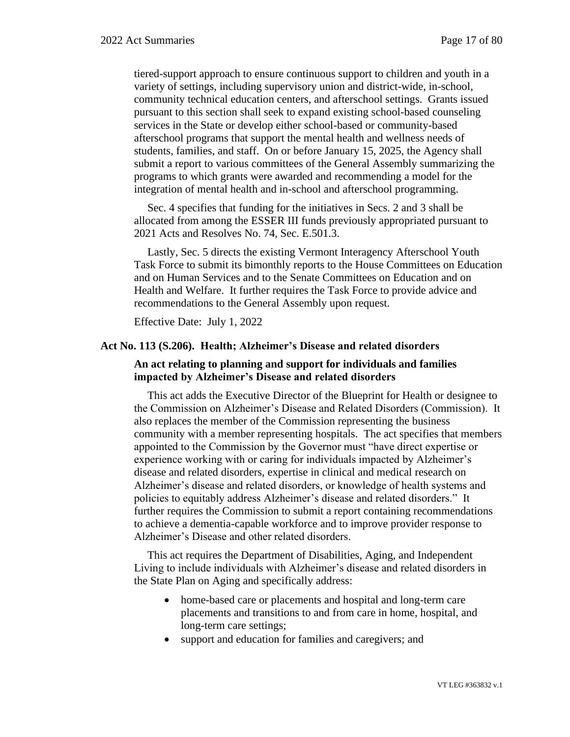tiered-support approach to ensure continuous support to children and youth in a variety of settings, including supervisory union and district-wide, in-school, community technical education centers, and afterschool settings. Grants issued pursuant to this section shall seek to expand existing school-based counseling services in the State or develop either school-based or community-based afterschool programs that support the mental health and wellness needs of students, families, and staff. On or before January 15, 2025, the Agency shall submit a report to various committees of the General Assembly summarizing the programs to which grants were awarded and recommending a model for the integration of mental health and in-school and afterschool programming.

Sec. 4 specifies that funding for the initiatives in Secs. 2 and 3 shall be allocated from among the ESSER III funds previously appropriated pursuant to 2021 Acts and Resolves No. 74, Sec. E.501.3.

Lastly, Sec. 5 directs the existing Vermont Interagency Afterschool Youth Task Force to submit its bimonthly reports to the House Committees on Education and on Human Services and to the Senate Committees on Education and on Health and Welfare. It further requires the Task Force to provide advice and recommendations to the General Assembly upon request.

Effective Date: July 1, 2022

### Act No. 113 (S.206). Health; Alzheimer's Disease and related disorders

**An act relating to planning and support for individuals and families impacted by Alzheimer's Disease and related disorders**

This act adds the Executive Director of the Blueprint for Health or designee to the Commission on Alzheimer's Disease and Related Disorders (Commission). It also replaces the member of the Commission representing the business community with a member representing hospitals. The act specifies that members appointed to the Commission by the Governor must "have direct expertise or experience working with or caring for individuals impacted by Alzheimer's disease and related disorders, expertise in clinical and medical research on Alzheimer's disease and related disorders, or knowledge of health systems and policies to equitably address Alzheimer's disease and related disorders." It further requires the Commission to submit a report containing recommendations to achieve a dementia-capable workforce and to improve provider response to Alzheimer's Disease and other related disorders.

This act requires the Department of Disabilities, Aging, and Independent Living to include individuals with Alzheimer's disease and related disorders in the State Plan on Aging and specifically address:

- home-based care or placements and hospital and long-term care placements and transitions to and from care in home, hospital, and long-term care settings;
- support and education for families and caregivers; and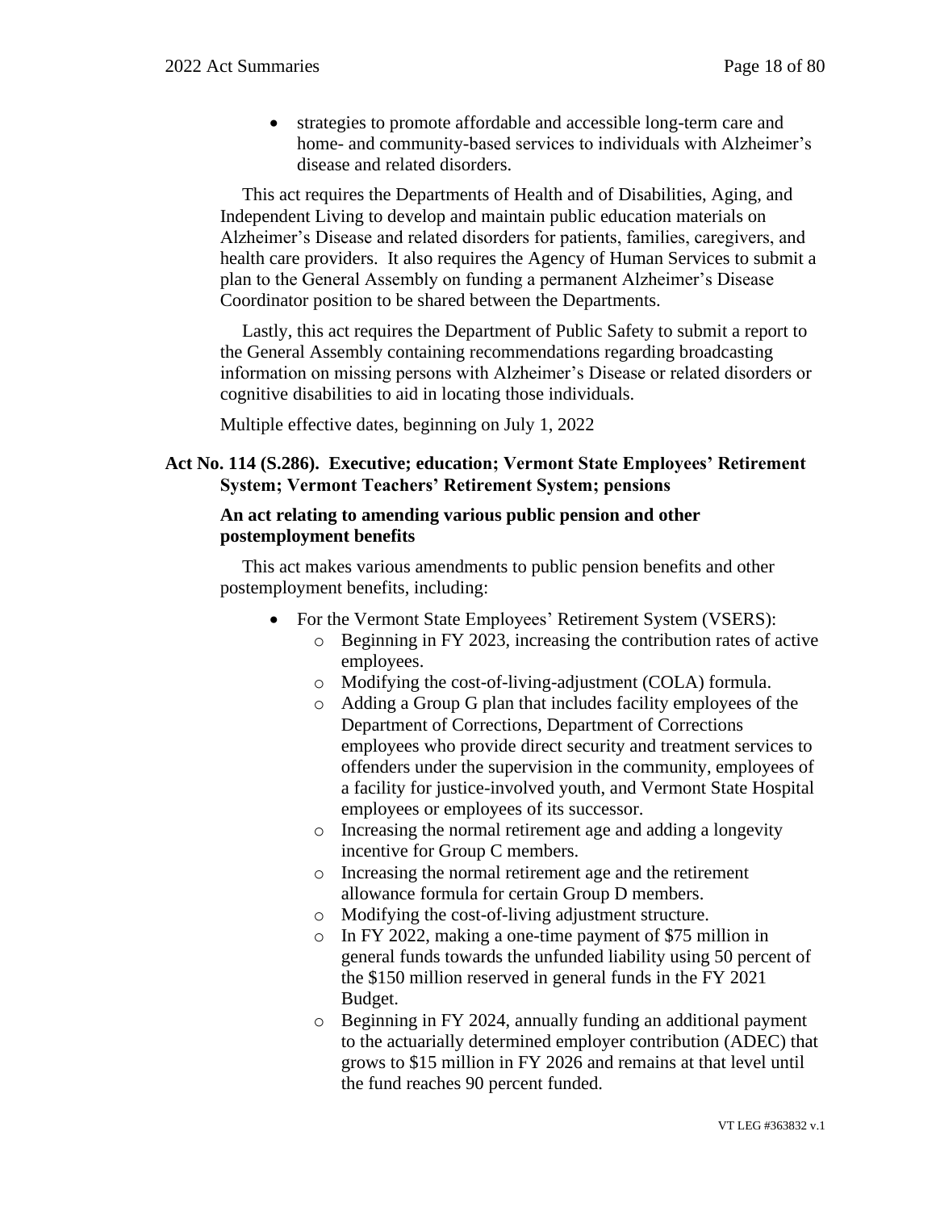- strategies to promote affordable and accessible long-term care and home- and community-based services to individuals with Alzheimer's disease and related disorders.

This act requires the Departments of Health and of Disabilities, Aging, and Independent Living to develop and maintain public education materials on Alzheimer's Disease and related disorders for patients, families, caregivers, and health care providers. It also requires the Agency of Human Services to submit a plan to the General Assembly on funding a permanent Alzheimer's Disease Coordinator position to be shared between the Departments.

Lastly, this act requires the Department of Public Safety to submit a report to the General Assembly containing recommendations regarding broadcasting information on missing persons with Alzheimer's Disease or related disorders or cognitive disabilities to aid in locating those individuals.

Multiple effective dates, beginning on July 1, 2022

### Act No. 114 (S.286). Executive; education; Vermont State Employees' Retirement System; Vermont Teachers' Retirement System; pensions

**An act relating to amending various public pension and other postemployment benefits**

This act makes various amendments to public pension benefits and other postemployment benefits, including:

- For the Vermont State Employees' Retirement System (VSERS):
  - Beginning in FY 2023, increasing the contribution rates of active employees.
  - Modifying the cost-of-living-adjustment (COLA) formula.
  - Adding a Group G plan that includes facility employees of the Department of Corrections, Department of Corrections employees who provide direct security and treatment services to offenders under the supervision in the community, employees of a facility for justice-involved youth, and Vermont State Hospital employees or employees of its successor.
  - Increasing the normal retirement age and adding a longevity incentive for Group C members.
  - Increasing the normal retirement age and the retirement allowance formula for certain Group D members.
  - Modifying the cost-of-living adjustment structure.
  - In FY 2022, making a one-time payment of $75 million in general funds towards the unfunded liability using 50 percent of the $150 million reserved in general funds in the FY 2021 Budget.
  - Beginning in FY 2024, annually funding an additional payment to the actuarially determined employer contribution (ADEC) that grows to $15 million in FY 2026 and remains at that level until the fund reaches 90 percent funded.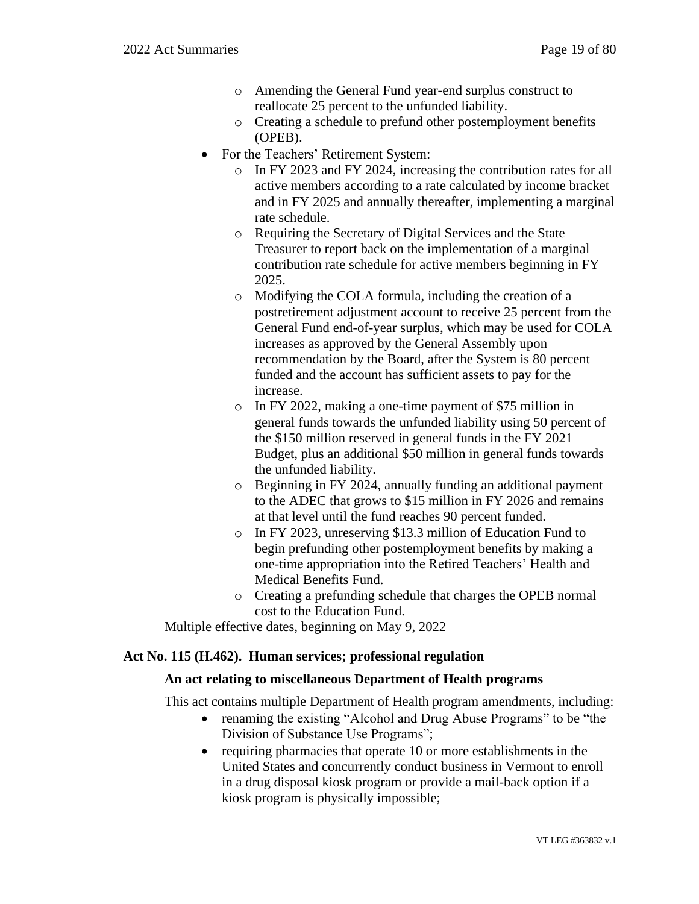- Amending the General Fund year-end surplus construct to reallocate 25 percent to the unfunded liability.
  - Creating a schedule to prefund other postemployment benefits (OPEB).
- For the Teachers' Retirement System:
  - In FY 2023 and FY 2024, increasing the contribution rates for all active members according to a rate calculated by income bracket and in FY 2025 and annually thereafter, implementing a marginal rate schedule.
  - Requiring the Secretary of Digital Services and the State Treasurer to report back on the implementation of a marginal contribution rate schedule for active members beginning in FY 2025.
  - Modifying the COLA formula, including the creation of a postretirement adjustment account to receive 25 percent from the General Fund end-of-year surplus, which may be used for COLA increases as approved by the General Assembly upon recommendation by the Board, after the System is 80 percent funded and the account has sufficient assets to pay for the increase.
  - In FY 2022, making a one-time payment of $75 million in general funds towards the unfunded liability using 50 percent of the $150 million reserved in general funds in the FY 2021 Budget, plus an additional $50 million in general funds towards the unfunded liability.
  - Beginning in FY 2024, annually funding an additional payment to the ADEC that grows to $15 million in FY 2026 and remains at that level until the fund reaches 90 percent funded.
  - In FY 2023, unreserving $13.3 million of Education Fund to begin prefunding other postemployment benefits by making a one-time appropriation into the Retired Teachers' Health and Medical Benefits Fund.
  - Creating a prefunding schedule that charges the OPEB normal cost to the Education Fund.

Multiple effective dates, beginning on May 9, 2022

### Act No. 115 (H.462). Human services; professional regulation

**An act relating to miscellaneous Department of Health programs**

This act contains multiple Department of Health program amendments, including:

- renaming the existing "Alcohol and Drug Abuse Programs" to be "the Division of Substance Use Programs";
- requiring pharmacies that operate 10 or more establishments in the United States and concurrently conduct business in Vermont to enroll in a drug disposal kiosk program or provide a mail-back option if a kiosk program is physically impossible;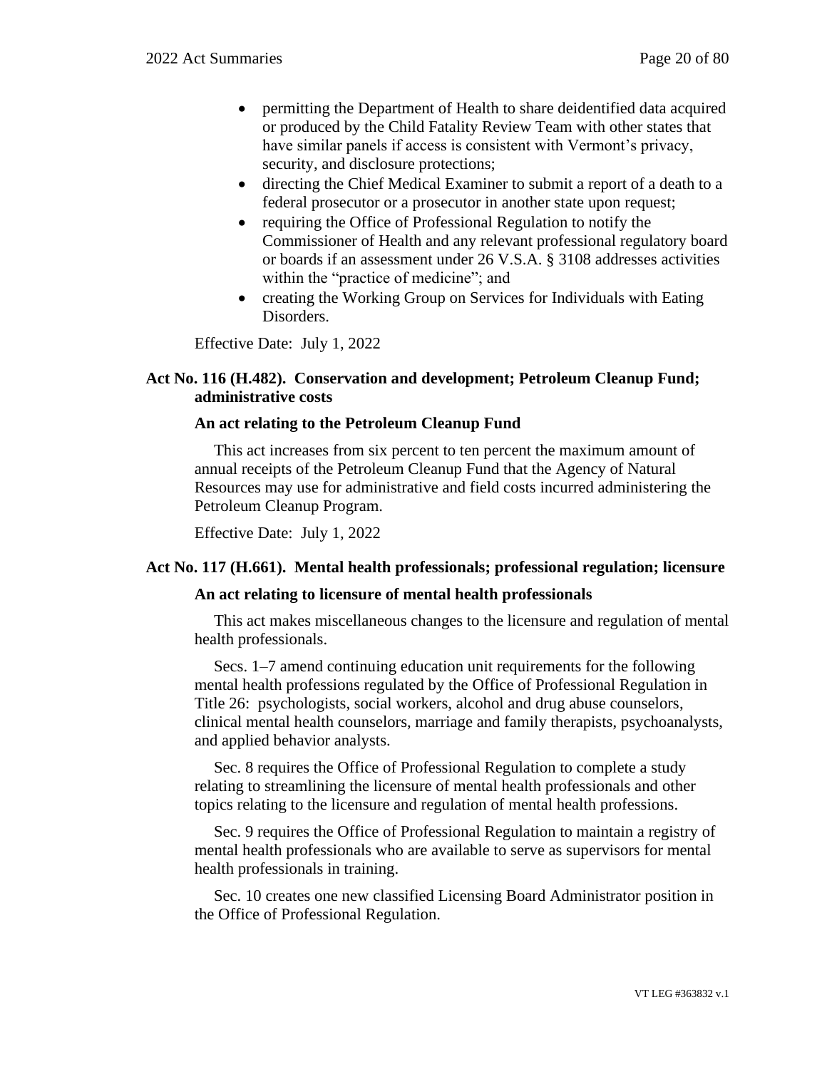- permitting the Department of Health to share deidentified data acquired or produced by the Child Fatality Review Team with other states that have similar panels if access is consistent with Vermont's privacy, security, and disclosure protections;
- directing the Chief Medical Examiner to submit a report of a death to a federal prosecutor or a prosecutor in another state upon request;
- requiring the Office of Professional Regulation to notify the Commissioner of Health and any relevant professional regulatory board or boards if an assessment under 26 V.S.A. § 3108 addresses activities within the "practice of medicine"; and
- creating the Working Group on Services for Individuals with Eating Disorders.

Effective Date: July 1, 2022

### Act No. 116 (H.482). Conservation and development; Petroleum Cleanup Fund; administrative costs

**An act relating to the Petroleum Cleanup Fund**

This act increases from six percent to ten percent the maximum amount of annual receipts of the Petroleum Cleanup Fund that the Agency of Natural Resources may use for administrative and field costs incurred administering the Petroleum Cleanup Program.

Effective Date: July 1, 2022

### Act No. 117 (H.661). Mental health professionals; professional regulation; licensure

**An act relating to licensure of mental health professionals**

This act makes miscellaneous changes to the licensure and regulation of mental health professionals.

Secs. 1–7 amend continuing education unit requirements for the following mental health professions regulated by the Office of Professional Regulation in Title 26: psychologists, social workers, alcohol and drug abuse counselors, clinical mental health counselors, marriage and family therapists, psychoanalysts, and applied behavior analysts.

Sec. 8 requires the Office of Professional Regulation to complete a study relating to streamlining the licensure of mental health professionals and other topics relating to the licensure and regulation of mental health professions.

Sec. 9 requires the Office of Professional Regulation to maintain a registry of mental health professionals who are available to serve as supervisors for mental health professionals in training.

Sec. 10 creates one new classified Licensing Board Administrator position in the Office of Professional Regulation.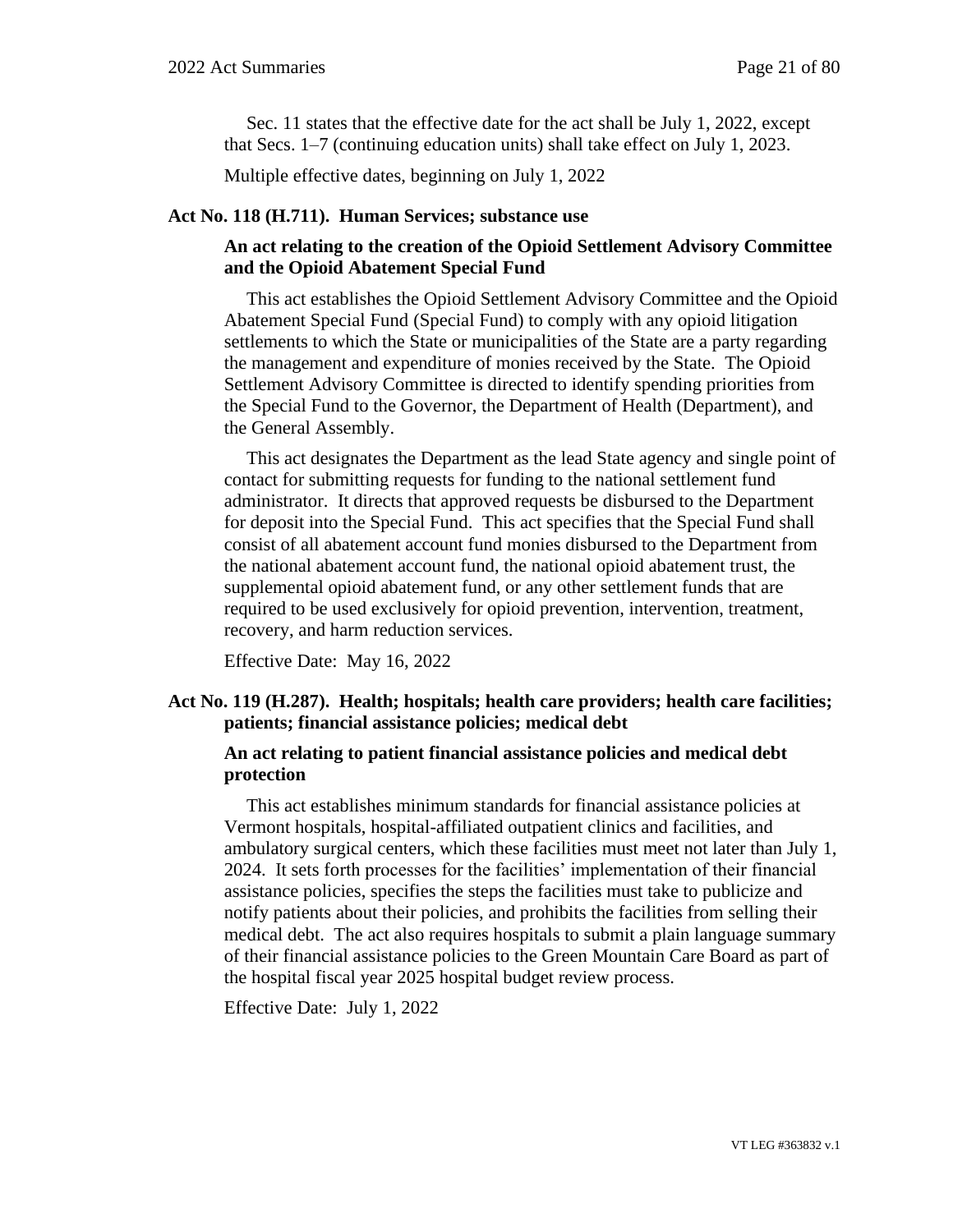Sec. 11 states that the effective date for the act shall be July 1, 2022, except that Secs. 1–7 (continuing education units) shall take effect on July 1, 2023.

Multiple effective dates, beginning on July 1, 2022

**Act No. 118 (H.711). Human Services; substance use**

**An act relating to the creation of the Opioid Settlement Advisory Committee and the Opioid Abatement Special Fund**

This act establishes the Opioid Settlement Advisory Committee and the Opioid Abatement Special Fund (Special Fund) to comply with any opioid litigation settlements to which the State or municipalities of the State are a party regarding the management and expenditure of monies received by the State. The Opioid Settlement Advisory Committee is directed to identify spending priorities from the Special Fund to the Governor, the Department of Health (Department), and the General Assembly.

This act designates the Department as the lead State agency and single point of contact for submitting requests for funding to the national settlement fund administrator. It directs that approved requests be disbursed to the Department for deposit into the Special Fund. This act specifies that the Special Fund shall consist of all abatement account fund monies disbursed to the Department from the national abatement account fund, the national opioid abatement trust, the supplemental opioid abatement fund, or any other settlement funds that are required to be used exclusively for opioid prevention, intervention, treatment, recovery, and harm reduction services.

Effective Date: May 16, 2022

**Act No. 119 (H.287). Health; hospitals; health care providers; health care facilities; patients; financial assistance policies; medical debt**

**An act relating to patient financial assistance policies and medical debt protection**

This act establishes minimum standards for financial assistance policies at Vermont hospitals, hospital-affiliated outpatient clinics and facilities, and ambulatory surgical centers, which these facilities must meet not later than July 1, 2024. It sets forth processes for the facilities' implementation of their financial assistance policies, specifies the steps the facilities must take to publicize and notify patients about their policies, and prohibits the facilities from selling their medical debt. The act also requires hospitals to submit a plain language summary of their financial assistance policies to the Green Mountain Care Board as part of the hospital fiscal year 2025 hospital budget review process.

Effective Date: July 1, 2022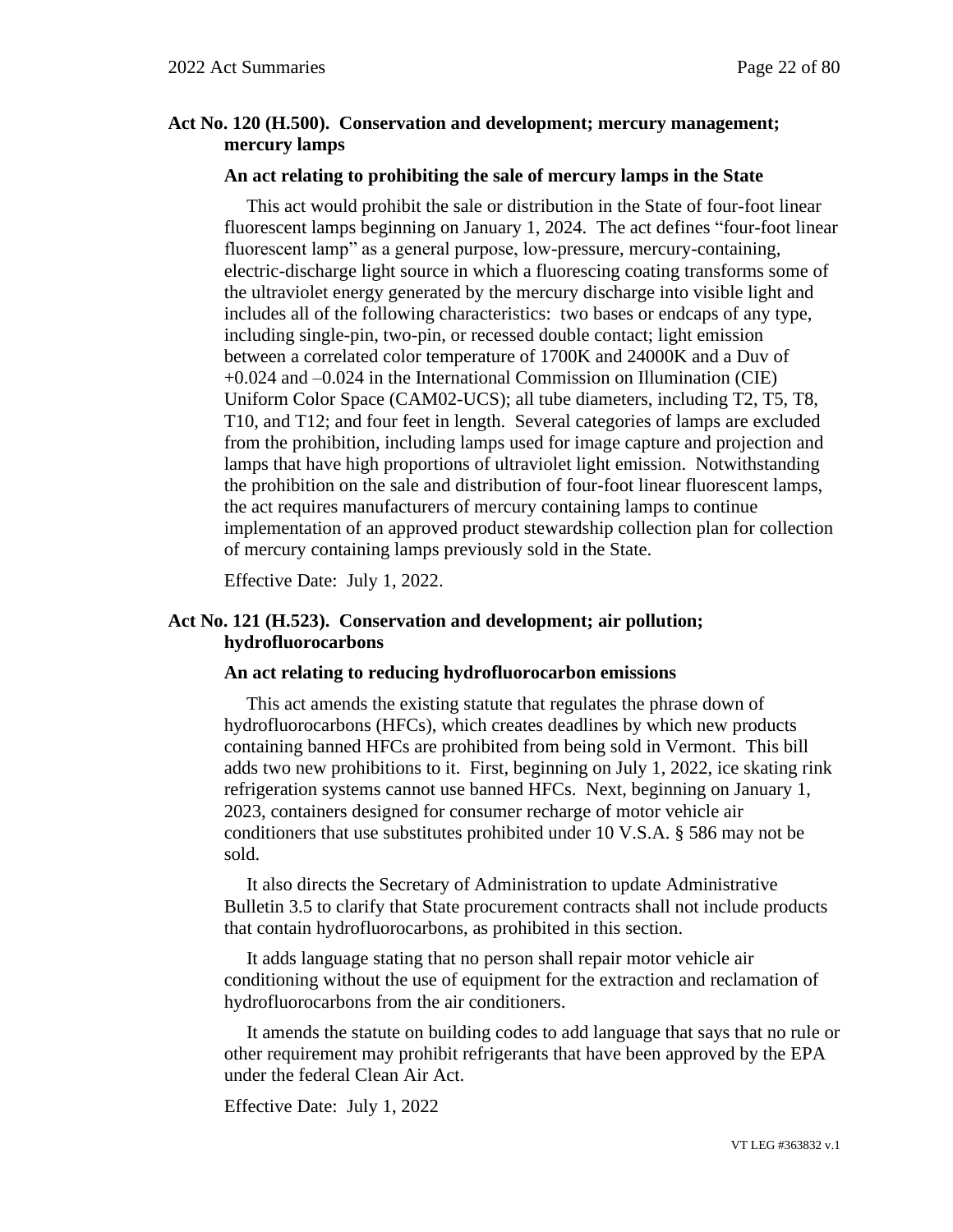**Act No. 120 (H.500). Conservation and development; mercury management; mercury lamps**

**An act relating to prohibiting the sale of mercury lamps in the State**

This act would prohibit the sale or distribution in the State of four-foot linear fluorescent lamps beginning on January 1, 2024. The act defines "four-foot linear fluorescent lamp" as a general purpose, low-pressure, mercury-containing, electric-discharge light source in which a fluorescing coating transforms some of the ultraviolet energy generated by the mercury discharge into visible light and includes all of the following characteristics: two bases or endcaps of any type, including single-pin, two-pin, or recessed double contact; light emission between a correlated color temperature of 1700K and 24000K and a Duv of +0.024 and –0.024 in the International Commission on Illumination (CIE) Uniform Color Space (CAM02-UCS); all tube diameters, including T2, T5, T8, T10, and T12; and four feet in length. Several categories of lamps are excluded from the prohibition, including lamps used for image capture and projection and lamps that have high proportions of ultraviolet light emission. Notwithstanding the prohibition on the sale and distribution of four-foot linear fluorescent lamps, the act requires manufacturers of mercury containing lamps to continue implementation of an approved product stewardship collection plan for collection of mercury containing lamps previously sold in the State.

Effective Date: July 1, 2022.

**Act No. 121 (H.523). Conservation and development; air pollution; hydrofluorocarbons**

**An act relating to reducing hydrofluorocarbon emissions**

This act amends the existing statute that regulates the phrase down of hydrofluorocarbons (HFCs), which creates deadlines by which new products containing banned HFCs are prohibited from being sold in Vermont. This bill adds two new prohibitions to it. First, beginning on July 1, 2022, ice skating rink refrigeration systems cannot use banned HFCs. Next, beginning on January 1, 2023, containers designed for consumer recharge of motor vehicle air conditioners that use substitutes prohibited under 10 V.S.A. § 586 may not be sold.

It also directs the Secretary of Administration to update Administrative Bulletin 3.5 to clarify that State procurement contracts shall not include products that contain hydrofluorocarbons, as prohibited in this section.

It adds language stating that no person shall repair motor vehicle air conditioning without the use of equipment for the extraction and reclamation of hydrofluorocarbons from the air conditioners.

It amends the statute on building codes to add language that says that no rule or other requirement may prohibit refrigerants that have been approved by the EPA under the federal Clean Air Act.

Effective Date: July 1, 2022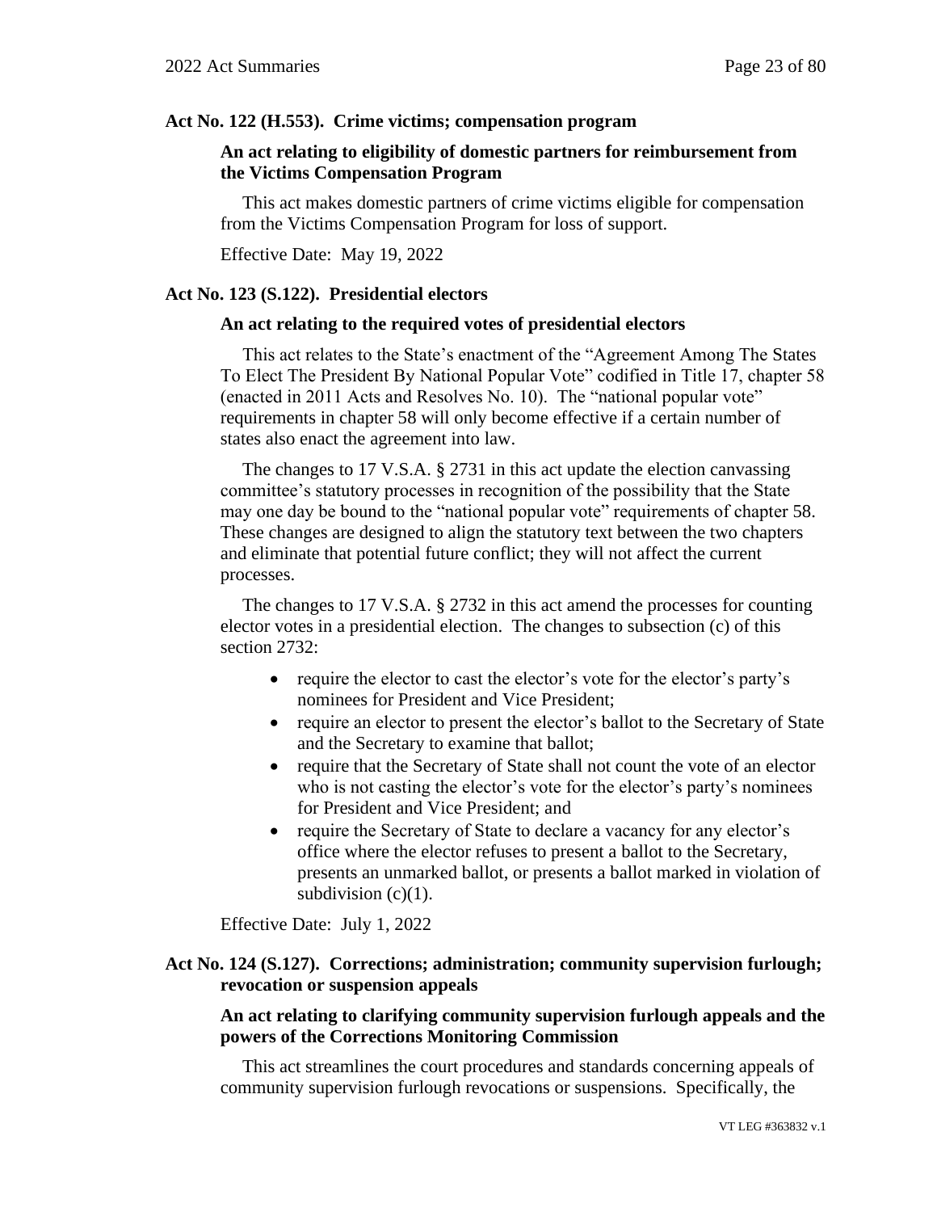**Act No. 122 (H.553). Crime victims; compensation program**

**An act relating to eligibility of domestic partners for reimbursement from the Victims Compensation Program**

This act makes domestic partners of crime victims eligible for compensation from the Victims Compensation Program for loss of support.

Effective Date: May 19, 2022

**Act No. 123 (S.122). Presidential electors**

**An act relating to the required votes of presidential electors**

This act relates to the State's enactment of the "Agreement Among The States To Elect The President By National Popular Vote" codified in Title 17, chapter 58 (enacted in 2011 Acts and Resolves No. 10). The "national popular vote" requirements in chapter 58 will only become effective if a certain number of states also enact the agreement into law.

The changes to 17 V.S.A. § 2731 in this act update the election canvassing committee's statutory processes in recognition of the possibility that the State may one day be bound to the "national popular vote" requirements of chapter 58. These changes are designed to align the statutory text between the two chapters and eliminate that potential future conflict; they will not affect the current processes.

The changes to 17 V.S.A. § 2732 in this act amend the processes for counting elector votes in a presidential election. The changes to subsection (c) of this section 2732:

- require the elector to cast the elector's vote for the elector's party's nominees for President and Vice President;
- require an elector to present the elector's ballot to the Secretary of State and the Secretary to examine that ballot;
- require that the Secretary of State shall not count the vote of an elector who is not casting the elector's vote for the elector's party's nominees for President and Vice President; and
- require the Secretary of State to declare a vacancy for any elector's office where the elector refuses to present a ballot to the Secretary, presents an unmarked ballot, or presents a ballot marked in violation of subdivision (c)(1).

Effective Date: July 1, 2022

**Act No. 124 (S.127). Corrections; administration; community supervision furlough; revocation or suspension appeals**

**An act relating to clarifying community supervision furlough appeals and the powers of the Corrections Monitoring Commission**

This act streamlines the court procedures and standards concerning appeals of community supervision furlough revocations or suspensions. Specifically, the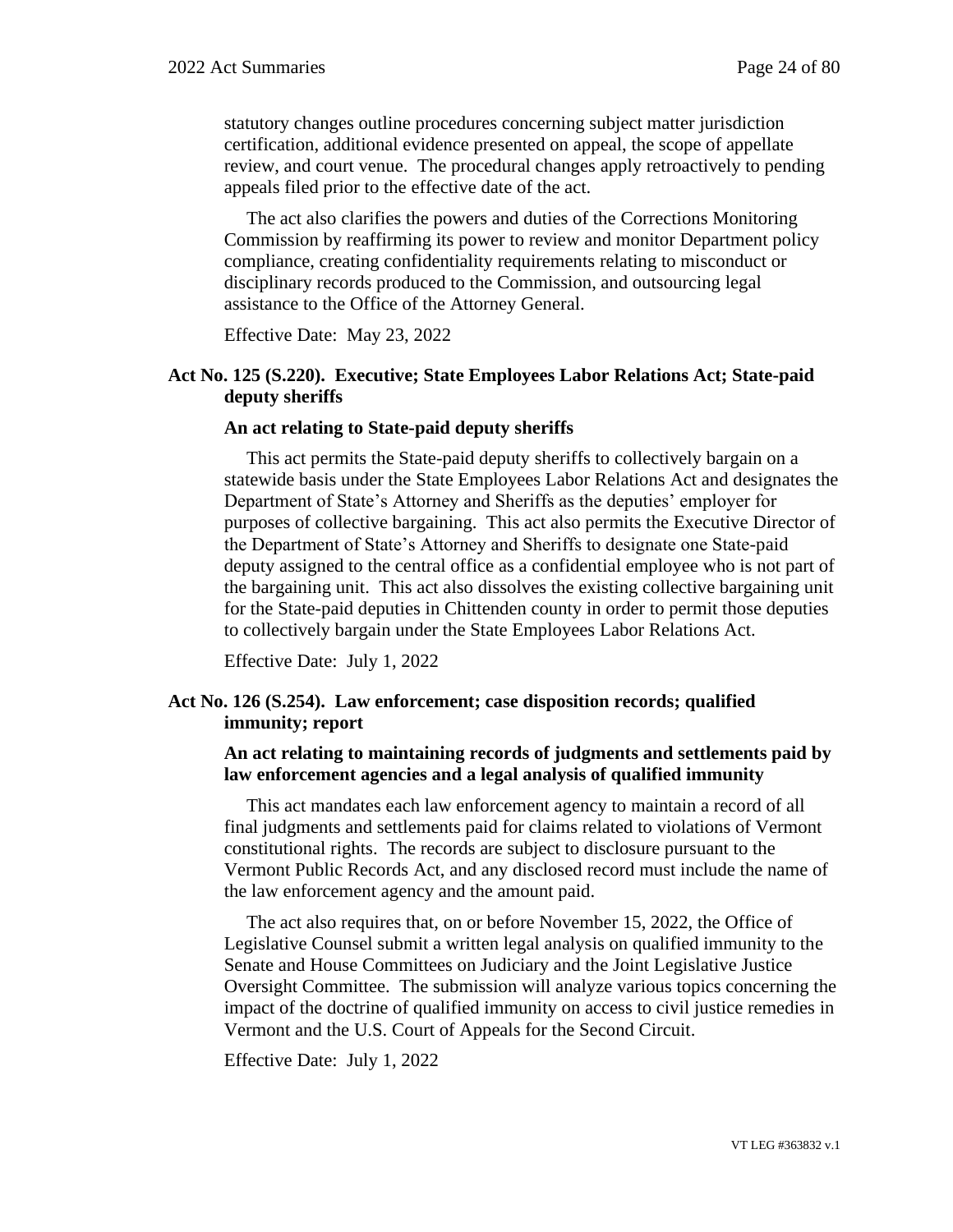statutory changes outline procedures concerning subject matter jurisdiction certification, additional evidence presented on appeal, the scope of appellate review, and court venue. The procedural changes apply retroactively to pending appeals filed prior to the effective date of the act.

The act also clarifies the powers and duties of the Corrections Monitoring Commission by reaffirming its power to review and monitor Department policy compliance, creating confidentiality requirements relating to misconduct or disciplinary records produced to the Commission, and outsourcing legal assistance to the Office of the Attorney General.

Effective Date: May 23, 2022

### Act No. 125 (S.220). Executive; State Employees Labor Relations Act; State-paid deputy sheriffs

**An act relating to State-paid deputy sheriffs**

This act permits the State-paid deputy sheriffs to collectively bargain on a statewide basis under the State Employees Labor Relations Act and designates the Department of State's Attorney and Sheriffs as the deputies' employer for purposes of collective bargaining. This act also permits the Executive Director of the Department of State's Attorney and Sheriffs to designate one State-paid deputy assigned to the central office as a confidential employee who is not part of the bargaining unit. This act also dissolves the existing collective bargaining unit for the State-paid deputies in Chittenden county in order to permit those deputies to collectively bargain under the State Employees Labor Relations Act.

Effective Date: July 1, 2022

### Act No. 126 (S.254). Law enforcement; case disposition records; qualified immunity; report

**An act relating to maintaining records of judgments and settlements paid by law enforcement agencies and a legal analysis of qualified immunity**

This act mandates each law enforcement agency to maintain a record of all final judgments and settlements paid for claims related to violations of Vermont constitutional rights. The records are subject to disclosure pursuant to the Vermont Public Records Act, and any disclosed record must include the name of the law enforcement agency and the amount paid.

The act also requires that, on or before November 15, 2022, the Office of Legislative Counsel submit a written legal analysis on qualified immunity to the Senate and House Committees on Judiciary and the Joint Legislative Justice Oversight Committee. The submission will analyze various topics concerning the impact of the doctrine of qualified immunity on access to civil justice remedies in Vermont and the U.S. Court of Appeals for the Second Circuit.

Effective Date: July 1, 2022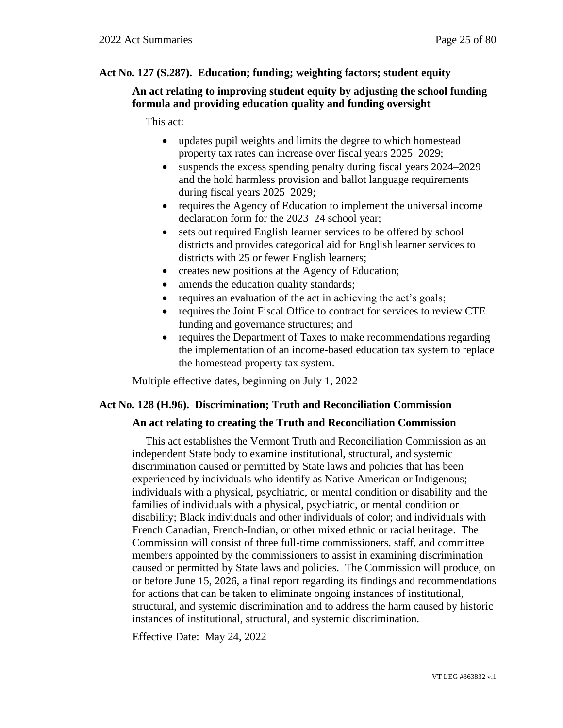### Act No. 127 (S.287). Education; funding; weighting factors; student equity

**An act relating to improving student equity by adjusting the school funding formula and providing education quality and funding oversight**

This act:

- updates pupil weights and limits the degree to which homestead property tax rates can increase over fiscal years 2025–2029;
- suspends the excess spending penalty during fiscal years 2024–2029 and the hold harmless provision and ballot language requirements during fiscal years 2025–2029;
- requires the Agency of Education to implement the universal income declaration form for the 2023–24 school year;
- sets out required English learner services to be offered by school districts and provides categorical aid for English learner services to districts with 25 or fewer English learners;
- creates new positions at the Agency of Education;
- amends the education quality standards;
- requires an evaluation of the act in achieving the act's goals;
- requires the Joint Fiscal Office to contract for services to review CTE funding and governance structures; and
- requires the Department of Taxes to make recommendations regarding the implementation of an income-based education tax system to replace the homestead property tax system.

Multiple effective dates, beginning on July 1, 2022

### Act No. 128 (H.96). Discrimination; Truth and Reconciliation Commission

**An act relating to creating the Truth and Reconciliation Commission**

This act establishes the Vermont Truth and Reconciliation Commission as an independent State body to examine institutional, structural, and systemic discrimination caused or permitted by State laws and policies that has been experienced by individuals who identify as Native American or Indigenous; individuals with a physical, psychiatric, or mental condition or disability and the families of individuals with a physical, psychiatric, or mental condition or disability; Black individuals and other individuals of color; and individuals with French Canadian, French-Indian, or other mixed ethnic or racial heritage. The Commission will consist of three full-time commissioners, staff, and committee members appointed by the commissioners to assist in examining discrimination caused or permitted by State laws and policies. The Commission will produce, on or before June 15, 2026, a final report regarding its findings and recommendations for actions that can be taken to eliminate ongoing instances of institutional, structural, and systemic discrimination and to address the harm caused by historic instances of institutional, structural, and systemic discrimination.

Effective Date: May 24, 2022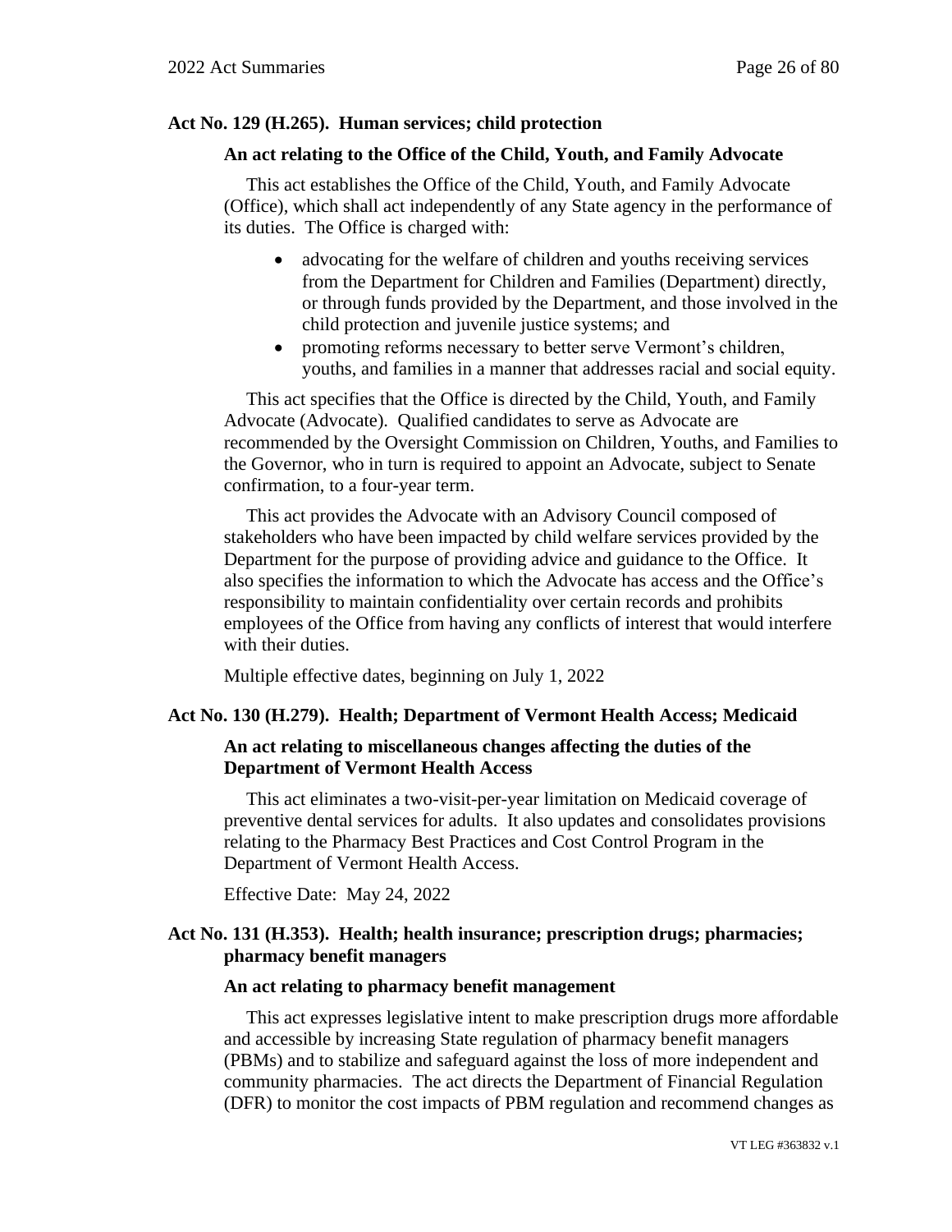### Act No. 129 (H.265). Human services; child protection

**An act relating to the Office of the Child, Youth, and Family Advocate**

This act establishes the Office of the Child, Youth, and Family Advocate (Office), which shall act independently of any State agency in the performance of its duties. The Office is charged with:

- advocating for the welfare of children and youths receiving services from the Department for Children and Families (Department) directly, or through funds provided by the Department, and those involved in the child protection and juvenile justice systems; and
- promoting reforms necessary to better serve Vermont's children, youths, and families in a manner that addresses racial and social equity.

This act specifies that the Office is directed by the Child, Youth, and Family Advocate (Advocate). Qualified candidates to serve as Advocate are recommended by the Oversight Commission on Children, Youths, and Families to the Governor, who in turn is required to appoint an Advocate, subject to Senate confirmation, to a four-year term.

This act provides the Advocate with an Advisory Council composed of stakeholders who have been impacted by child welfare services provided by the Department for the purpose of providing advice and guidance to the Office. It also specifies the information to which the Advocate has access and the Office's responsibility to maintain confidentiality over certain records and prohibits employees of the Office from having any conflicts of interest that would interfere with their duties.

Multiple effective dates, beginning on July 1, 2022

### Act No. 130 (H.279). Health; Department of Vermont Health Access; Medicaid

**An act relating to miscellaneous changes affecting the duties of the Department of Vermont Health Access**

This act eliminates a two-visit-per-year limitation on Medicaid coverage of preventive dental services for adults. It also updates and consolidates provisions relating to the Pharmacy Best Practices and Cost Control Program in the Department of Vermont Health Access.

Effective Date: May 24, 2022

### Act No. 131 (H.353). Health; health insurance; prescription drugs; pharmacies; pharmacy benefit managers

**An act relating to pharmacy benefit management**

This act expresses legislative intent to make prescription drugs more affordable and accessible by increasing State regulation of pharmacy benefit managers (PBMs) and to stabilize and safeguard against the loss of more independent and community pharmacies. The act directs the Department of Financial Regulation (DFR) to monitor the cost impacts of PBM regulation and recommend changes as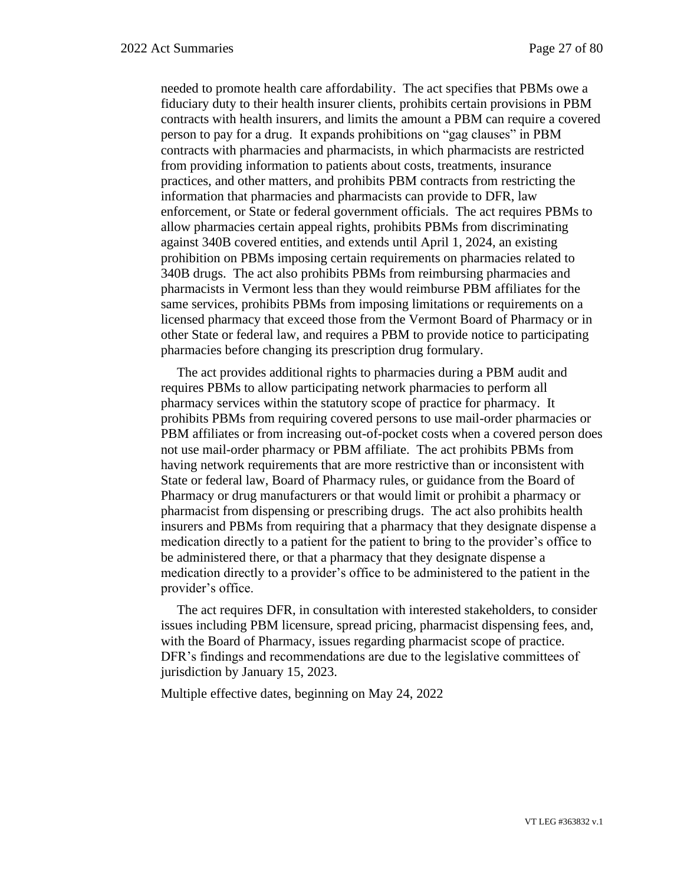needed to promote health care affordability. The act specifies that PBMs owe a fiduciary duty to their health insurer clients, prohibits certain provisions in PBM contracts with health insurers, and limits the amount a PBM can require a covered person to pay for a drug. It expands prohibitions on "gag clauses" in PBM contracts with pharmacies and pharmacists, in which pharmacists are restricted from providing information to patients about costs, treatments, insurance practices, and other matters, and prohibits PBM contracts from restricting the information that pharmacies and pharmacists can provide to DFR, law enforcement, or State or federal government officials. The act requires PBMs to allow pharmacies certain appeal rights, prohibits PBMs from discriminating against 340B covered entities, and extends until April 1, 2024, an existing prohibition on PBMs imposing certain requirements on pharmacies related to 340B drugs. The act also prohibits PBMs from reimbursing pharmacies and pharmacists in Vermont less than they would reimburse PBM affiliates for the same services, prohibits PBMs from imposing limitations or requirements on a licensed pharmacy that exceed those from the Vermont Board of Pharmacy or in other State or federal law, and requires a PBM to provide notice to participating pharmacies before changing its prescription drug formulary.

The act provides additional rights to pharmacies during a PBM audit and requires PBMs to allow participating network pharmacies to perform all pharmacy services within the statutory scope of practice for pharmacy. It prohibits PBMs from requiring covered persons to use mail-order pharmacies or PBM affiliates or from increasing out-of-pocket costs when a covered person does not use mail-order pharmacy or PBM affiliate. The act prohibits PBMs from having network requirements that are more restrictive than or inconsistent with State or federal law, Board of Pharmacy rules, or guidance from the Board of Pharmacy or drug manufacturers or that would limit or prohibit a pharmacy or pharmacist from dispensing or prescribing drugs. The act also prohibits health insurers and PBMs from requiring that a pharmacy that they designate dispense a medication directly to a patient for the patient to bring to the provider's office to be administered there, or that a pharmacy that they designate dispense a medication directly to a provider's office to be administered to the patient in the provider's office.

The act requires DFR, in consultation with interested stakeholders, to consider issues including PBM licensure, spread pricing, pharmacist dispensing fees, and, with the Board of Pharmacy, issues regarding pharmacist scope of practice. DFR's findings and recommendations are due to the legislative committees of jurisdiction by January 15, 2023.

Multiple effective dates, beginning on May 24, 2022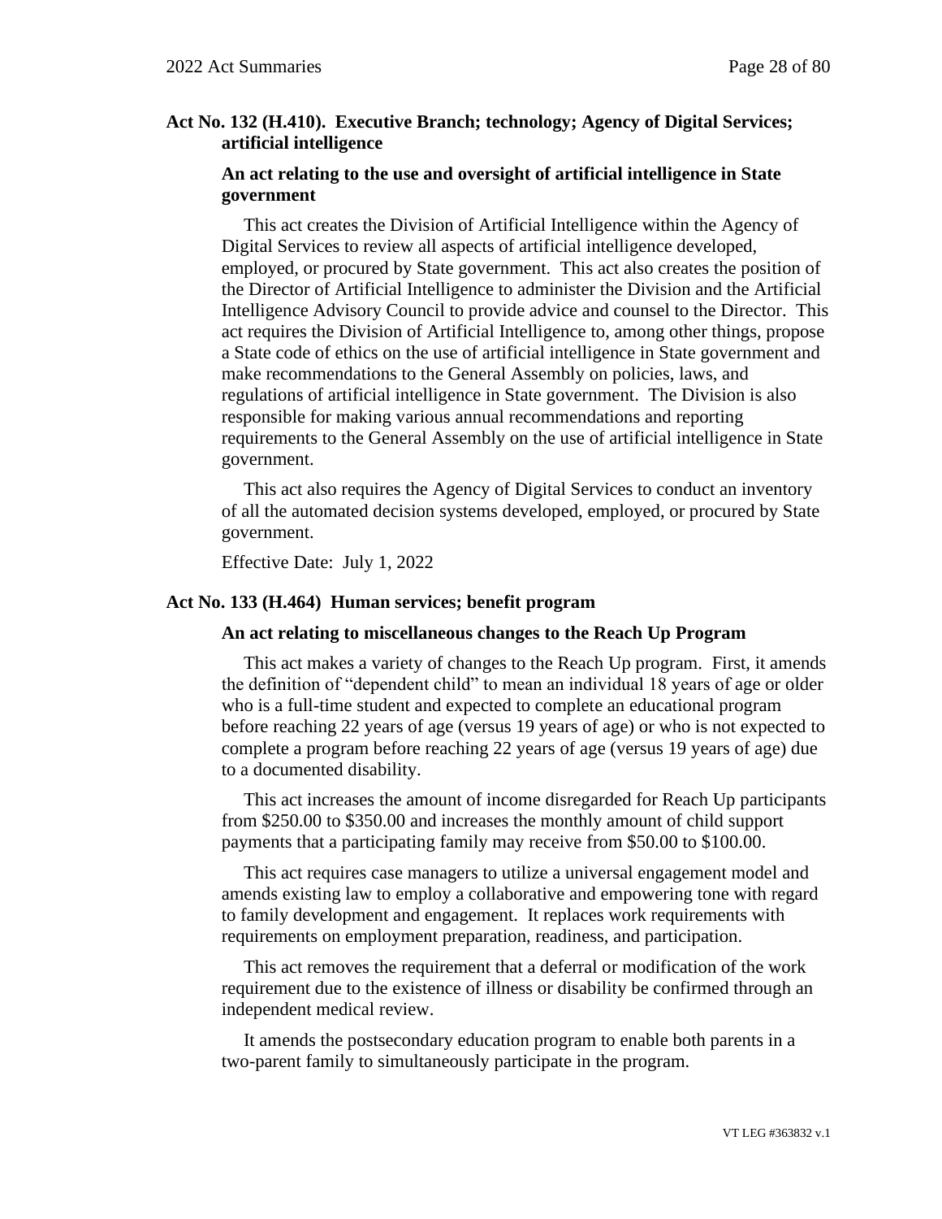### Act No. 132 (H.410). Executive Branch; technology; Agency of Digital Services; artificial intelligence

**An act relating to the use and oversight of artificial intelligence in State government**

This act creates the Division of Artificial Intelligence within the Agency of Digital Services to review all aspects of artificial intelligence developed, employed, or procured by State government. This act also creates the position of the Director of Artificial Intelligence to administer the Division and the Artificial Intelligence Advisory Council to provide advice and counsel to the Director. This act requires the Division of Artificial Intelligence to, among other things, propose a State code of ethics on the use of artificial intelligence in State government and make recommendations to the General Assembly on policies, laws, and regulations of artificial intelligence in State government. The Division is also responsible for making various annual recommendations and reporting requirements to the General Assembly on the use of artificial intelligence in State government.

This act also requires the Agency of Digital Services to conduct an inventory of all the automated decision systems developed, employed, or procured by State government.

Effective Date: July 1, 2022

### Act No. 133 (H.464) Human services; benefit program

**An act relating to miscellaneous changes to the Reach Up Program**

This act makes a variety of changes to the Reach Up program. First, it amends the definition of "dependent child" to mean an individual 18 years of age or older who is a full-time student and expected to complete an educational program before reaching 22 years of age (versus 19 years of age) or who is not expected to complete a program before reaching 22 years of age (versus 19 years of age) due to a documented disability.

This act increases the amount of income disregarded for Reach Up participants from $250.00 to $350.00 and increases the monthly amount of child support payments that a participating family may receive from $50.00 to $100.00.

This act requires case managers to utilize a universal engagement model and amends existing law to employ a collaborative and empowering tone with regard to family development and engagement. It replaces work requirements with requirements on employment preparation, readiness, and participation.

This act removes the requirement that a deferral or modification of the work requirement due to the existence of illness or disability be confirmed through an independent medical review.

It amends the postsecondary education program to enable both parents in a two-parent family to simultaneously participate in the program.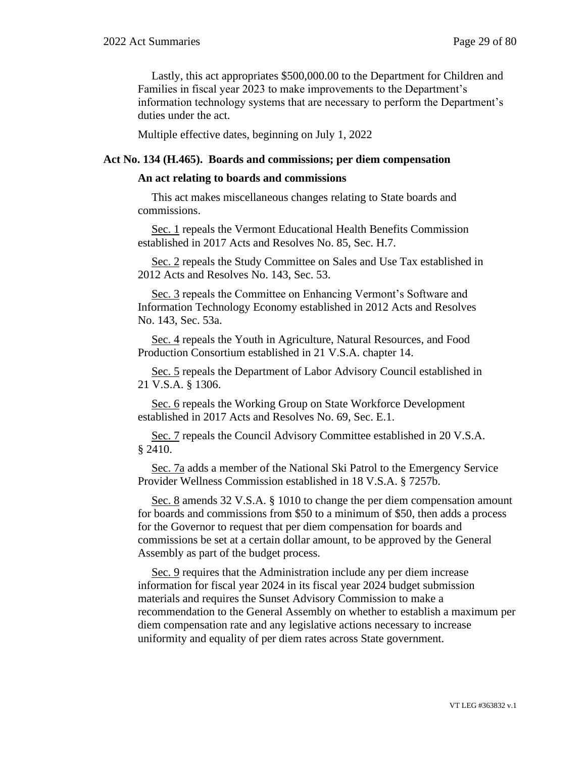Lastly, this act appropriates $500,000.00 to the Department for Children and Families in fiscal year 2023 to make improvements to the Department's information technology systems that are necessary to perform the Department's duties under the act.

Multiple effective dates, beginning on July 1, 2022

### Act No. 134 (H.465). Boards and commissions; per diem compensation

**An act relating to boards and commissions**

This act makes miscellaneous changes relating to State boards and commissions.

Sec. 1 repeals the Vermont Educational Health Benefits Commission established in 2017 Acts and Resolves No. 85, Sec. H.7.

Sec. 2 repeals the Study Committee on Sales and Use Tax established in 2012 Acts and Resolves No. 143, Sec. 53.

Sec. 3 repeals the Committee on Enhancing Vermont's Software and Information Technology Economy established in 2012 Acts and Resolves No. 143, Sec. 53a.

Sec. 4 repeals the Youth in Agriculture, Natural Resources, and Food Production Consortium established in 21 V.S.A. chapter 14.

Sec. 5 repeals the Department of Labor Advisory Council established in 21 V.S.A. § 1306.

Sec. 6 repeals the Working Group on State Workforce Development established in 2017 Acts and Resolves No. 69, Sec. E.1.

Sec. 7 repeals the Council Advisory Committee established in 20 V.S.A. § 2410.

Sec. 7a adds a member of the National Ski Patrol to the Emergency Service Provider Wellness Commission established in 18 V.S.A. § 7257b.

Sec. 8 amends 32 V.S.A. § 1010 to change the per diem compensation amount for boards and commissions from $50 to a minimum of $50, then adds a process for the Governor to request that per diem compensation for boards and commissions be set at a certain dollar amount, to be approved by the General Assembly as part of the budget process.

Sec. 9 requires that the Administration include any per diem increase information for fiscal year 2024 in its fiscal year 2024 budget submission materials and requires the Sunset Advisory Commission to make a recommendation to the General Assembly on whether to establish a maximum per diem compensation rate and any legislative actions necessary to increase uniformity and equality of per diem rates across State government.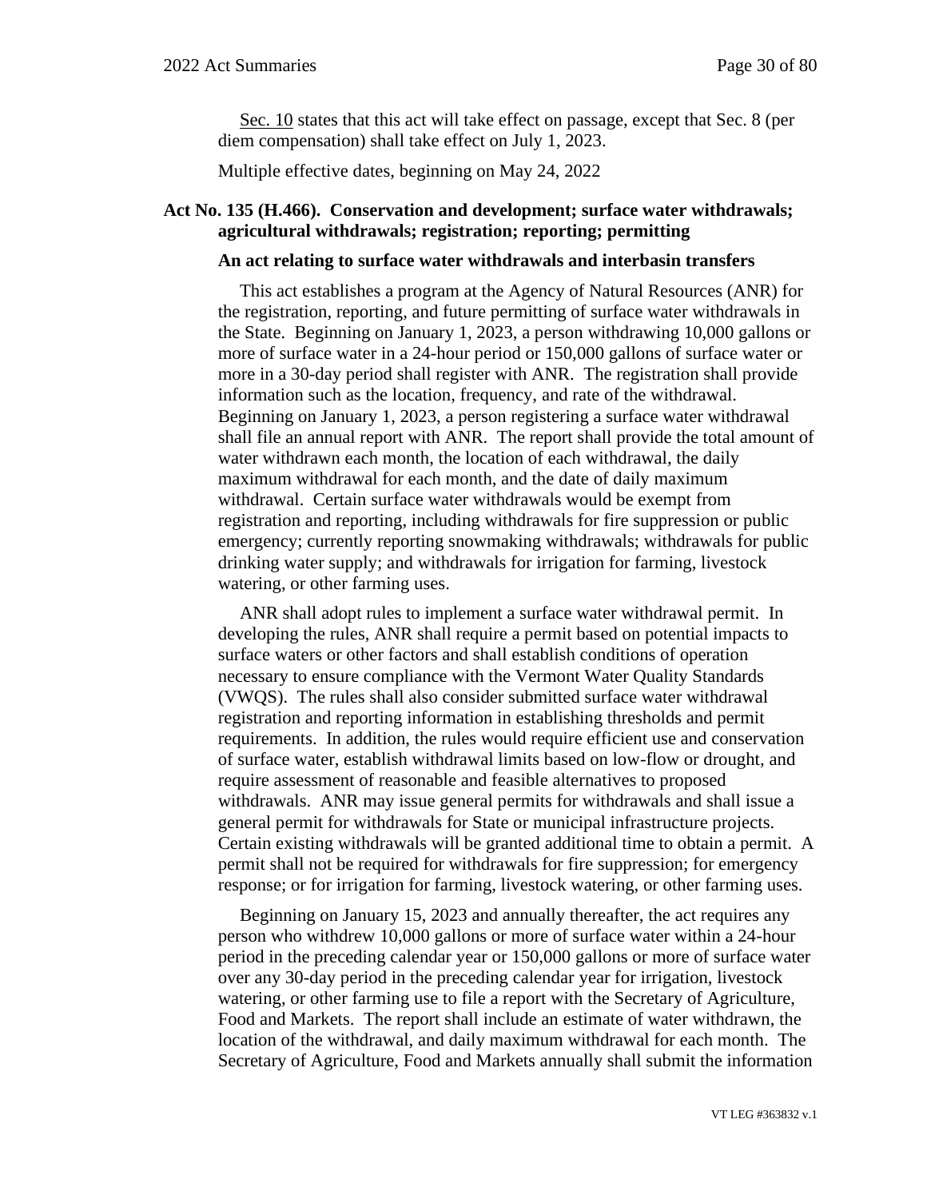Sec. 10 states that this act will take effect on passage, except that Sec. 8 (per diem compensation) shall take effect on July 1, 2023.

Multiple effective dates, beginning on May 24, 2022

**Act No. 135 (H.466). Conservation and development; surface water withdrawals; agricultural withdrawals; registration; reporting; permitting**

**An act relating to surface water withdrawals and interbasin transfers**

This act establishes a program at the Agency of Natural Resources (ANR) for the registration, reporting, and future permitting of surface water withdrawals in the State. Beginning on January 1, 2023, a person withdrawing 10,000 gallons or more of surface water in a 24-hour period or 150,000 gallons of surface water or more in a 30-day period shall register with ANR. The registration shall provide information such as the location, frequency, and rate of the withdrawal. Beginning on January 1, 2023, a person registering a surface water withdrawal shall file an annual report with ANR. The report shall provide the total amount of water withdrawn each month, the location of each withdrawal, the daily maximum withdrawal for each month, and the date of daily maximum withdrawal. Certain surface water withdrawals would be exempt from registration and reporting, including withdrawals for fire suppression or public emergency; currently reporting snowmaking withdrawals; withdrawals for public drinking water supply; and withdrawals for irrigation for farming, livestock watering, or other farming uses.

ANR shall adopt rules to implement a surface water withdrawal permit. In developing the rules, ANR shall require a permit based on potential impacts to surface waters or other factors and shall establish conditions of operation necessary to ensure compliance with the Vermont Water Quality Standards (VWQS). The rules shall also consider submitted surface water withdrawal registration and reporting information in establishing thresholds and permit requirements. In addition, the rules would require efficient use and conservation of surface water, establish withdrawal limits based on low-flow or drought, and require assessment of reasonable and feasible alternatives to proposed withdrawals. ANR may issue general permits for withdrawals and shall issue a general permit for withdrawals for State or municipal infrastructure projects. Certain existing withdrawals will be granted additional time to obtain a permit. A permit shall not be required for withdrawals for fire suppression; for emergency response; or for irrigation for farming, livestock watering, or other farming uses.

Beginning on January 15, 2023 and annually thereafter, the act requires any person who withdrew 10,000 gallons or more of surface water within a 24-hour period in the preceding calendar year or 150,000 gallons or more of surface water over any 30-day period in the preceding calendar year for irrigation, livestock watering, or other farming use to file a report with the Secretary of Agriculture, Food and Markets. The report shall include an estimate of water withdrawn, the location of the withdrawal, and daily maximum withdrawal for each month. The Secretary of Agriculture, Food and Markets annually shall submit the information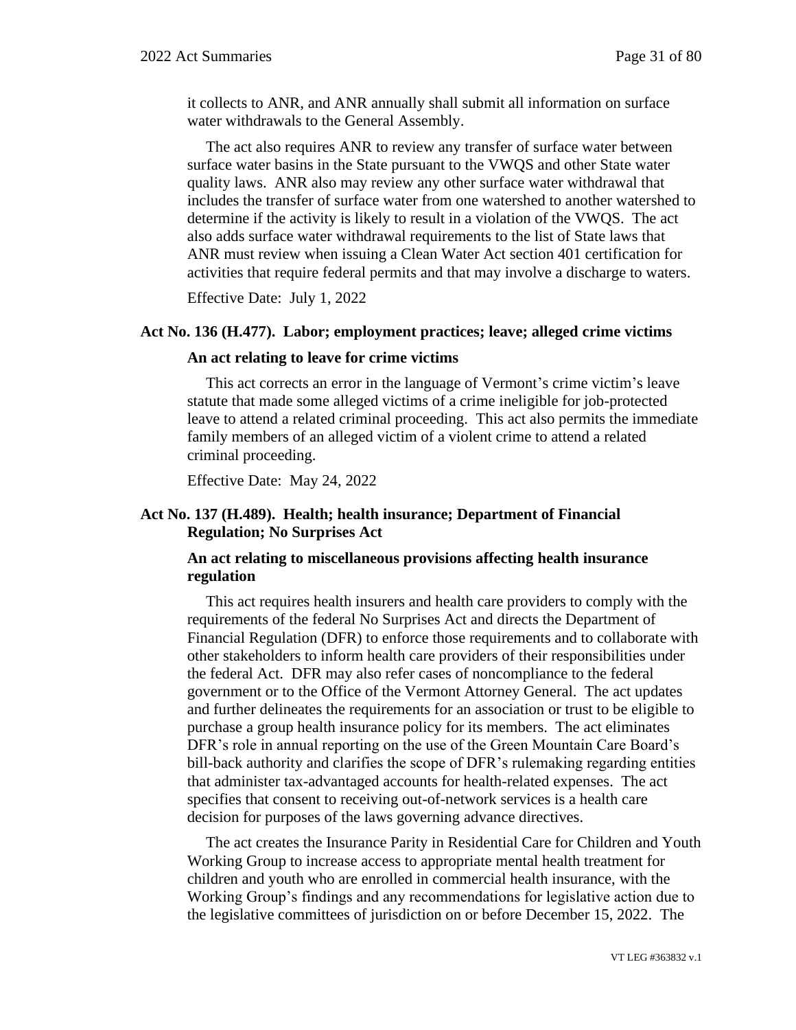it collects to ANR, and ANR annually shall submit all information on surface water withdrawals to the General Assembly.

The act also requires ANR to review any transfer of surface water between surface water basins in the State pursuant to the VWQS and other State water quality laws. ANR also may review any other surface water withdrawal that includes the transfer of surface water from one watershed to another watershed to determine if the activity is likely to result in a violation of the VWQS. The act also adds surface water withdrawal requirements to the list of State laws that ANR must review when issuing a Clean Water Act section 401 certification for activities that require federal permits and that may involve a discharge to waters.

Effective Date: July 1, 2022

### Act No. 136 (H.477). Labor; employment practices; leave; alleged crime victims

**An act relating to leave for crime victims**

This act corrects an error in the language of Vermont's crime victim's leave statute that made some alleged victims of a crime ineligible for job-protected leave to attend a related criminal proceeding. This act also permits the immediate family members of an alleged victim of a violent crime to attend a related criminal proceeding.

Effective Date: May 24, 2022

### Act No. 137 (H.489). Health; health insurance; Department of Financial Regulation; No Surprises Act

**An act relating to miscellaneous provisions affecting health insurance regulation**

This act requires health insurers and health care providers to comply with the requirements of the federal No Surprises Act and directs the Department of Financial Regulation (DFR) to enforce those requirements and to collaborate with other stakeholders to inform health care providers of their responsibilities under the federal Act. DFR may also refer cases of noncompliance to the federal government or to the Office of the Vermont Attorney General. The act updates and further delineates the requirements for an association or trust to be eligible to purchase a group health insurance policy for its members. The act eliminates DFR's role in annual reporting on the use of the Green Mountain Care Board's bill-back authority and clarifies the scope of DFR's rulemaking regarding entities that administer tax-advantaged accounts for health-related expenses. The act specifies that consent to receiving out-of-network services is a health care decision for purposes of the laws governing advance directives.

The act creates the Insurance Parity in Residential Care for Children and Youth Working Group to increase access to appropriate mental health treatment for children and youth who are enrolled in commercial health insurance, with the Working Group's findings and any recommendations for legislative action due to the legislative committees of jurisdiction on or before December 15, 2022. The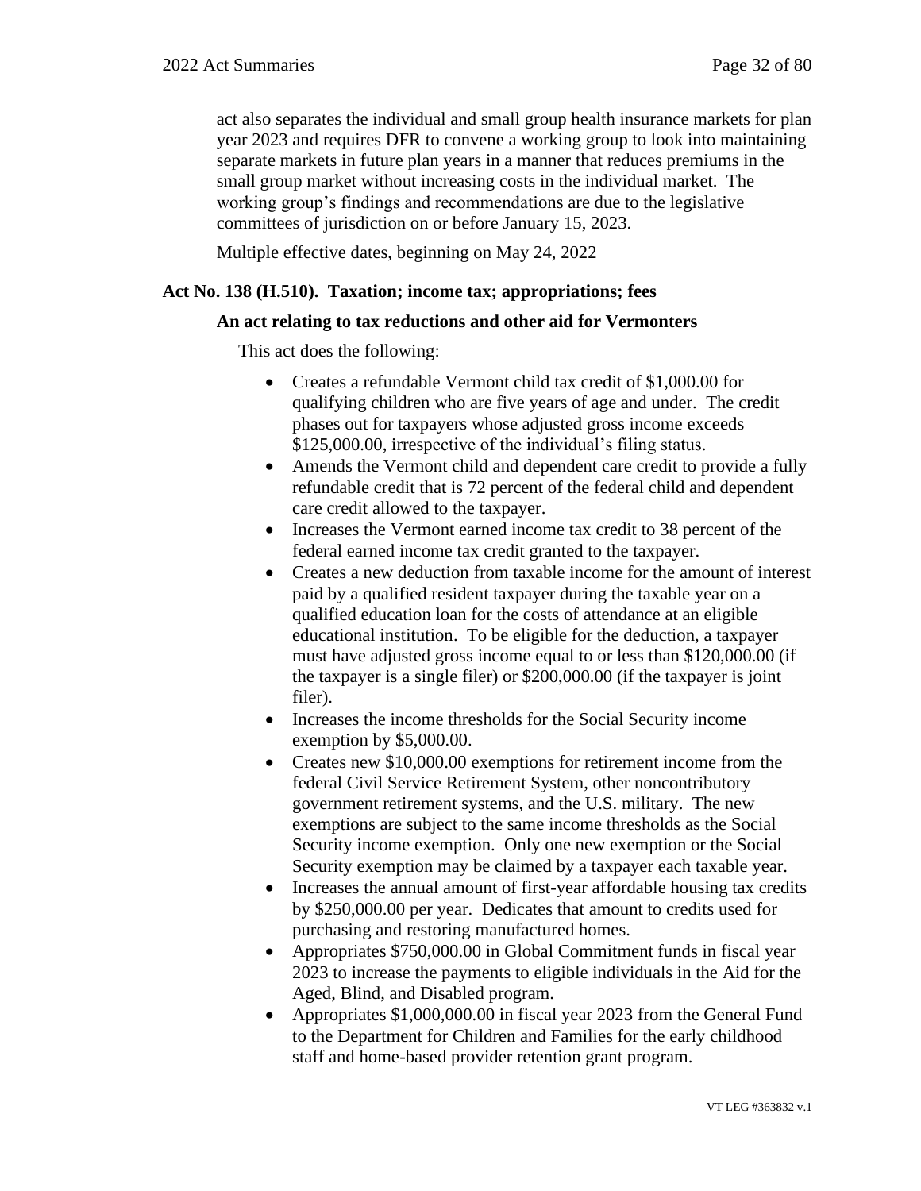act also separates the individual and small group health insurance markets for plan year 2023 and requires DFR to convene a working group to look into maintaining separate markets in future plan years in a manner that reduces premiums in the small group market without increasing costs in the individual market. The working group's findings and recommendations are due to the legislative committees of jurisdiction on or before January 15, 2023.

Multiple effective dates, beginning on May 24, 2022

**Act No. 138 (H.510). Taxation; income tax; appropriations; fees**

**An act relating to tax reductions and other aid for Vermonters**

This act does the following:

- Creates a refundable Vermont child tax credit of $1,000.00 for qualifying children who are five years of age and under. The credit phases out for taxpayers whose adjusted gross income exceeds $125,000.00, irrespective of the individual's filing status.
- Amends the Vermont child and dependent care credit to provide a fully refundable credit that is 72 percent of the federal child and dependent care credit allowed to the taxpayer.
- Increases the Vermont earned income tax credit to 38 percent of the federal earned income tax credit granted to the taxpayer.
- Creates a new deduction from taxable income for the amount of interest paid by a qualified resident taxpayer during the taxable year on a qualified education loan for the costs of attendance at an eligible educational institution. To be eligible for the deduction, a taxpayer must have adjusted gross income equal to or less than $120,000.00 (if the taxpayer is a single filer) or $200,000.00 (if the taxpayer is joint filer).
- Increases the income thresholds for the Social Security income exemption by $5,000.00.
- Creates new $10,000.00 exemptions for retirement income from the federal Civil Service Retirement System, other noncontributory government retirement systems, and the U.S. military. The new exemptions are subject to the same income thresholds as the Social Security income exemption. Only one new exemption or the Social Security exemption may be claimed by a taxpayer each taxable year.
- Increases the annual amount of first-year affordable housing tax credits by $250,000.00 per year. Dedicates that amount to credits used for purchasing and restoring manufactured homes.
- Appropriates $750,000.00 in Global Commitment funds in fiscal year 2023 to increase the payments to eligible individuals in the Aid for the Aged, Blind, and Disabled program.
- Appropriates $1,000,000.00 in fiscal year 2023 from the General Fund to the Department for Children and Families for the early childhood staff and home-based provider retention grant program.

VT LEG #363832 v.1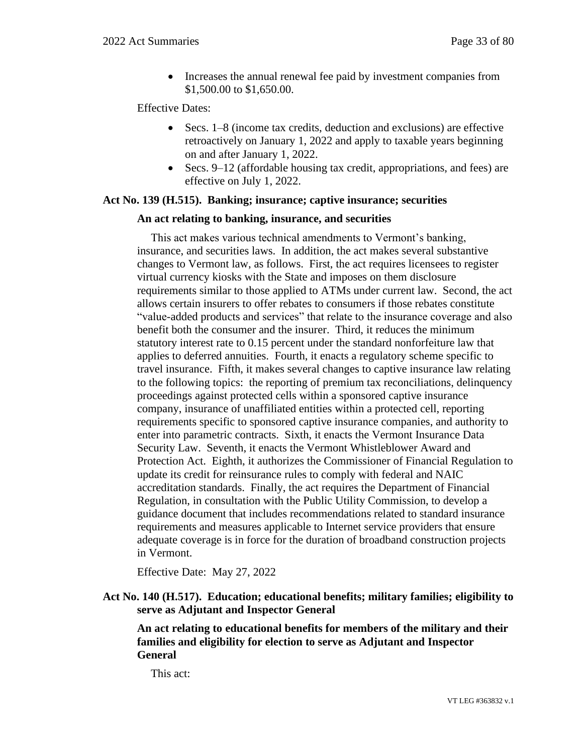- Increases the annual renewal fee paid by investment companies from $1,500.00 to $1,650.00.

Effective Dates:

- Secs. 1–8 (income tax credits, deduction and exclusions) are effective retroactively on January 1, 2022 and apply to taxable years beginning on and after January 1, 2022.
- Secs. 9–12 (affordable housing tax credit, appropriations, and fees) are effective on July 1, 2022.

### Act No. 139 (H.515). Banking; insurance; captive insurance; securities

**An act relating to banking, insurance, and securities**

This act makes various technical amendments to Vermont's banking, insurance, and securities laws. In addition, the act makes several substantive changes to Vermont law, as follows. First, the act requires licensees to register virtual currency kiosks with the State and imposes on them disclosure requirements similar to those applied to ATMs under current law. Second, the act allows certain insurers to offer rebates to consumers if those rebates constitute "value-added products and services" that relate to the insurance coverage and also benefit both the consumer and the insurer. Third, it reduces the minimum statutory interest rate to 0.15 percent under the standard nonforfeiture law that applies to deferred annuities. Fourth, it enacts a regulatory scheme specific to travel insurance. Fifth, it makes several changes to captive insurance law relating to the following topics: the reporting of premium tax reconciliations, delinquency proceedings against protected cells within a sponsored captive insurance company, insurance of unaffiliated entities within a protected cell, reporting requirements specific to sponsored captive insurance companies, and authority to enter into parametric contracts. Sixth, it enacts the Vermont Insurance Data Security Law. Seventh, it enacts the Vermont Whistleblower Award and Protection Act. Eighth, it authorizes the Commissioner of Financial Regulation to update its credit for reinsurance rules to comply with federal and NAIC accreditation standards. Finally, the act requires the Department of Financial Regulation, in consultation with the Public Utility Commission, to develop a guidance document that includes recommendations related to standard insurance requirements and measures applicable to Internet service providers that ensure adequate coverage is in force for the duration of broadband construction projects in Vermont.

Effective Date: May 27, 2022

### Act No. 140 (H.517). Education; educational benefits; military families; eligibility to serve as Adjutant and Inspector General

**An act relating to educational benefits for members of the military and their families and eligibility for election to serve as Adjutant and Inspector General**

This act: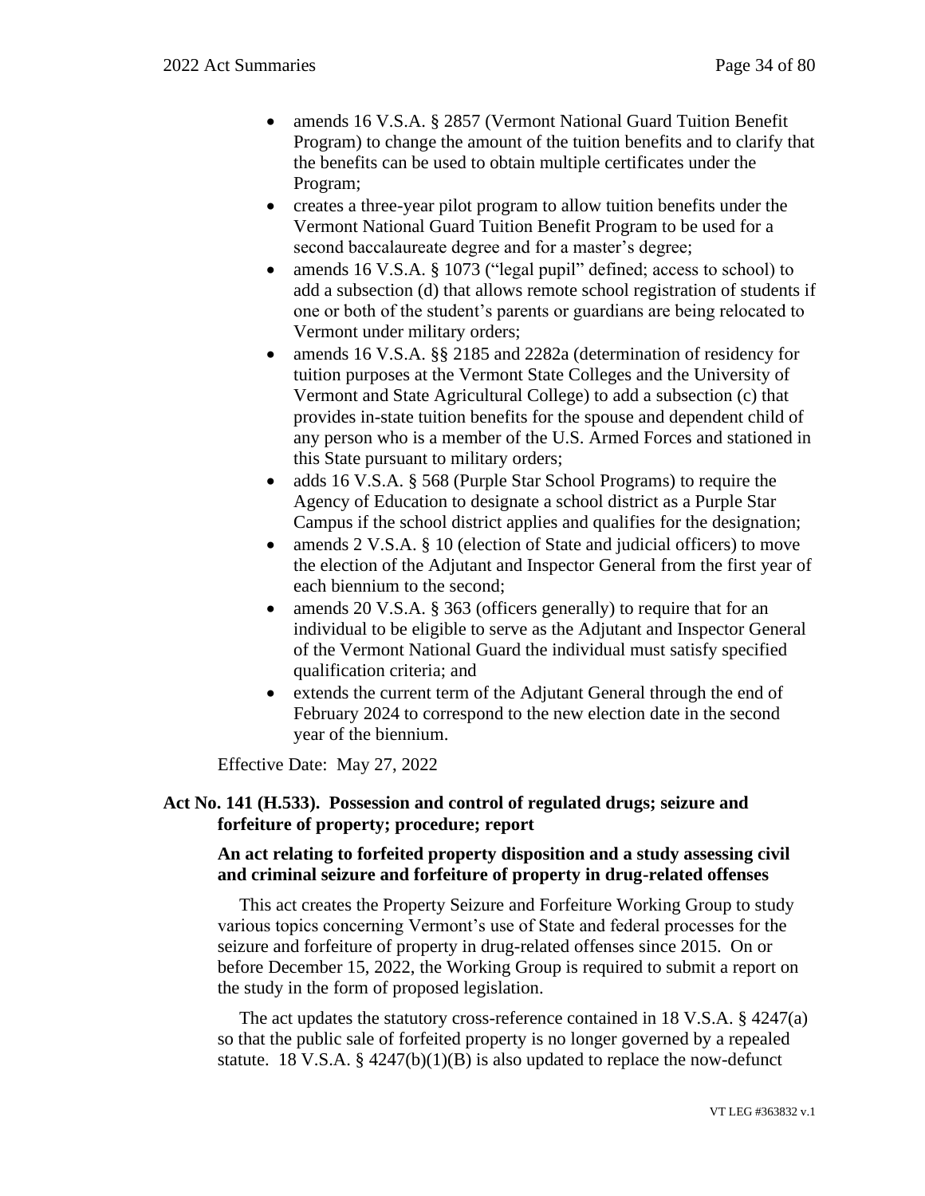- amends 16 V.S.A. § 2857 (Vermont National Guard Tuition Benefit Program) to change the amount of the tuition benefits and to clarify that the benefits can be used to obtain multiple certificates under the Program;
- creates a three-year pilot program to allow tuition benefits under the Vermont National Guard Tuition Benefit Program to be used for a second baccalaureate degree and for a master's degree;
- amends 16 V.S.A. § 1073 ("legal pupil" defined; access to school) to add a subsection (d) that allows remote school registration of students if one or both of the student's parents or guardians are being relocated to Vermont under military orders;
- amends 16 V.S.A. §§ 2185 and 2282a (determination of residency for tuition purposes at the Vermont State Colleges and the University of Vermont and State Agricultural College) to add a subsection (c) that provides in-state tuition benefits for the spouse and dependent child of any person who is a member of the U.S. Armed Forces and stationed in this State pursuant to military orders;
- adds 16 V.S.A. § 568 (Purple Star School Programs) to require the Agency of Education to designate a school district as a Purple Star Campus if the school district applies and qualifies for the designation;
- amends 2 V.S.A. § 10 (election of State and judicial officers) to move the election of the Adjutant and Inspector General from the first year of each biennium to the second;
- amends 20 V.S.A. § 363 (officers generally) to require that for an individual to be eligible to serve as the Adjutant and Inspector General of the Vermont National Guard the individual must satisfy specified qualification criteria; and
- extends the current term of the Adjutant General through the end of February 2024 to correspond to the new election date in the second year of the biennium.

Effective Date: May 27, 2022

### Act No. 141 (H.533). Possession and control of regulated drugs; seizure and forfeiture of property; procedure; report

**An act relating to forfeited property disposition and a study assessing civil and criminal seizure and forfeiture of property in drug-related offenses**

This act creates the Property Seizure and Forfeiture Working Group to study various topics concerning Vermont's use of State and federal processes for the seizure and forfeiture of property in drug-related offenses since 2015. On or before December 15, 2022, the Working Group is required to submit a report on the study in the form of proposed legislation.

The act updates the statutory cross-reference contained in 18 V.S.A. § 4247(a) so that the public sale of forfeited property is no longer governed by a repealed statute. 18 V.S.A. § 4247(b)(1)(B) is also updated to replace the now-defunct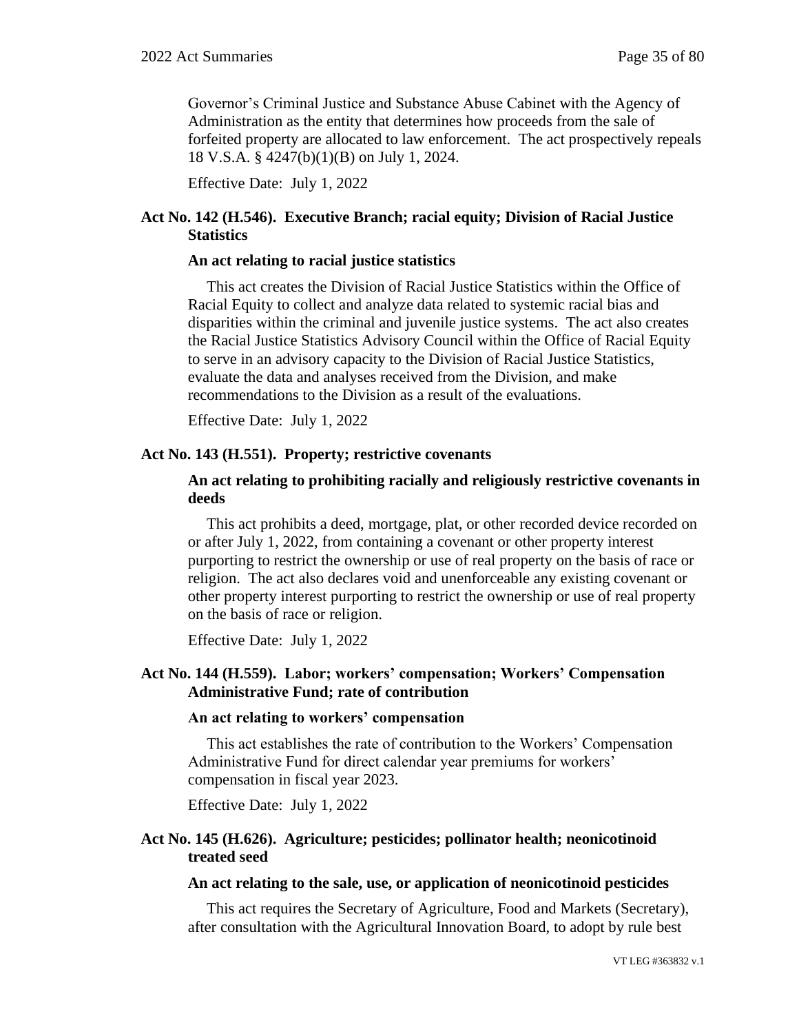Governor's Criminal Justice and Substance Abuse Cabinet with the Agency of Administration as the entity that determines how proceeds from the sale of forfeited property are allocated to law enforcement. The act prospectively repeals 18 V.S.A. § 4247(b)(1)(B) on July 1, 2024.

Effective Date: July 1, 2022

### Act No. 142 (H.546). Executive Branch; racial equity; Division of Racial Justice Statistics

#### An act relating to racial justice statistics

This act creates the Division of Racial Justice Statistics within the Office of Racial Equity to collect and analyze data related to systemic racial bias and disparities within the criminal and juvenile justice systems. The act also creates the Racial Justice Statistics Advisory Council within the Office of Racial Equity to serve in an advisory capacity to the Division of Racial Justice Statistics, evaluate the data and analyses received from the Division, and make recommendations to the Division as a result of the evaluations.

Effective Date: July 1, 2022

### Act No. 143 (H.551). Property; restrictive covenants

#### An act relating to prohibiting racially and religiously restrictive covenants in deeds

This act prohibits a deed, mortgage, plat, or other recorded device recorded on or after July 1, 2022, from containing a covenant or other property interest purporting to restrict the ownership or use of real property on the basis of race or religion. The act also declares void and unenforceable any existing covenant or other property interest purporting to restrict the ownership or use of real property on the basis of race or religion.

Effective Date: July 1, 2022

### Act No. 144 (H.559). Labor; workers' compensation; Workers' Compensation Administrative Fund; rate of contribution

#### An act relating to workers' compensation

This act establishes the rate of contribution to the Workers' Compensation Administrative Fund for direct calendar year premiums for workers' compensation in fiscal year 2023.

Effective Date: July 1, 2022

### Act No. 145 (H.626). Agriculture; pesticides; pollinator health; neonicotinoid treated seed

#### An act relating to the sale, use, or application of neonicotinoid pesticides

This act requires the Secretary of Agriculture, Food and Markets (Secretary), after consultation with the Agricultural Innovation Board, to adopt by rule best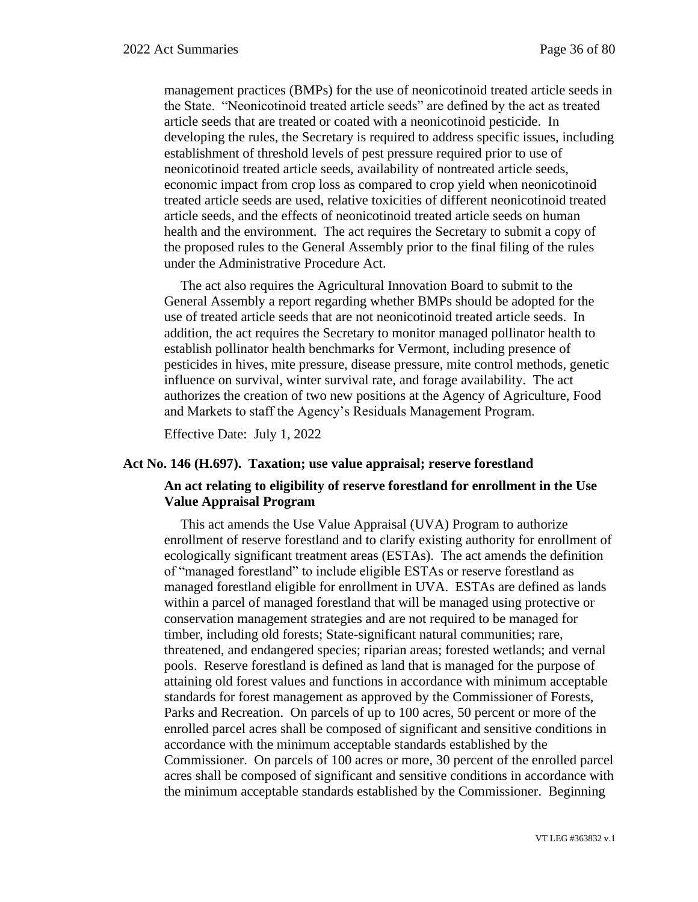management practices (BMPs) for the use of neonicotinoid treated article seeds in the State. "Neonicotinoid treated article seeds" are defined by the act as treated article seeds that are treated or coated with a neonicotinoid pesticide. In developing the rules, the Secretary is required to address specific issues, including establishment of threshold levels of pest pressure required prior to use of neonicotinoid treated article seeds, availability of nontreated article seeds, economic impact from crop loss as compared to crop yield when neonicotinoid treated article seeds are used, relative toxicities of different neonicotinoid treated article seeds, and the effects of neonicotinoid treated article seeds on human health and the environment. The act requires the Secretary to submit a copy of the proposed rules to the General Assembly prior to the final filing of the rules under the Administrative Procedure Act.

The act also requires the Agricultural Innovation Board to submit to the General Assembly a report regarding whether BMPs should be adopted for the use of treated article seeds that are not neonicotinoid treated article seeds. In addition, the act requires the Secretary to monitor managed pollinator health to establish pollinator health benchmarks for Vermont, including presence of pesticides in hives, mite pressure, disease pressure, mite control methods, genetic influence on survival, winter survival rate, and forage availability. The act authorizes the creation of two new positions at the Agency of Agriculture, Food and Markets to staff the Agency's Residuals Management Program.

Effective Date: July 1, 2022

### Act No. 146 (H.697). Taxation; use value appraisal; reserve forestland

**An act relating to eligibility of reserve forestland for enrollment in the Use Value Appraisal Program**

This act amends the Use Value Appraisal (UVA) Program to authorize enrollment of reserve forestland and to clarify existing authority for enrollment of ecologically significant treatment areas (ESTAs). The act amends the definition of "managed forestland" to include eligible ESTAs or reserve forestland as managed forestland eligible for enrollment in UVA. ESTAs are defined as lands within a parcel of managed forestland that will be managed using protective or conservation management strategies and are not required to be managed for timber, including old forests; State-significant natural communities; rare, threatened, and endangered species; riparian areas; forested wetlands; and vernal pools. Reserve forestland is defined as land that is managed for the purpose of attaining old forest values and functions in accordance with minimum acceptable standards for forest management as approved by the Commissioner of Forests, Parks and Recreation. On parcels of up to 100 acres, 50 percent or more of the enrolled parcel acres shall be composed of significant and sensitive conditions in accordance with the minimum acceptable standards established by the Commissioner. On parcels of 100 acres or more, 30 percent of the enrolled parcel acres shall be composed of significant and sensitive conditions in accordance with the minimum acceptable standards established by the Commissioner. Beginning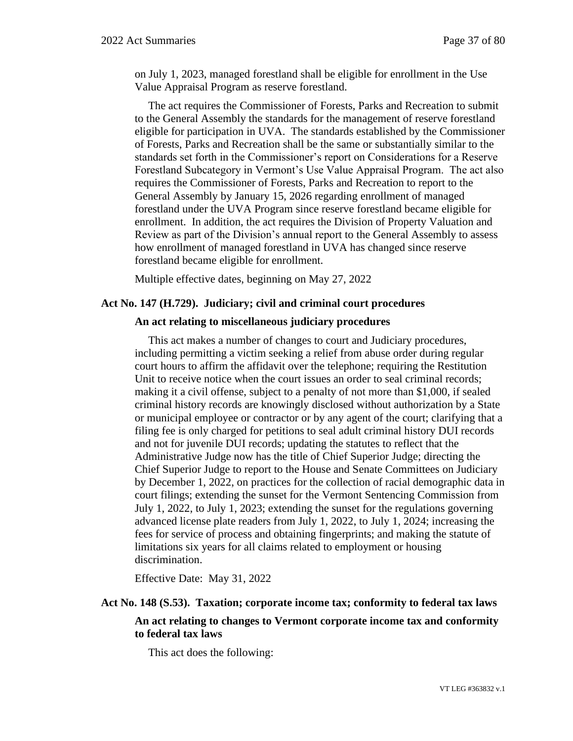on July 1, 2023, managed forestland shall be eligible for enrollment in the Use Value Appraisal Program as reserve forestland.

The act requires the Commissioner of Forests, Parks and Recreation to submit to the General Assembly the standards for the management of reserve forestland eligible for participation in UVA. The standards established by the Commissioner of Forests, Parks and Recreation shall be the same or substantially similar to the standards set forth in the Commissioner's report on Considerations for a Reserve Forestland Subcategory in Vermont's Use Value Appraisal Program. The act also requires the Commissioner of Forests, Parks and Recreation to report to the General Assembly by January 15, 2026 regarding enrollment of managed forestland under the UVA Program since reserve forestland became eligible for enrollment. In addition, the act requires the Division of Property Valuation and Review as part of the Division's annual report to the General Assembly to assess how enrollment of managed forestland in UVA has changed since reserve forestland became eligible for enrollment.

Multiple effective dates, beginning on May 27, 2022

### Act No. 147 (H.729). Judiciary; civil and criminal court procedures

**An act relating to miscellaneous judiciary procedures**

This act makes a number of changes to court and Judiciary procedures, including permitting a victim seeking a relief from abuse order during regular court hours to affirm the affidavit over the telephone; requiring the Restitution Unit to receive notice when the court issues an order to seal criminal records; making it a civil offense, subject to a penalty of not more than $1,000, if sealed criminal history records are knowingly disclosed without authorization by a State or municipal employee or contractor or by any agent of the court; clarifying that a filing fee is only charged for petitions to seal adult criminal history DUI records and not for juvenile DUI records; updating the statutes to reflect that the Administrative Judge now has the title of Chief Superior Judge; directing the Chief Superior Judge to report to the House and Senate Committees on Judiciary by December 1, 2022, on practices for the collection of racial demographic data in court filings; extending the sunset for the Vermont Sentencing Commission from July 1, 2022, to July 1, 2023; extending the sunset for the regulations governing advanced license plate readers from July 1, 2022, to July 1, 2024; increasing the fees for service of process and obtaining fingerprints; and making the statute of limitations six years for all claims related to employment or housing discrimination.

Effective Date: May 31, 2022

### Act No. 148 (S.53). Taxation; corporate income tax; conformity to federal tax laws

**An act relating to changes to Vermont corporate income tax and conformity to federal tax laws**

This act does the following: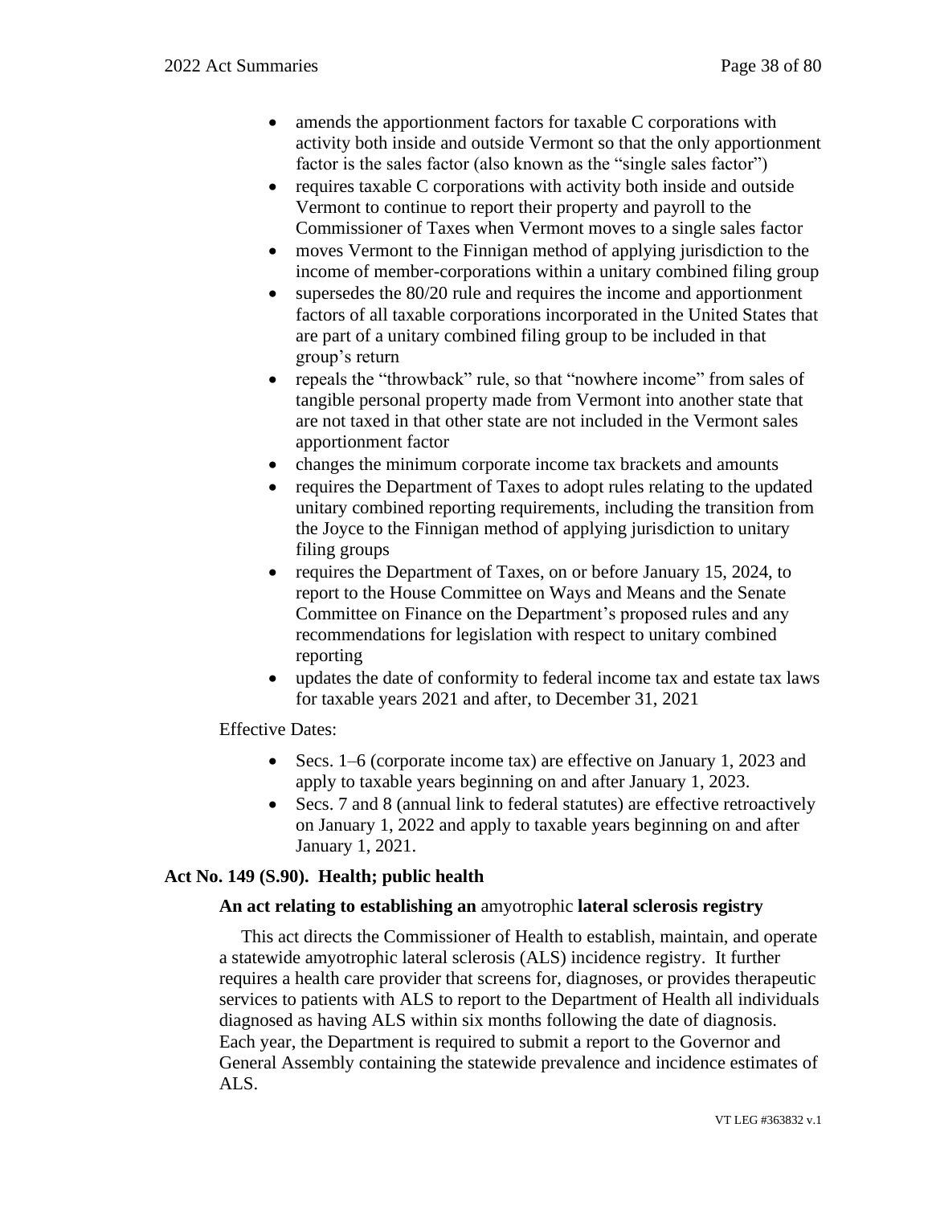- amends the apportionment factors for taxable C corporations with activity both inside and outside Vermont so that the only apportionment factor is the sales factor (also known as the "single sales factor")
- requires taxable C corporations with activity both inside and outside Vermont to continue to report their property and payroll to the Commissioner of Taxes when Vermont moves to a single sales factor
- moves Vermont to the Finnigan method of applying jurisdiction to the income of member-corporations within a unitary combined filing group
- supersedes the 80/20 rule and requires the income and apportionment factors of all taxable corporations incorporated in the United States that are part of a unitary combined filing group to be included in that group's return
- repeals the "throwback" rule, so that "nowhere income" from sales of tangible personal property made from Vermont into another state that are not taxed in that other state are not included in the Vermont sales apportionment factor
- changes the minimum corporate income tax brackets and amounts
- requires the Department of Taxes to adopt rules relating to the updated unitary combined reporting requirements, including the transition from the Joyce to the Finnigan method of applying jurisdiction to unitary filing groups
- requires the Department of Taxes, on or before January 15, 2024, to report to the House Committee on Ways and Means and the Senate Committee on Finance on the Department's proposed rules and any recommendations for legislation with respect to unitary combined reporting
- updates the date of conformity to federal income tax and estate tax laws for taxable years 2021 and after, to December 31, 2021

Effective Dates:

- Secs. 1–6 (corporate income tax) are effective on January 1, 2023 and apply to taxable years beginning on and after January 1, 2023.
- Secs. 7 and 8 (annual link to federal statutes) are effective retroactively on January 1, 2022 and apply to taxable years beginning on and after January 1, 2021.

### Act No. 149 (S.90). Health; public health

**An act relating to establishing an** amyotrophic **lateral sclerosis registry**

This act directs the Commissioner of Health to establish, maintain, and operate a statewide amyotrophic lateral sclerosis (ALS) incidence registry. It further requires a health care provider that screens for, diagnoses, or provides therapeutic services to patients with ALS to report to the Department of Health all individuals diagnosed as having ALS within six months following the date of diagnosis. Each year, the Department is required to submit a report to the Governor and General Assembly containing the statewide prevalence and incidence estimates of ALS.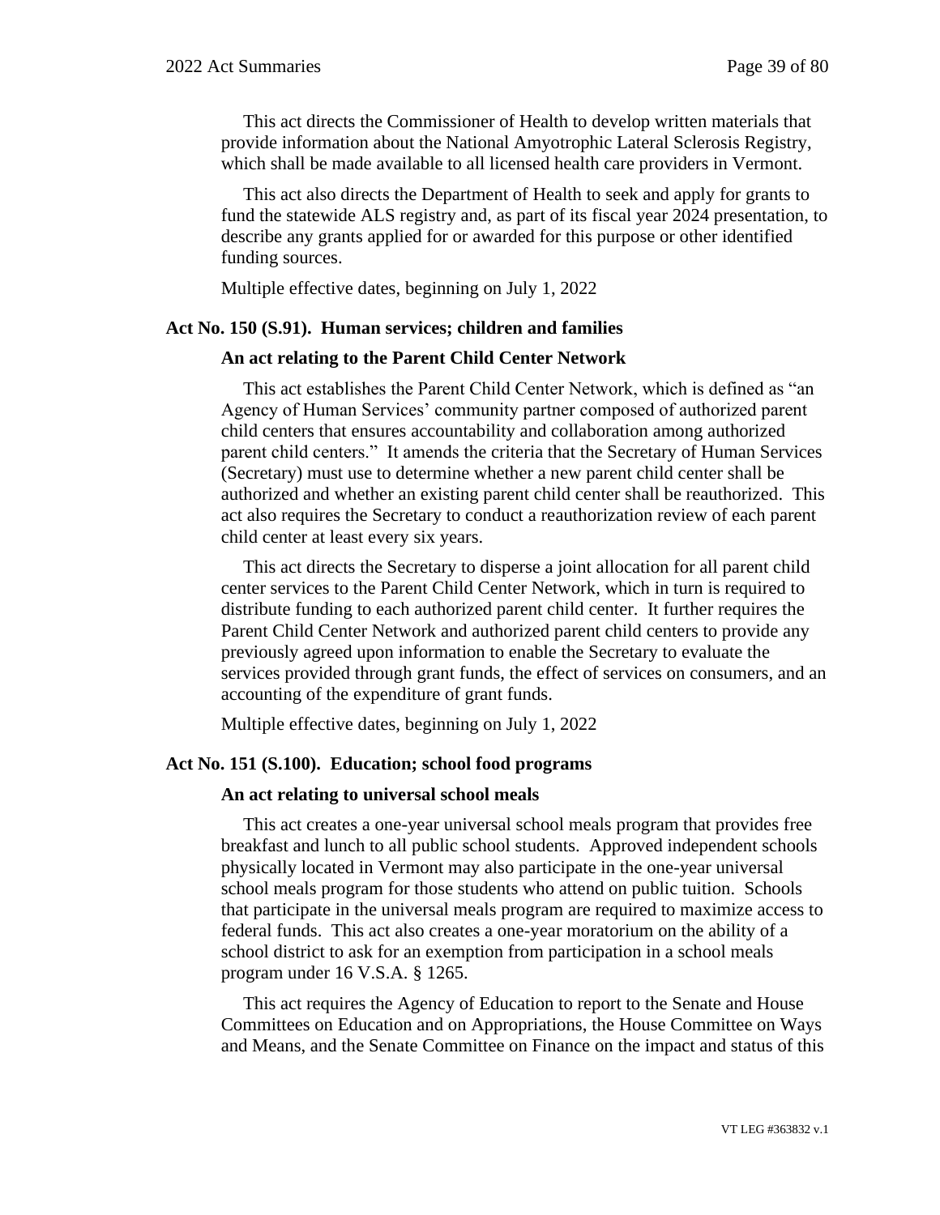This act directs the Commissioner of Health to develop written materials that provide information about the National Amyotrophic Lateral Sclerosis Registry, which shall be made available to all licensed health care providers in Vermont.

This act also directs the Department of Health to seek and apply for grants to fund the statewide ALS registry and, as part of its fiscal year 2024 presentation, to describe any grants applied for or awarded for this purpose or other identified funding sources.

Multiple effective dates, beginning on July 1, 2022

### Act No. 150 (S.91). Human services; children and families

#### An act relating to the Parent Child Center Network

This act establishes the Parent Child Center Network, which is defined as "an Agency of Human Services' community partner composed of authorized parent child centers that ensures accountability and collaboration among authorized parent child centers." It amends the criteria that the Secretary of Human Services (Secretary) must use to determine whether a new parent child center shall be authorized and whether an existing parent child center shall be reauthorized. This act also requires the Secretary to conduct a reauthorization review of each parent child center at least every six years.

This act directs the Secretary to disperse a joint allocation for all parent child center services to the Parent Child Center Network, which in turn is required to distribute funding to each authorized parent child center. It further requires the Parent Child Center Network and authorized parent child centers to provide any previously agreed upon information to enable the Secretary to evaluate the services provided through grant funds, the effect of services on consumers, and an accounting of the expenditure of grant funds.

Multiple effective dates, beginning on July 1, 2022

### Act No. 151 (S.100). Education; school food programs

#### An act relating to universal school meals

This act creates a one-year universal school meals program that provides free breakfast and lunch to all public school students. Approved independent schools physically located in Vermont may also participate in the one-year universal school meals program for those students who attend on public tuition. Schools that participate in the universal meals program are required to maximize access to federal funds. This act also creates a one-year moratorium on the ability of a school district to ask for an exemption from participation in a school meals program under 16 V.S.A. § 1265.

This act requires the Agency of Education to report to the Senate and House Committees on Education and on Appropriations, the House Committee on Ways and Means, and the Senate Committee on Finance on the impact and status of this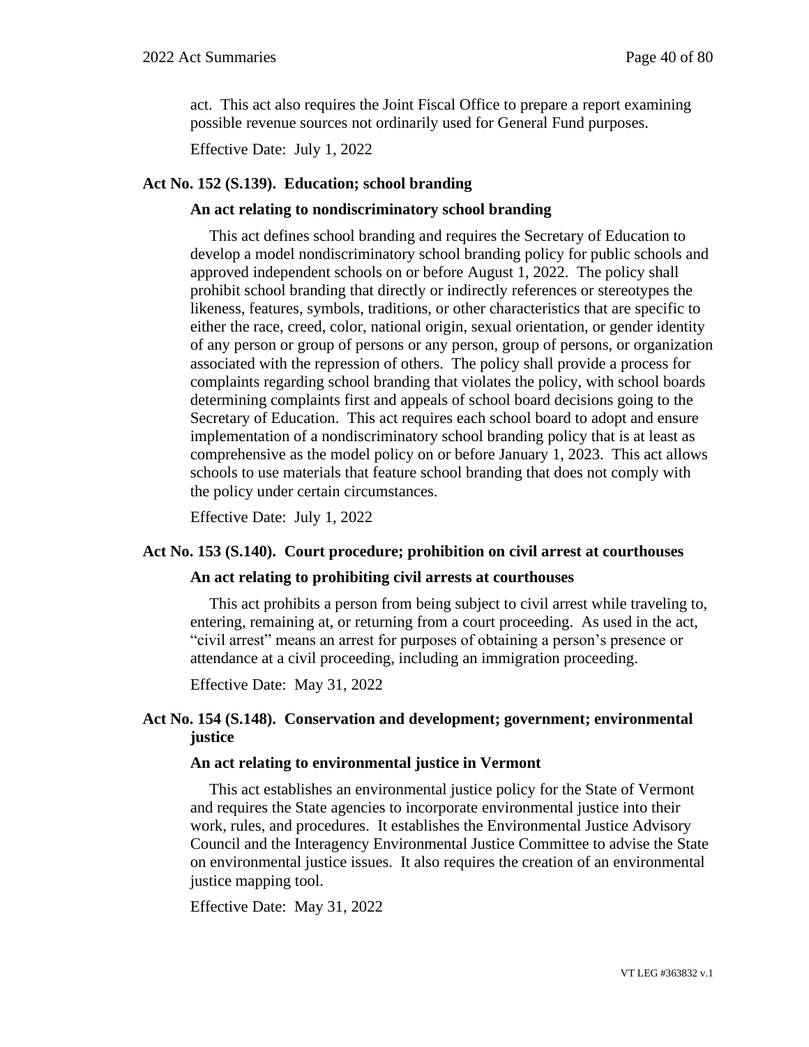act. This act also requires the Joint Fiscal Office to prepare a report examining possible revenue sources not ordinarily used for General Fund purposes.

Effective Date: July 1, 2022

### Act No. 152 (S.139). Education; school branding

#### An act relating to nondiscriminatory school branding

This act defines school branding and requires the Secretary of Education to develop a model nondiscriminatory school branding policy for public schools and approved independent schools on or before August 1, 2022. The policy shall prohibit school branding that directly or indirectly references or stereotypes the likeness, features, symbols, traditions, or other characteristics that are specific to either the race, creed, color, national origin, sexual orientation, or gender identity of any person or group of persons or any person, group of persons, or organization associated with the repression of others. The policy shall provide a process for complaints regarding school branding that violates the policy, with school boards determining complaints first and appeals of school board decisions going to the Secretary of Education. This act requires each school board to adopt and ensure implementation of a nondiscriminatory school branding policy that is at least as comprehensive as the model policy on or before January 1, 2023. This act allows schools to use materials that feature school branding that does not comply with the policy under certain circumstances.

Effective Date: July 1, 2022

### Act No. 153 (S.140). Court procedure; prohibition on civil arrest at courthouses

#### An act relating to prohibiting civil arrests at courthouses

This act prohibits a person from being subject to civil arrest while traveling to, entering, remaining at, or returning from a court proceeding. As used in the act, "civil arrest" means an arrest for purposes of obtaining a person's presence or attendance at a civil proceeding, including an immigration proceeding.

Effective Date: May 31, 2022

### Act No. 154 (S.148). Conservation and development; government; environmental justice

#### An act relating to environmental justice in Vermont

This act establishes an environmental justice policy for the State of Vermont and requires the State agencies to incorporate environmental justice into their work, rules, and procedures. It establishes the Environmental Justice Advisory Council and the Interagency Environmental Justice Committee to advise the State on environmental justice issues. It also requires the creation of an environmental justice mapping tool.

Effective Date: May 31, 2022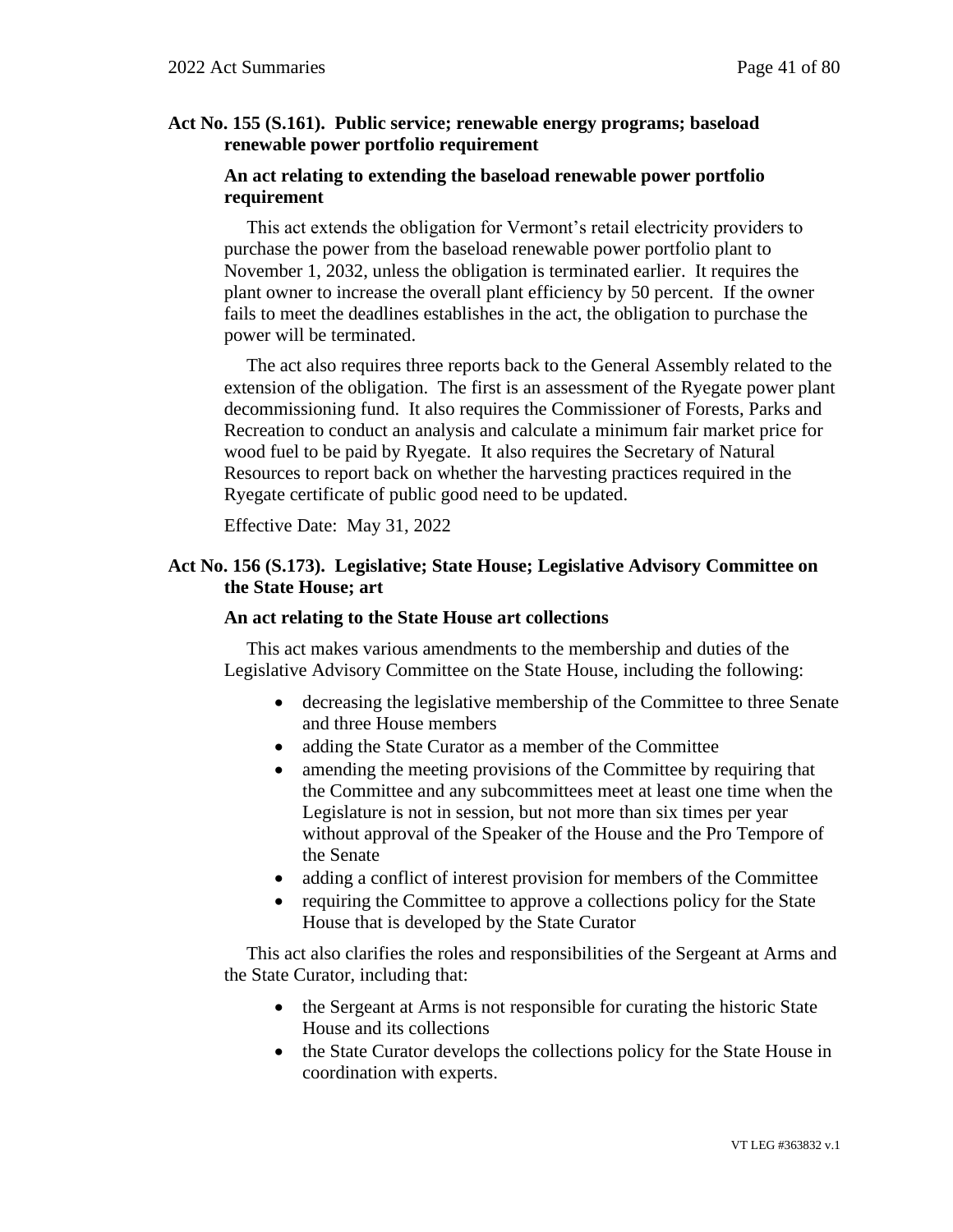**Act No. 155 (S.161). Public service; renewable energy programs; baseload renewable power portfolio requirement**

**An act relating to extending the baseload renewable power portfolio requirement**

This act extends the obligation for Vermont's retail electricity providers to purchase the power from the baseload renewable power portfolio plant to November 1, 2032, unless the obligation is terminated earlier. It requires the plant owner to increase the overall plant efficiency by 50 percent. If the owner fails to meet the deadlines establishes in the act, the obligation to purchase the power will be terminated.

The act also requires three reports back to the General Assembly related to the extension of the obligation. The first is an assessment of the Ryegate power plant decommissioning fund. It also requires the Commissioner of Forests, Parks and Recreation to conduct an analysis and calculate a minimum fair market price for wood fuel to be paid by Ryegate. It also requires the Secretary of Natural Resources to report back on whether the harvesting practices required in the Ryegate certificate of public good need to be updated.

Effective Date: May 31, 2022

**Act No. 156 (S.173). Legislative; State House; Legislative Advisory Committee on the State House; art**

**An act relating to the State House art collections**

This act makes various amendments to the membership and duties of the Legislative Advisory Committee on the State House, including the following:

- decreasing the legislative membership of the Committee to three Senate and three House members
- adding the State Curator as a member of the Committee
- amending the meeting provisions of the Committee by requiring that the Committee and any subcommittees meet at least one time when the Legislature is not in session, but not more than six times per year without approval of the Speaker of the House and the Pro Tempore of the Senate
- adding a conflict of interest provision for members of the Committee
- requiring the Committee to approve a collections policy for the State House that is developed by the State Curator

This act also clarifies the roles and responsibilities of the Sergeant at Arms and the State Curator, including that:

- the Sergeant at Arms is not responsible for curating the historic State House and its collections
- the State Curator develops the collections policy for the State House in coordination with experts.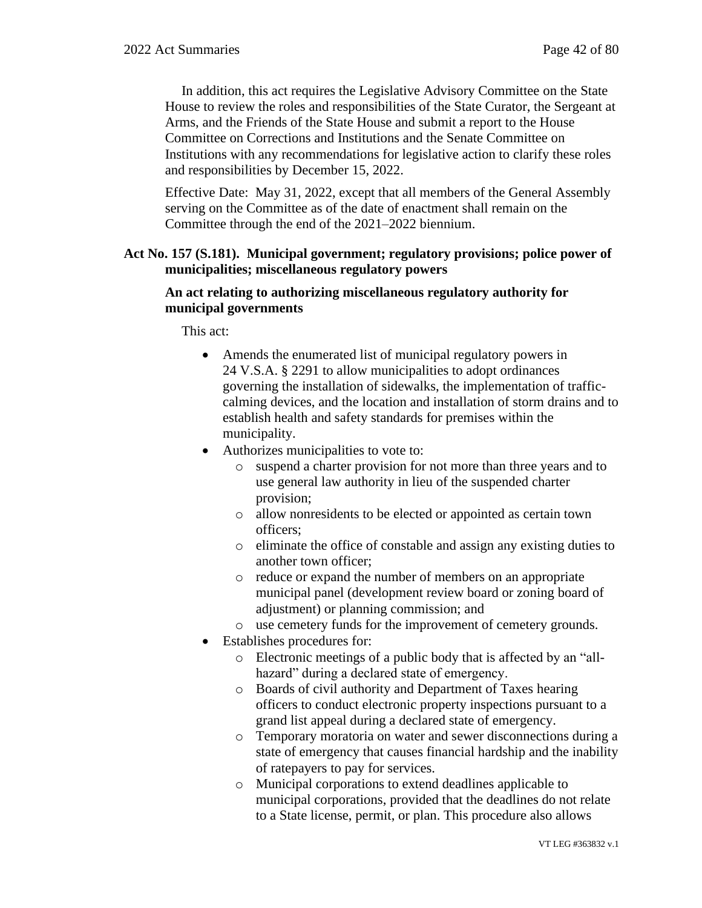In addition, this act requires the Legislative Advisory Committee on the State House to review the roles and responsibilities of the State Curator, the Sergeant at Arms, and the Friends of the State House and submit a report to the House Committee on Corrections and Institutions and the Senate Committee on Institutions with any recommendations for legislative action to clarify these roles and responsibilities by December 15, 2022.

Effective Date: May 31, 2022, except that all members of the General Assembly serving on the Committee as of the date of enactment shall remain on the Committee through the end of the 2021–2022 biennium.

### Act No. 157 (S.181). Municipal government; regulatory provisions; police power of municipalities; miscellaneous regulatory powers

**An act relating to authorizing miscellaneous regulatory authority for municipal governments**

This act:

- Amends the enumerated list of municipal regulatory powers in 24 V.S.A. § 2291 to allow municipalities to adopt ordinances governing the installation of sidewalks, the implementation of traffic-calming devices, and the location and installation of storm drains and to establish health and safety standards for premises within the municipality.
- Authorizes municipalities to vote to:
    - suspend a charter provision for not more than three years and to use general law authority in lieu of the suspended charter provision;
    - allow nonresidents to be elected or appointed as certain town officers;
    - eliminate the office of constable and assign any existing duties to another town officer;
    - reduce or expand the number of members on an appropriate municipal panel (development review board or zoning board of adjustment) or planning commission; and
    - use cemetery funds for the improvement of cemetery grounds.
- Establishes procedures for:
    - Electronic meetings of a public body that is affected by an "all-hazard" during a declared state of emergency.
    - Boards of civil authority and Department of Taxes hearing officers to conduct electronic property inspections pursuant to a grand list appeal during a declared state of emergency.
    - Temporary moratoria on water and sewer disconnections during a state of emergency that causes financial hardship and the inability of ratepayers to pay for services.
    - Municipal corporations to extend deadlines applicable to municipal corporations, provided that the deadlines do not relate to a State license, permit, or plan. This procedure also allows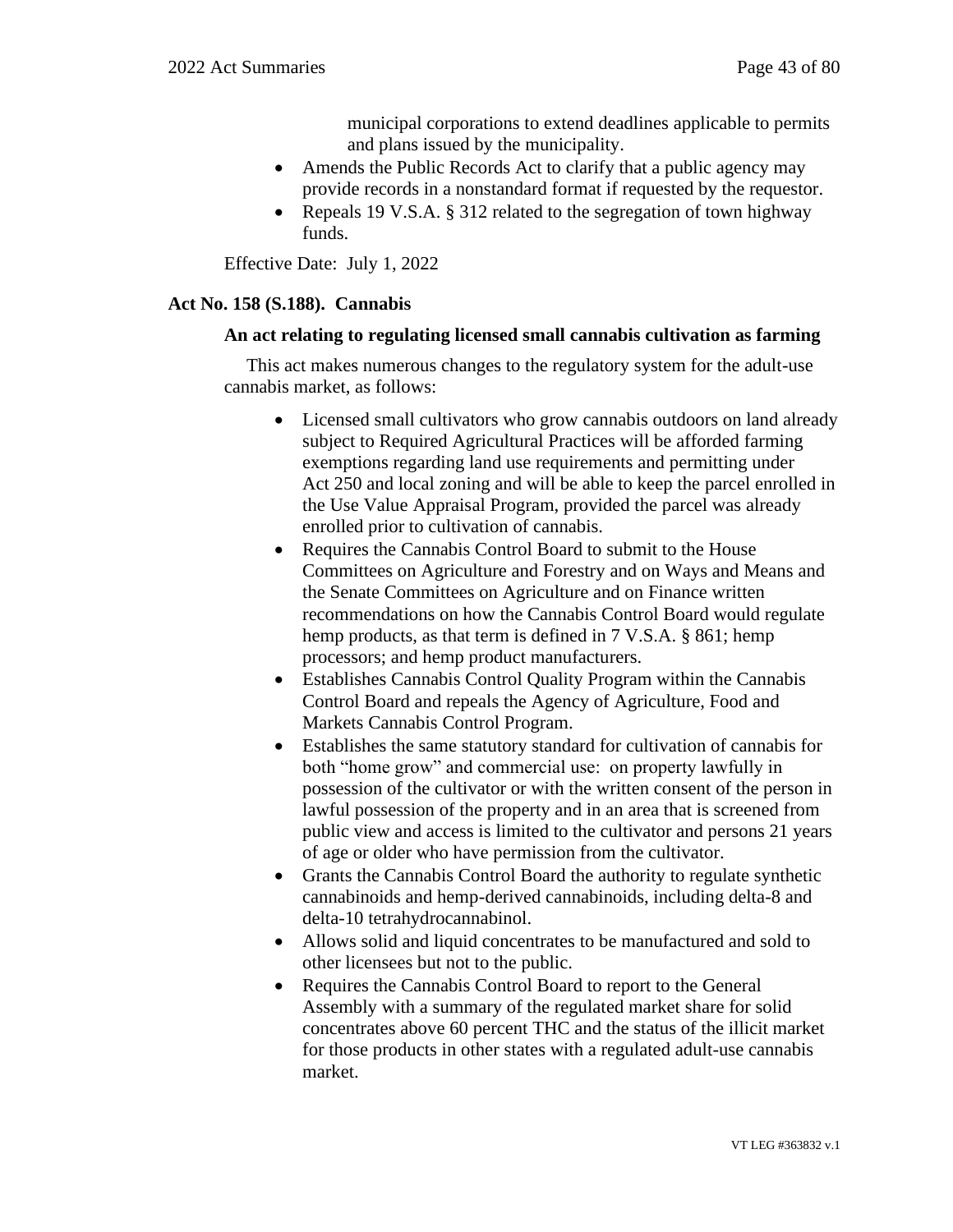municipal corporations to extend deadlines applicable to permits and plans issued by the municipality.

- Amends the Public Records Act to clarify that a public agency may provide records in a nonstandard format if requested by the requestor.
- Repeals 19 V.S.A. § 312 related to the segregation of town highway funds.

Effective Date: July 1, 2022

### Act No. 158 (S.188). Cannabis

**An act relating to regulating licensed small cannabis cultivation as farming**

This act makes numerous changes to the regulatory system for the adult-use cannabis market, as follows:

- Licensed small cultivators who grow cannabis outdoors on land already subject to Required Agricultural Practices will be afforded farming exemptions regarding land use requirements and permitting under Act 250 and local zoning and will be able to keep the parcel enrolled in the Use Value Appraisal Program, provided the parcel was already enrolled prior to cultivation of cannabis.
- Requires the Cannabis Control Board to submit to the House Committees on Agriculture and Forestry and on Ways and Means and the Senate Committees on Agriculture and on Finance written recommendations on how the Cannabis Control Board would regulate hemp products, as that term is defined in 7 V.S.A. § 861; hemp processors; and hemp product manufacturers.
- Establishes Cannabis Control Quality Program within the Cannabis Control Board and repeals the Agency of Agriculture, Food and Markets Cannabis Control Program.
- Establishes the same statutory standard for cultivation of cannabis for both "home grow" and commercial use: on property lawfully in possession of the cultivator or with the written consent of the person in lawful possession of the property and in an area that is screened from public view and access is limited to the cultivator and persons 21 years of age or older who have permission from the cultivator.
- Grants the Cannabis Control Board the authority to regulate synthetic cannabinoids and hemp-derived cannabinoids, including delta-8 and delta-10 tetrahydrocannabinol.
- Allows solid and liquid concentrates to be manufactured and sold to other licensees but not to the public.
- Requires the Cannabis Control Board to report to the General Assembly with a summary of the regulated market share for solid concentrates above 60 percent THC and the status of the illicit market for those products in other states with a regulated adult-use cannabis market.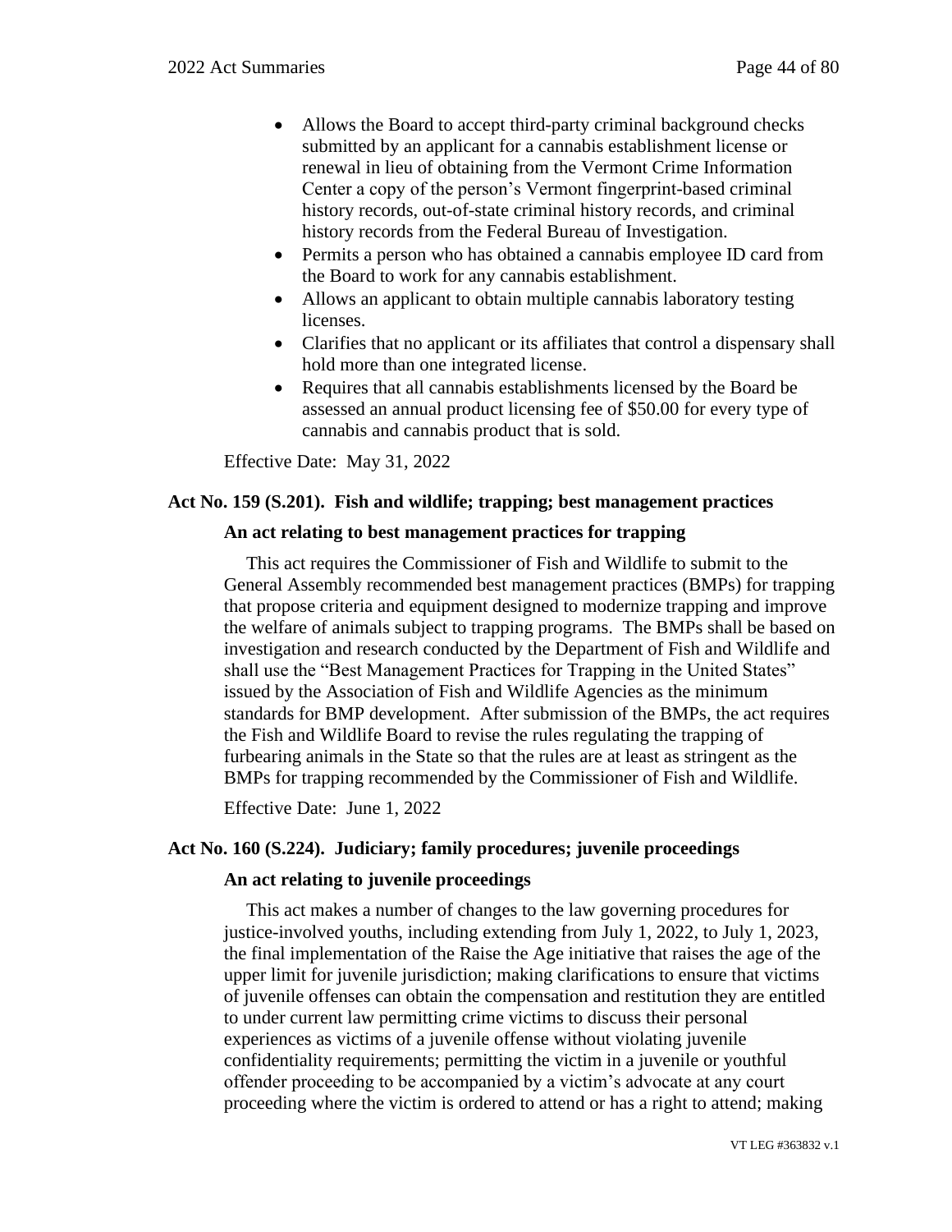- Allows the Board to accept third-party criminal background checks submitted by an applicant for a cannabis establishment license or renewal in lieu of obtaining from the Vermont Crime Information Center a copy of the person's Vermont fingerprint-based criminal history records, out-of-state criminal history records, and criminal history records from the Federal Bureau of Investigation.
- Permits a person who has obtained a cannabis employee ID card from the Board to work for any cannabis establishment.
- Allows an applicant to obtain multiple cannabis laboratory testing licenses.
- Clarifies that no applicant or its affiliates that control a dispensary shall hold more than one integrated license.
- Requires that all cannabis establishments licensed by the Board be assessed an annual product licensing fee of $50.00 for every type of cannabis and cannabis product that is sold.

Effective Date: May 31, 2022

### Act No. 159 (S.201). Fish and wildlife; trapping; best management practices

**An act relating to best management practices for trapping**

This act requires the Commissioner of Fish and Wildlife to submit to the General Assembly recommended best management practices (BMPs) for trapping that propose criteria and equipment designed to modernize trapping and improve the welfare of animals subject to trapping programs. The BMPs shall be based on investigation and research conducted by the Department of Fish and Wildlife and shall use the "Best Management Practices for Trapping in the United States" issued by the Association of Fish and Wildlife Agencies as the minimum standards for BMP development. After submission of the BMPs, the act requires the Fish and Wildlife Board to revise the rules regulating the trapping of furbearing animals in the State so that the rules are at least as stringent as the BMPs for trapping recommended by the Commissioner of Fish and Wildlife.

Effective Date: June 1, 2022

### Act No. 160 (S.224). Judiciary; family procedures; juvenile proceedings

**An act relating to juvenile proceedings**

This act makes a number of changes to the law governing procedures for justice-involved youths, including extending from July 1, 2022, to July 1, 2023, the final implementation of the Raise the Age initiative that raises the age of the upper limit for juvenile jurisdiction; making clarifications to ensure that victims of juvenile offenses can obtain the compensation and restitution they are entitled to under current law permitting crime victims to discuss their personal experiences as victims of a juvenile offense without violating juvenile confidentiality requirements; permitting the victim in a juvenile or youthful offender proceeding to be accompanied by a victim's advocate at any court proceeding where the victim is ordered to attend or has a right to attend; making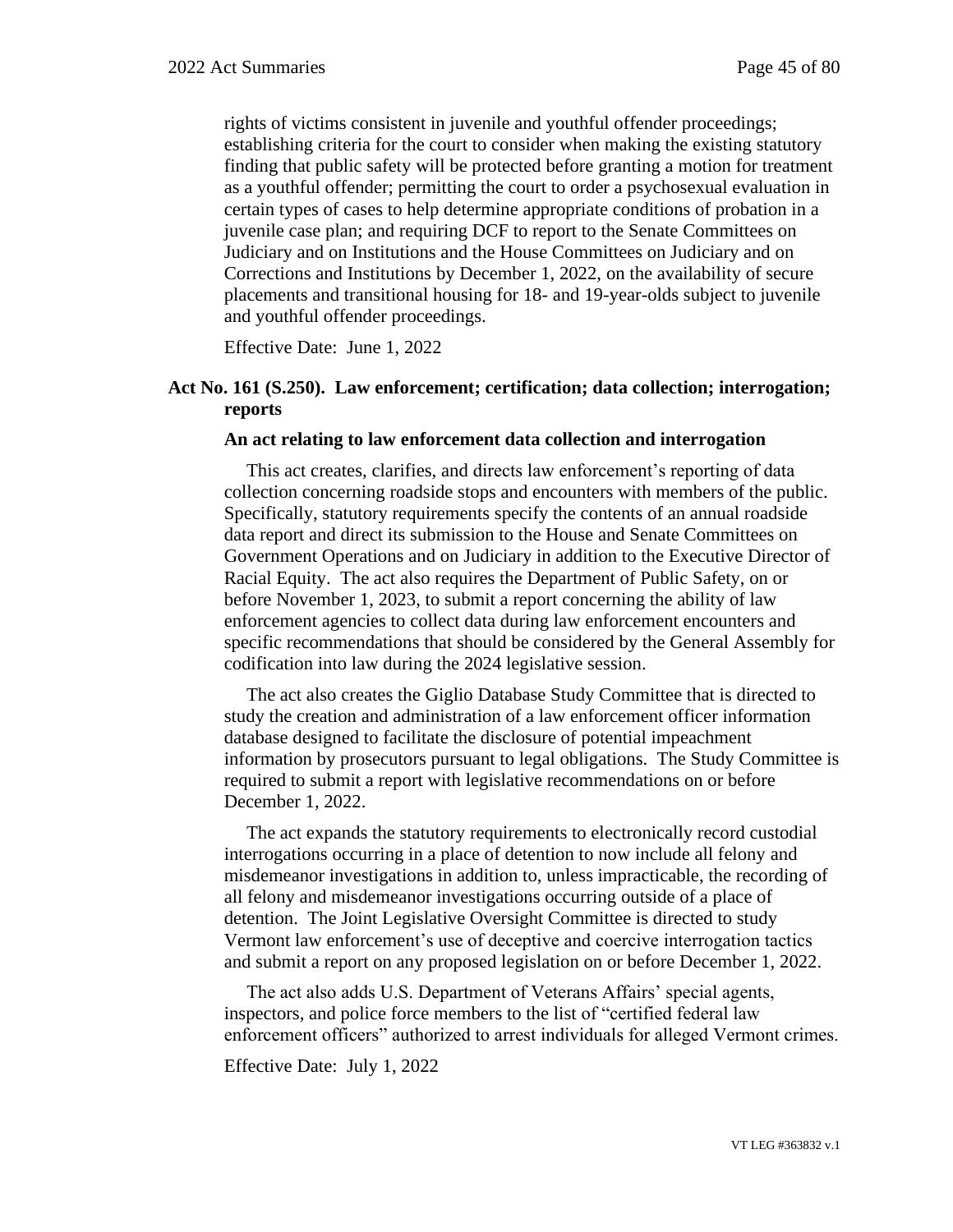rights of victims consistent in juvenile and youthful offender proceedings; establishing criteria for the court to consider when making the existing statutory finding that public safety will be protected before granting a motion for treatment as a youthful offender; permitting the court to order a psychosexual evaluation in certain types of cases to help determine appropriate conditions of probation in a juvenile case plan; and requiring DCF to report to the Senate Committees on Judiciary and on Institutions and the House Committees on Judiciary and on Corrections and Institutions by December 1, 2022, on the availability of secure placements and transitional housing for 18- and 19-year-olds subject to juvenile and youthful offender proceedings.

Effective Date: June 1, 2022

### Act No. 161 (S.250). Law enforcement; certification; data collection; interrogation; reports

**An act relating to law enforcement data collection and interrogation**

This act creates, clarifies, and directs law enforcement's reporting of data collection concerning roadside stops and encounters with members of the public. Specifically, statutory requirements specify the contents of an annual roadside data report and direct its submission to the House and Senate Committees on Government Operations and on Judiciary in addition to the Executive Director of Racial Equity. The act also requires the Department of Public Safety, on or before November 1, 2023, to submit a report concerning the ability of law enforcement agencies to collect data during law enforcement encounters and specific recommendations that should be considered by the General Assembly for codification into law during the 2024 legislative session.

The act also creates the Giglio Database Study Committee that is directed to study the creation and administration of a law enforcement officer information database designed to facilitate the disclosure of potential impeachment information by prosecutors pursuant to legal obligations. The Study Committee is required to submit a report with legislative recommendations on or before December 1, 2022.

The act expands the statutory requirements to electronically record custodial interrogations occurring in a place of detention to now include all felony and misdemeanor investigations in addition to, unless impracticable, the recording of all felony and misdemeanor investigations occurring outside of a place of detention. The Joint Legislative Oversight Committee is directed to study Vermont law enforcement's use of deceptive and coercive interrogation tactics and submit a report on any proposed legislation on or before December 1, 2022.

The act also adds U.S. Department of Veterans Affairs' special agents, inspectors, and police force members to the list of "certified federal law enforcement officers" authorized to arrest individuals for alleged Vermont crimes.

Effective Date: July 1, 2022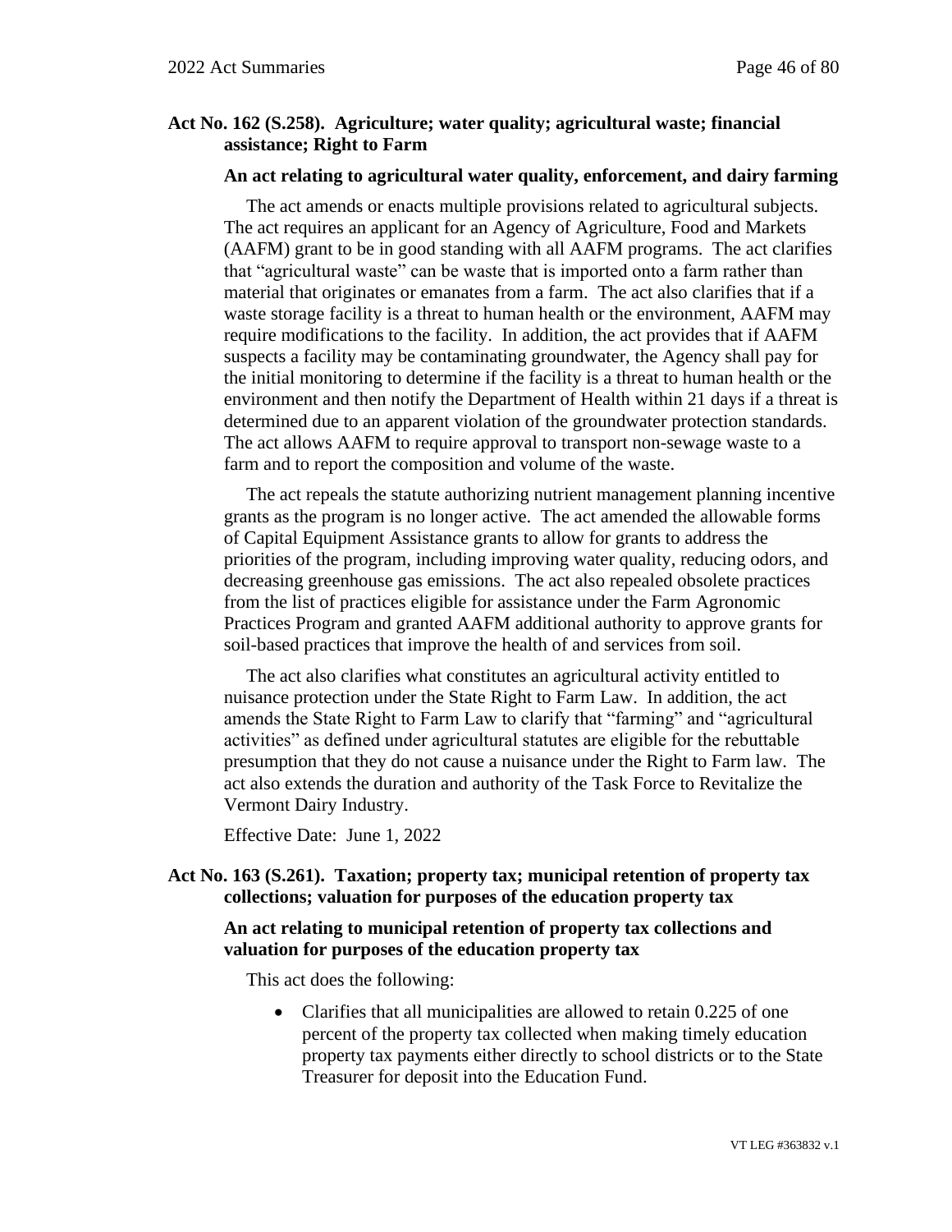**Act No. 162 (S.258). Agriculture; water quality; agricultural waste; financial assistance; Right to Farm**

**An act relating to agricultural water quality, enforcement, and dairy farming**

The act amends or enacts multiple provisions related to agricultural subjects. The act requires an applicant for an Agency of Agriculture, Food and Markets (AAFM) grant to be in good standing with all AAFM programs. The act clarifies that "agricultural waste" can be waste that is imported onto a farm rather than material that originates or emanates from a farm. The act also clarifies that if a waste storage facility is a threat to human health or the environment, AAFM may require modifications to the facility. In addition, the act provides that if AAFM suspects a facility may be contaminating groundwater, the Agency shall pay for the initial monitoring to determine if the facility is a threat to human health or the environment and then notify the Department of Health within 21 days if a threat is determined due to an apparent violation of the groundwater protection standards. The act allows AAFM to require approval to transport non-sewage waste to a farm and to report the composition and volume of the waste.

The act repeals the statute authorizing nutrient management planning incentive grants as the program is no longer active. The act amended the allowable forms of Capital Equipment Assistance grants to allow for grants to address the priorities of the program, including improving water quality, reducing odors, and decreasing greenhouse gas emissions. The act also repealed obsolete practices from the list of practices eligible for assistance under the Farm Agronomic Practices Program and granted AAFM additional authority to approve grants for soil-based practices that improve the health of and services from soil.

The act also clarifies what constitutes an agricultural activity entitled to nuisance protection under the State Right to Farm Law. In addition, the act amends the State Right to Farm Law to clarify that "farming" and "agricultural activities" as defined under agricultural statutes are eligible for the rebuttable presumption that they do not cause a nuisance under the Right to Farm law. The act also extends the duration and authority of the Task Force to Revitalize the Vermont Dairy Industry.

Effective Date: June 1, 2022

**Act No. 163 (S.261). Taxation; property tax; municipal retention of property tax collections; valuation for purposes of the education property tax**

**An act relating to municipal retention of property tax collections and valuation for purposes of the education property tax**

This act does the following:

- Clarifies that all municipalities are allowed to retain 0.225 of one percent of the property tax collected when making timely education property tax payments either directly to school districts or to the State Treasurer for deposit into the Education Fund.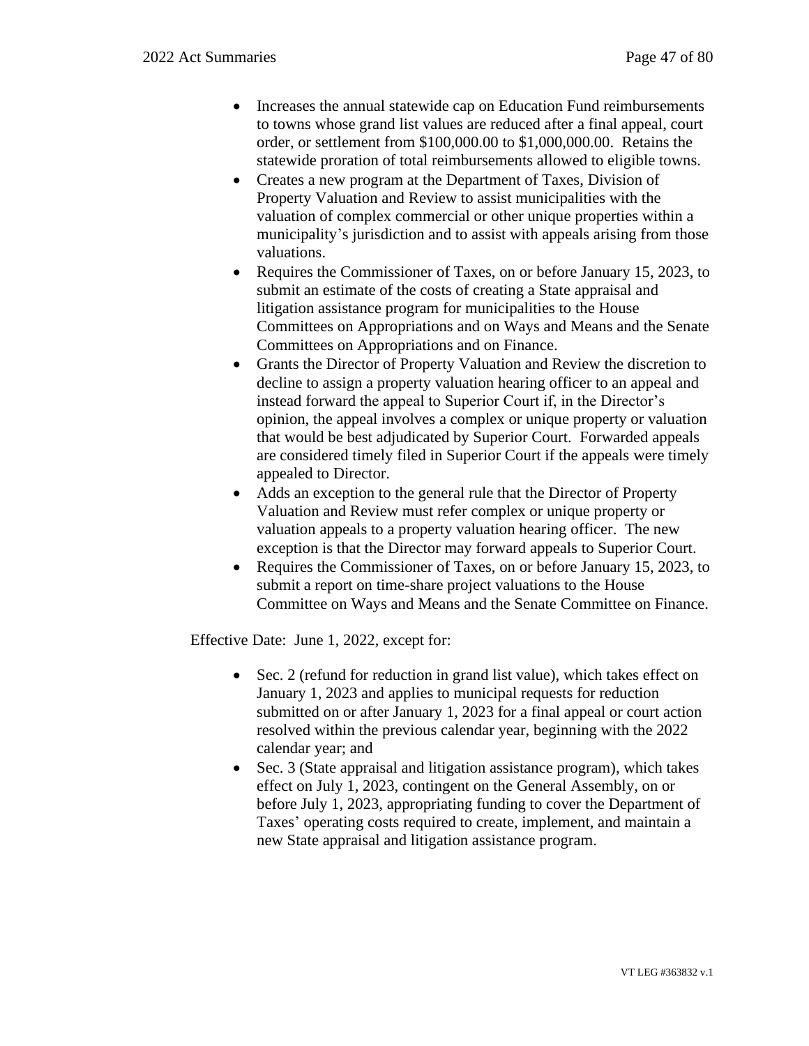- Increases the annual statewide cap on Education Fund reimbursements to towns whose grand list values are reduced after a final appeal, court order, or settlement from $100,000.00 to $1,000,000.00. Retains the statewide proration of total reimbursements allowed to eligible towns.
- Creates a new program at the Department of Taxes, Division of Property Valuation and Review to assist municipalities with the valuation of complex commercial or other unique properties within a municipality's jurisdiction and to assist with appeals arising from those valuations.
- Requires the Commissioner of Taxes, on or before January 15, 2023, to submit an estimate of the costs of creating a State appraisal and litigation assistance program for municipalities to the House Committees on Appropriations and on Ways and Means and the Senate Committees on Appropriations and on Finance.
- Grants the Director of Property Valuation and Review the discretion to decline to assign a property valuation hearing officer to an appeal and instead forward the appeal to Superior Court if, in the Director's opinion, the appeal involves a complex or unique property or valuation that would be best adjudicated by Superior Court. Forwarded appeals are considered timely filed in Superior Court if the appeals were timely appealed to Director.
- Adds an exception to the general rule that the Director of Property Valuation and Review must refer complex or unique property or valuation appeals to a property valuation hearing officer. The new exception is that the Director may forward appeals to Superior Court.
- Requires the Commissioner of Taxes, on or before January 15, 2023, to submit a report on time-share project valuations to the House Committee on Ways and Means and the Senate Committee on Finance.

Effective Date: June 1, 2022, except for:

- Sec. 2 (refund for reduction in grand list value), which takes effect on January 1, 2023 and applies to municipal requests for reduction submitted on or after January 1, 2023 for a final appeal or court action resolved within the previous calendar year, beginning with the 2022 calendar year; and
- Sec. 3 (State appraisal and litigation assistance program), which takes effect on July 1, 2023, contingent on the General Assembly, on or before July 1, 2023, appropriating funding to cover the Department of Taxes' operating costs required to create, implement, and maintain a new State appraisal and litigation assistance program.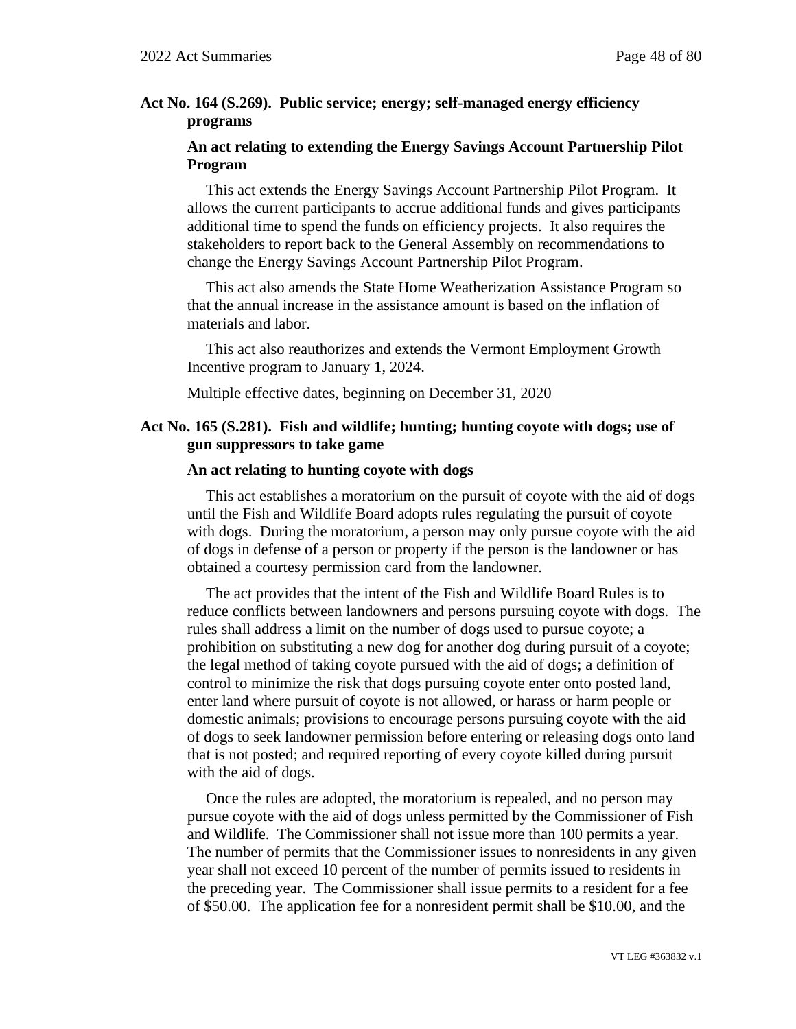**Act No. 164 (S.269). Public service; energy; self-managed energy efficiency programs**

**An act relating to extending the Energy Savings Account Partnership Pilot Program**

This act extends the Energy Savings Account Partnership Pilot Program. It allows the current participants to accrue additional funds and gives participants additional time to spend the funds on efficiency projects. It also requires the stakeholders to report back to the General Assembly on recommendations to change the Energy Savings Account Partnership Pilot Program.

This act also amends the State Home Weatherization Assistance Program so that the annual increase in the assistance amount is based on the inflation of materials and labor.

This act also reauthorizes and extends the Vermont Employment Growth Incentive program to January 1, 2024.

Multiple effective dates, beginning on December 31, 2020

**Act No. 165 (S.281). Fish and wildlife; hunting; hunting coyote with dogs; use of gun suppressors to take game**

**An act relating to hunting coyote with dogs**

This act establishes a moratorium on the pursuit of coyote with the aid of dogs until the Fish and Wildlife Board adopts rules regulating the pursuit of coyote with dogs. During the moratorium, a person may only pursue coyote with the aid of dogs in defense of a person or property if the person is the landowner or has obtained a courtesy permission card from the landowner.

The act provides that the intent of the Fish and Wildlife Board Rules is to reduce conflicts between landowners and persons pursuing coyote with dogs. The rules shall address a limit on the number of dogs used to pursue coyote; a prohibition on substituting a new dog for another dog during pursuit of a coyote; the legal method of taking coyote pursued with the aid of dogs; a definition of control to minimize the risk that dogs pursuing coyote enter onto posted land, enter land where pursuit of coyote is not allowed, or harass or harm people or domestic animals; provisions to encourage persons pursuing coyote with the aid of dogs to seek landowner permission before entering or releasing dogs onto land that is not posted; and required reporting of every coyote killed during pursuit with the aid of dogs.

Once the rules are adopted, the moratorium is repealed, and no person may pursue coyote with the aid of dogs unless permitted by the Commissioner of Fish and Wildlife. The Commissioner shall not issue more than 100 permits a year. The number of permits that the Commissioner issues to nonresidents in any given year shall not exceed 10 percent of the number of permits issued to residents in the preceding year. The Commissioner shall issue permits to a resident for a fee of $50.00. The application fee for a nonresident permit shall be $10.00, and the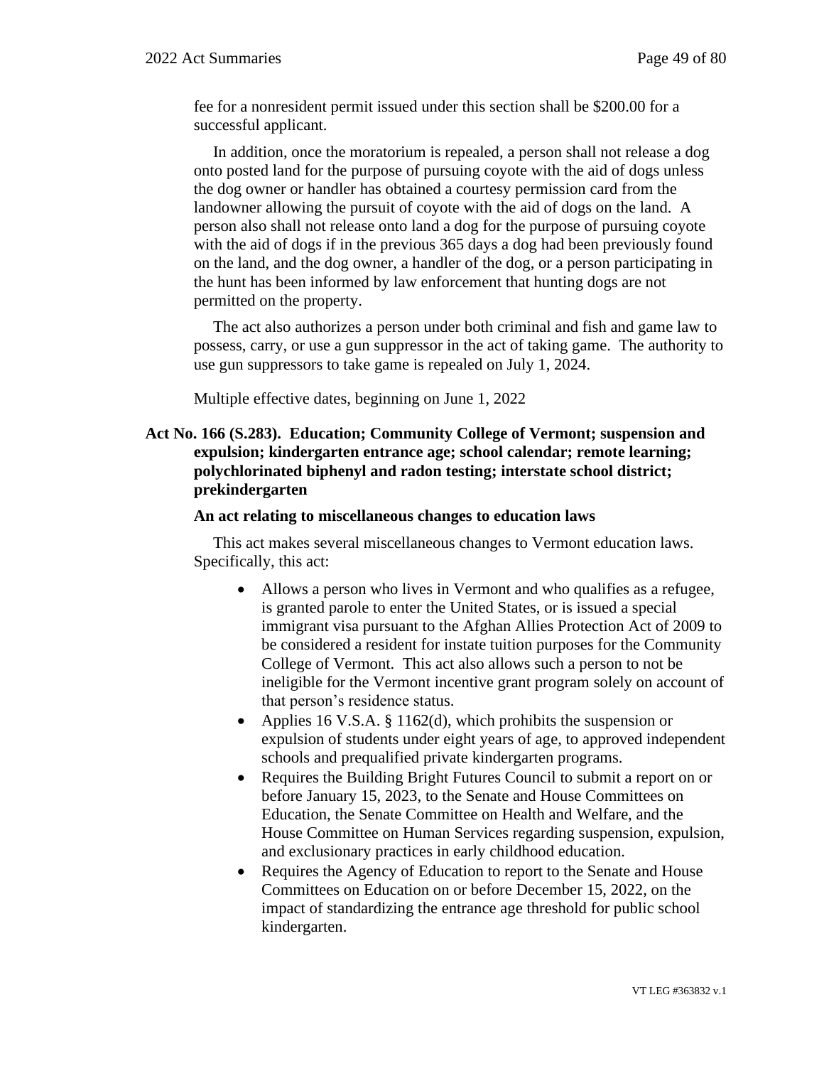fee for a nonresident permit issued under this section shall be $200.00 for a successful applicant.

In addition, once the moratorium is repealed, a person shall not release a dog onto posted land for the purpose of pursuing coyote with the aid of dogs unless the dog owner or handler has obtained a courtesy permission card from the landowner allowing the pursuit of coyote with the aid of dogs on the land. A person also shall not release onto land a dog for the purpose of pursuing coyote with the aid of dogs if in the previous 365 days a dog had been previously found on the land, and the dog owner, a handler of the dog, or a person participating in the hunt has been informed by law enforcement that hunting dogs are not permitted on the property.

The act also authorizes a person under both criminal and fish and game law to possess, carry, or use a gun suppressor in the act of taking game. The authority to use gun suppressors to take game is repealed on July 1, 2024.

Multiple effective dates, beginning on June 1, 2022

### Act No. 166 (S.283). Education; Community College of Vermont; suspension and expulsion; kindergarten entrance age; school calendar; remote learning; polychlorinated biphenyl and radon testing; interstate school district; prekindergarten

**An act relating to miscellaneous changes to education laws**

This act makes several miscellaneous changes to Vermont education laws. Specifically, this act:

- Allows a person who lives in Vermont and who qualifies as a refugee, is granted parole to enter the United States, or is issued a special immigrant visa pursuant to the Afghan Allies Protection Act of 2009 to be considered a resident for instate tuition purposes for the Community College of Vermont. This act also allows such a person to not be ineligible for the Vermont incentive grant program solely on account of that person's residence status.
- Applies 16 V.S.A. § 1162(d), which prohibits the suspension or expulsion of students under eight years of age, to approved independent schools and prequalified private kindergarten programs.
- Requires the Building Bright Futures Council to submit a report on or before January 15, 2023, to the Senate and House Committees on Education, the Senate Committee on Health and Welfare, and the House Committee on Human Services regarding suspension, expulsion, and exclusionary practices in early childhood education.
- Requires the Agency of Education to report to the Senate and House Committees on Education on or before December 15, 2022, on the impact of standardizing the entrance age threshold for public school kindergarten.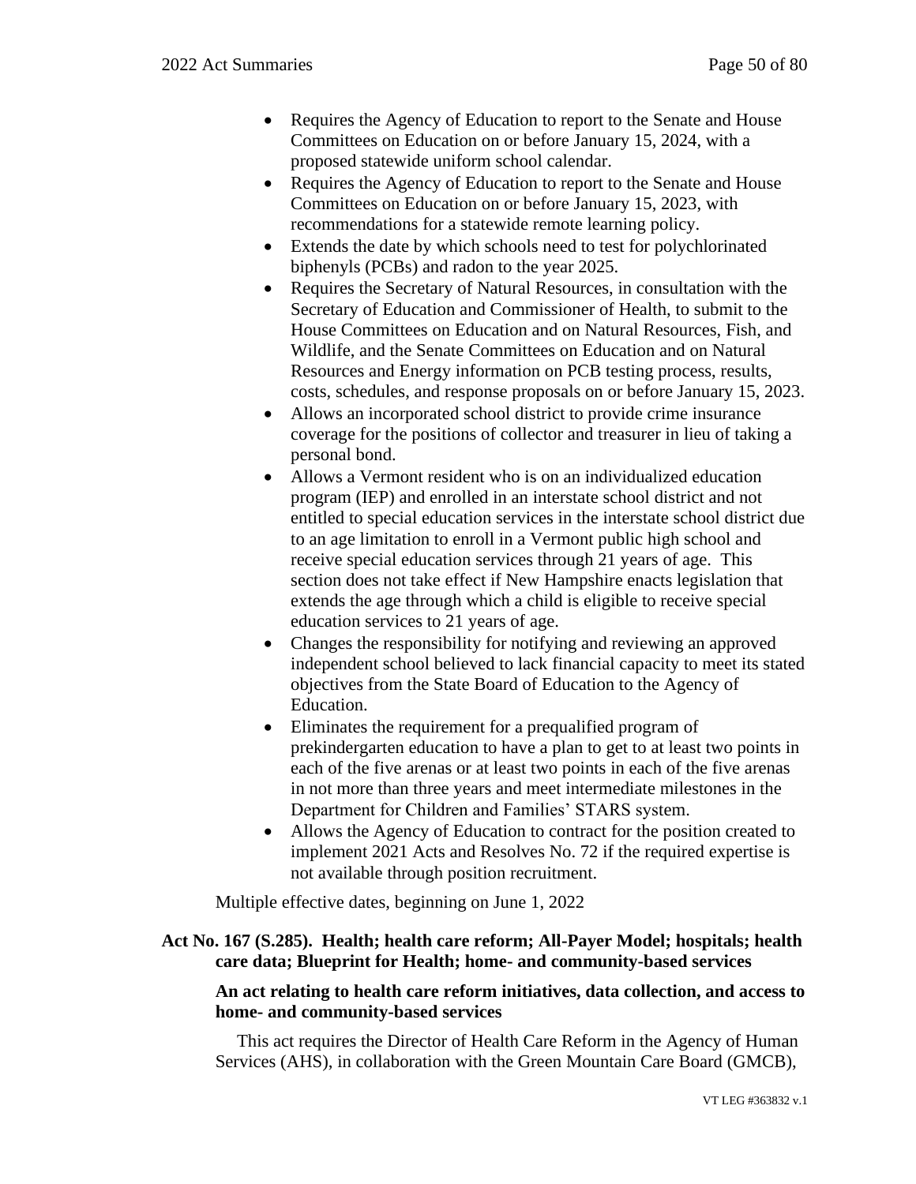- Requires the Agency of Education to report to the Senate and House Committees on Education on or before January 15, 2024, with a proposed statewide uniform school calendar.
- Requires the Agency of Education to report to the Senate and House Committees on Education on or before January 15, 2023, with recommendations for a statewide remote learning policy.
- Extends the date by which schools need to test for polychlorinated biphenyls (PCBs) and radon to the year 2025.
- Requires the Secretary of Natural Resources, in consultation with the Secretary of Education and Commissioner of Health, to submit to the House Committees on Education and on Natural Resources, Fish, and Wildlife, and the Senate Committees on Education and on Natural Resources and Energy information on PCB testing process, results, costs, schedules, and response proposals on or before January 15, 2023.
- Allows an incorporated school district to provide crime insurance coverage for the positions of collector and treasurer in lieu of taking a personal bond.
- Allows a Vermont resident who is on an individualized education program (IEP) and enrolled in an interstate school district and not entitled to special education services in the interstate school district due to an age limitation to enroll in a Vermont public high school and receive special education services through 21 years of age. This section does not take effect if New Hampshire enacts legislation that extends the age through which a child is eligible to receive special education services to 21 years of age.
- Changes the responsibility for notifying and reviewing an approved independent school believed to lack financial capacity to meet its stated objectives from the State Board of Education to the Agency of Education.
- Eliminates the requirement for a prequalified program of prekindergarten education to have a plan to get to at least two points in each of the five arenas or at least two points in each of the five arenas in not more than three years and meet intermediate milestones in the Department for Children and Families' STARS system.
- Allows the Agency of Education to contract for the position created to implement 2021 Acts and Resolves No. 72 if the required expertise is not available through position recruitment.

Multiple effective dates, beginning on June 1, 2022

**Act No. 167 (S.285). Health; health care reform; All-Payer Model; hospitals; health care data; Blueprint for Health; home- and community-based services**

**An act relating to health care reform initiatives, data collection, and access to home- and community-based services**

This act requires the Director of Health Care Reform in the Agency of Human Services (AHS), in collaboration with the Green Mountain Care Board (GMCB),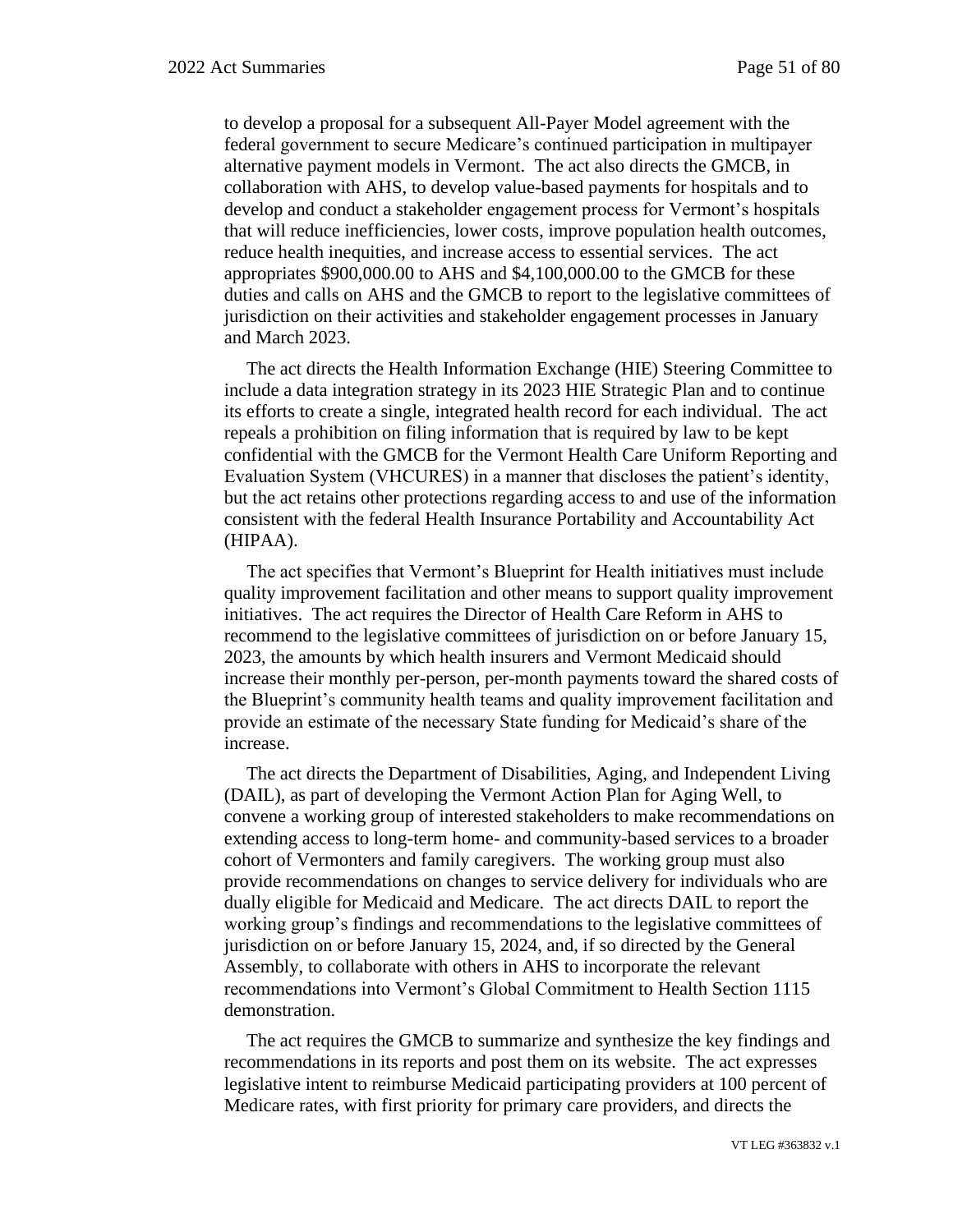to develop a proposal for a subsequent All-Payer Model agreement with the federal government to secure Medicare's continued participation in multipayer alternative payment models in Vermont. The act also directs the GMCB, in collaboration with AHS, to develop value-based payments for hospitals and to develop and conduct a stakeholder engagement process for Vermont's hospitals that will reduce inefficiencies, lower costs, improve population health outcomes, reduce health inequities, and increase access to essential services. The act appropriates $900,000.00 to AHS and $4,100,000.00 to the GMCB for these duties and calls on AHS and the GMCB to report to the legislative committees of jurisdiction on their activities and stakeholder engagement processes in January and March 2023.

The act directs the Health Information Exchange (HIE) Steering Committee to include a data integration strategy in its 2023 HIE Strategic Plan and to continue its efforts to create a single, integrated health record for each individual. The act repeals a prohibition on filing information that is required by law to be kept confidential with the GMCB for the Vermont Health Care Uniform Reporting and Evaluation System (VHCURES) in a manner that discloses the patient's identity, but the act retains other protections regarding access to and use of the information consistent with the federal Health Insurance Portability and Accountability Act (HIPAA).

The act specifies that Vermont's Blueprint for Health initiatives must include quality improvement facilitation and other means to support quality improvement initiatives. The act requires the Director of Health Care Reform in AHS to recommend to the legislative committees of jurisdiction on or before January 15, 2023, the amounts by which health insurers and Vermont Medicaid should increase their monthly per-person, per-month payments toward the shared costs of the Blueprint's community health teams and quality improvement facilitation and provide an estimate of the necessary State funding for Medicaid's share of the increase.

The act directs the Department of Disabilities, Aging, and Independent Living (DAIL), as part of developing the Vermont Action Plan for Aging Well, to convene a working group of interested stakeholders to make recommendations on extending access to long-term home- and community-based services to a broader cohort of Vermonters and family caregivers. The working group must also provide recommendations on changes to service delivery for individuals who are dually eligible for Medicaid and Medicare. The act directs DAIL to report the working group's findings and recommendations to the legislative committees of jurisdiction on or before January 15, 2024, and, if so directed by the General Assembly, to collaborate with others in AHS to incorporate the relevant recommendations into Vermont's Global Commitment to Health Section 1115 demonstration.

The act requires the GMCB to summarize and synthesize the key findings and recommendations in its reports and post them on its website. The act expresses legislative intent to reimburse Medicaid participating providers at 100 percent of Medicare rates, with first priority for primary care providers, and directs the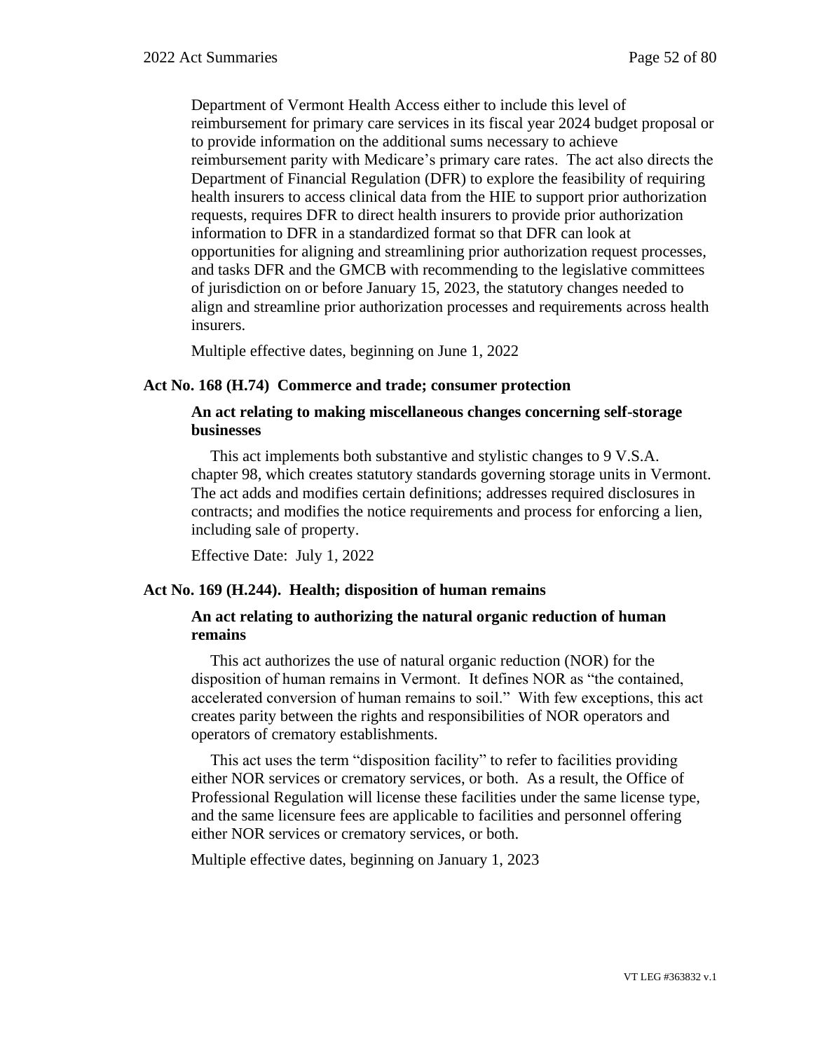Department of Vermont Health Access either to include this level of reimbursement for primary care services in its fiscal year 2024 budget proposal or to provide information on the additional sums necessary to achieve reimbursement parity with Medicare's primary care rates. The act also directs the Department of Financial Regulation (DFR) to explore the feasibility of requiring health insurers to access clinical data from the HIE to support prior authorization requests, requires DFR to direct health insurers to provide prior authorization information to DFR in a standardized format so that DFR can look at opportunities for aligning and streamlining prior authorization request processes, and tasks DFR and the GMCB with recommending to the legislative committees of jurisdiction on or before January 15, 2023, the statutory changes needed to align and streamline prior authorization processes and requirements across health insurers.

Multiple effective dates, beginning on June 1, 2022

### Act No. 168 (H.74) Commerce and trade; consumer protection

**An act relating to making miscellaneous changes concerning self-storage businesses**

This act implements both substantive and stylistic changes to 9 V.S.A. chapter 98, which creates statutory standards governing storage units in Vermont. The act adds and modifies certain definitions; addresses required disclosures in contracts; and modifies the notice requirements and process for enforcing a lien, including sale of property.

Effective Date: July 1, 2022

### Act No. 169 (H.244). Health; disposition of human remains

**An act relating to authorizing the natural organic reduction of human remains**

This act authorizes the use of natural organic reduction (NOR) for the disposition of human remains in Vermont. It defines NOR as "the contained, accelerated conversion of human remains to soil." With few exceptions, this act creates parity between the rights and responsibilities of NOR operators and operators of crematory establishments.

This act uses the term "disposition facility" to refer to facilities providing either NOR services or crematory services, or both. As a result, the Office of Professional Regulation will license these facilities under the same license type, and the same licensure fees are applicable to facilities and personnel offering either NOR services or crematory services, or both.

Multiple effective dates, beginning on January 1, 2023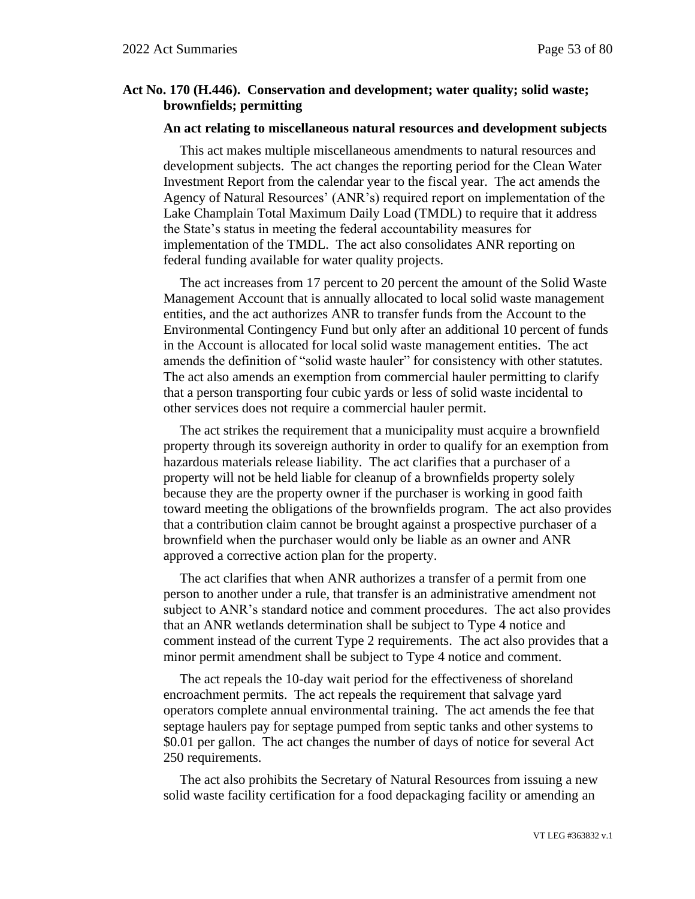**Act No. 170 (H.446). Conservation and development; water quality; solid waste; brownfields; permitting**

**An act relating to miscellaneous natural resources and development subjects**

This act makes multiple miscellaneous amendments to natural resources and development subjects. The act changes the reporting period for the Clean Water Investment Report from the calendar year to the fiscal year. The act amends the Agency of Natural Resources' (ANR's) required report on implementation of the Lake Champlain Total Maximum Daily Load (TMDL) to require that it address the State's status in meeting the federal accountability measures for implementation of the TMDL. The act also consolidates ANR reporting on federal funding available for water quality projects.

The act increases from 17 percent to 20 percent the amount of the Solid Waste Management Account that is annually allocated to local solid waste management entities, and the act authorizes ANR to transfer funds from the Account to the Environmental Contingency Fund but only after an additional 10 percent of funds in the Account is allocated for local solid waste management entities. The act amends the definition of "solid waste hauler" for consistency with other statutes. The act also amends an exemption from commercial hauler permitting to clarify that a person transporting four cubic yards or less of solid waste incidental to other services does not require a commercial hauler permit.

The act strikes the requirement that a municipality must acquire a brownfield property through its sovereign authority in order to qualify for an exemption from hazardous materials release liability. The act clarifies that a purchaser of a property will not be held liable for cleanup of a brownfields property solely because they are the property owner if the purchaser is working in good faith toward meeting the obligations of the brownfields program. The act also provides that a contribution claim cannot be brought against a prospective purchaser of a brownfield when the purchaser would only be liable as an owner and ANR approved a corrective action plan for the property.

The act clarifies that when ANR authorizes a transfer of a permit from one person to another under a rule, that transfer is an administrative amendment not subject to ANR's standard notice and comment procedures. The act also provides that an ANR wetlands determination shall be subject to Type 4 notice and comment instead of the current Type 2 requirements. The act also provides that a minor permit amendment shall be subject to Type 4 notice and comment.

The act repeals the 10-day wait period for the effectiveness of shoreland encroachment permits. The act repeals the requirement that salvage yard operators complete annual environmental training. The act amends the fee that septage haulers pay for septage pumped from septic tanks and other systems to $0.01 per gallon. The act changes the number of days of notice for several Act 250 requirements.

The act also prohibits the Secretary of Natural Resources from issuing a new solid waste facility certification for a food depackaging facility or amending an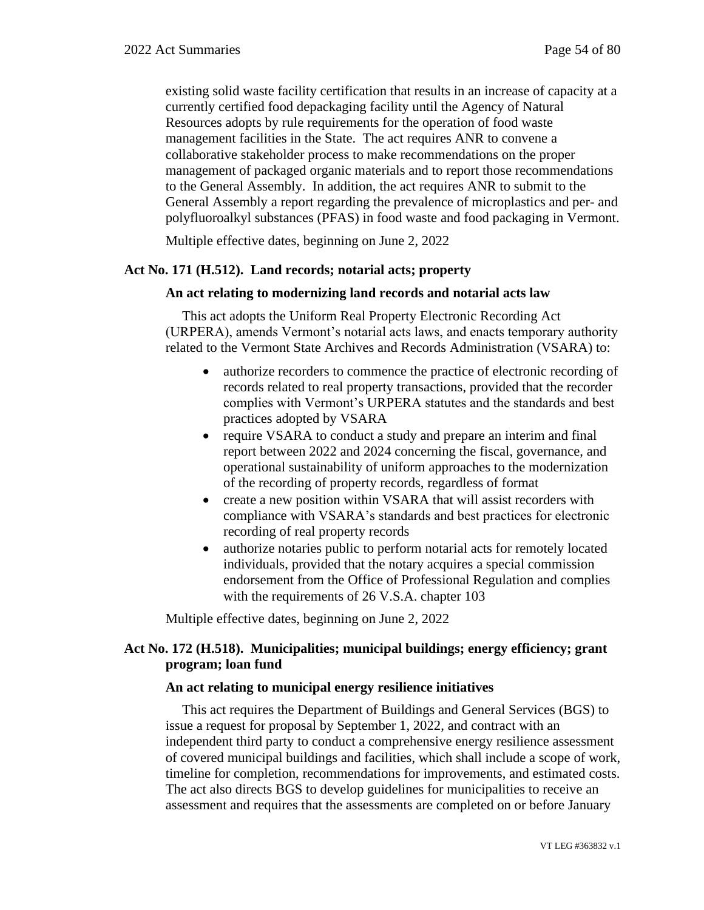existing solid waste facility certification that results in an increase of capacity at a currently certified food depackaging facility until the Agency of Natural Resources adopts by rule requirements for the operation of food waste management facilities in the State. The act requires ANR to convene a collaborative stakeholder process to make recommendations on the proper management of packaged organic materials and to report those recommendations to the General Assembly. In addition, the act requires ANR to submit to the General Assembly a report regarding the prevalence of microplastics and per- and polyfluoroalkyl substances (PFAS) in food waste and food packaging in Vermont.

Multiple effective dates, beginning on June 2, 2022

### Act No. 171 (H.512). Land records; notarial acts; property

#### An act relating to modernizing land records and notarial acts law

This act adopts the Uniform Real Property Electronic Recording Act (URPERA), amends Vermont's notarial acts laws, and enacts temporary authority related to the Vermont State Archives and Records Administration (VSARA) to:

- authorize recorders to commence the practice of electronic recording of records related to real property transactions, provided that the recorder complies with Vermont's URPERA statutes and the standards and best practices adopted by VSARA
- require VSARA to conduct a study and prepare an interim and final report between 2022 and 2024 concerning the fiscal, governance, and operational sustainability of uniform approaches to the modernization of the recording of property records, regardless of format
- create a new position within VSARA that will assist recorders with compliance with VSARA's standards and best practices for electronic recording of real property records
- authorize notaries public to perform notarial acts for remotely located individuals, provided that the notary acquires a special commission endorsement from the Office of Professional Regulation and complies with the requirements of 26 V.S.A. chapter 103

Multiple effective dates, beginning on June 2, 2022

### Act No. 172 (H.518). Municipalities; municipal buildings; energy efficiency; grant program; loan fund

#### An act relating to municipal energy resilience initiatives

This act requires the Department of Buildings and General Services (BGS) to issue a request for proposal by September 1, 2022, and contract with an independent third party to conduct a comprehensive energy resilience assessment of covered municipal buildings and facilities, which shall include a scope of work, timeline for completion, recommendations for improvements, and estimated costs. The act also directs BGS to develop guidelines for municipalities to receive an assessment and requires that the assessments are completed on or before January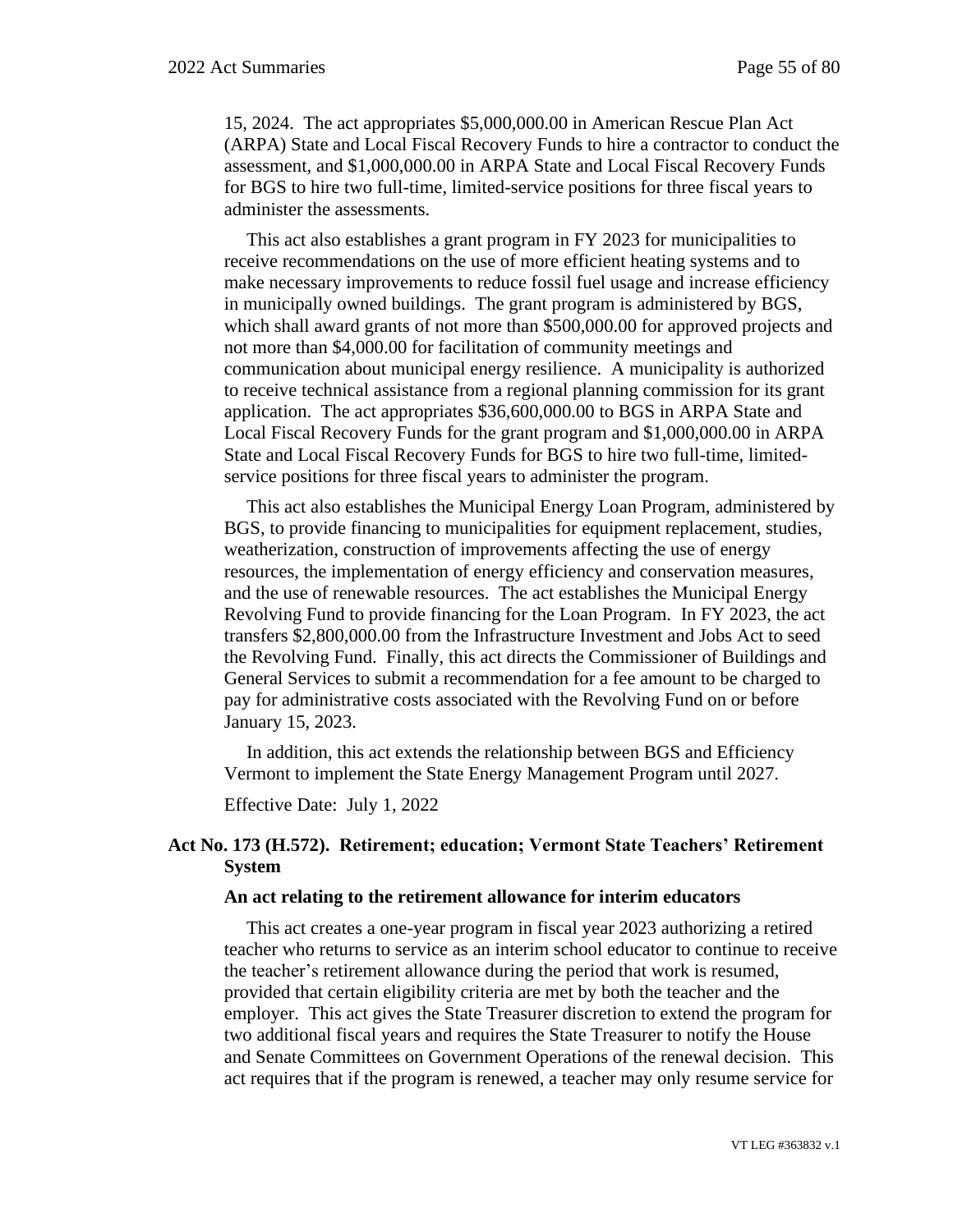15, 2024. The act appropriates $5,000,000.00 in American Rescue Plan Act (ARPA) State and Local Fiscal Recovery Funds to hire a contractor to conduct the assessment, and $1,000,000.00 in ARPA State and Local Fiscal Recovery Funds for BGS to hire two full-time, limited-service positions for three fiscal years to administer the assessments.

This act also establishes a grant program in FY 2023 for municipalities to receive recommendations on the use of more efficient heating systems and to make necessary improvements to reduce fossil fuel usage and increase efficiency in municipally owned buildings. The grant program is administered by BGS, which shall award grants of not more than $500,000.00 for approved projects and not more than $4,000.00 for facilitation of community meetings and communication about municipal energy resilience. A municipality is authorized to receive technical assistance from a regional planning commission for its grant application. The act appropriates $36,600,000.00 to BGS in ARPA State and Local Fiscal Recovery Funds for the grant program and $1,000,000.00 in ARPA State and Local Fiscal Recovery Funds for BGS to hire two full-time, limited-service positions for three fiscal years to administer the program.

This act also establishes the Municipal Energy Loan Program, administered by BGS, to provide financing to municipalities for equipment replacement, studies, weatherization, construction of improvements affecting the use of energy resources, the implementation of energy efficiency and conservation measures, and the use of renewable resources. The act establishes the Municipal Energy Revolving Fund to provide financing for the Loan Program. In FY 2023, the act transfers $2,800,000.00 from the Infrastructure Investment and Jobs Act to seed the Revolving Fund. Finally, this act directs the Commissioner of Buildings and General Services to submit a recommendation for a fee amount to be charged to pay for administrative costs associated with the Revolving Fund on or before January 15, 2023.

In addition, this act extends the relationship between BGS and Efficiency Vermont to implement the State Energy Management Program until 2027.

Effective Date: July 1, 2022

### Act No. 173 (H.572). Retirement; education; Vermont State Teachers' Retirement System

**An act relating to the retirement allowance for interim educators**

This act creates a one-year program in fiscal year 2023 authorizing a retired teacher who returns to service as an interim school educator to continue to receive the teacher's retirement allowance during the period that work is resumed, provided that certain eligibility criteria are met by both the teacher and the employer. This act gives the State Treasurer discretion to extend the program for two additional fiscal years and requires the State Treasurer to notify the House and Senate Committees on Government Operations of the renewal decision. This act requires that if the program is renewed, a teacher may only resume service for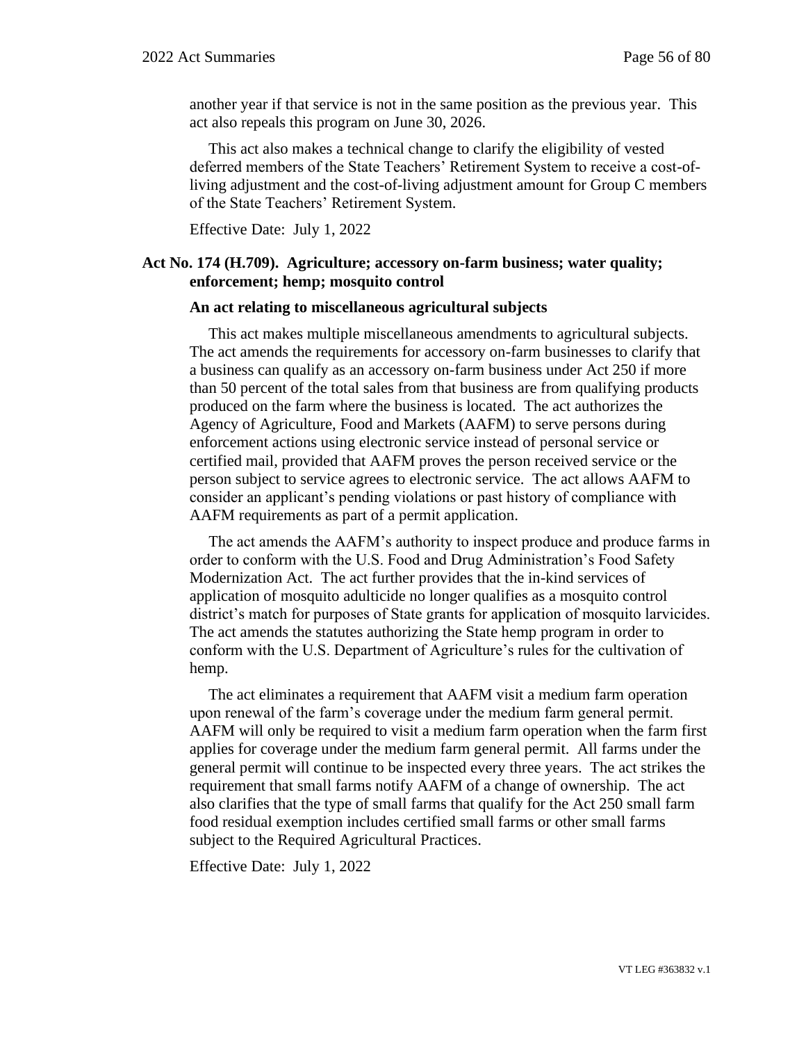another year if that service is not in the same position as the previous year. This act also repeals this program on June 30, 2026.

This act also makes a technical change to clarify the eligibility of vested deferred members of the State Teachers' Retirement System to receive a cost-of-living adjustment and the cost-of-living adjustment amount for Group C members of the State Teachers' Retirement System.

Effective Date: July 1, 2022

### Act No. 174 (H.709). Agriculture; accessory on-farm business; water quality; enforcement; hemp; mosquito control

**An act relating to miscellaneous agricultural subjects**

This act makes multiple miscellaneous amendments to agricultural subjects. The act amends the requirements for accessory on-farm businesses to clarify that a business can qualify as an accessory on-farm business under Act 250 if more than 50 percent of the total sales from that business are from qualifying products produced on the farm where the business is located. The act authorizes the Agency of Agriculture, Food and Markets (AAFM) to serve persons during enforcement actions using electronic service instead of personal service or certified mail, provided that AAFM proves the person received service or the person subject to service agrees to electronic service. The act allows AAFM to consider an applicant's pending violations or past history of compliance with AAFM requirements as part of a permit application.

The act amends the AAFM's authority to inspect produce and produce farms in order to conform with the U.S. Food and Drug Administration's Food Safety Modernization Act. The act further provides that the in-kind services of application of mosquito adulticide no longer qualifies as a mosquito control district's match for purposes of State grants for application of mosquito larvicides. The act amends the statutes authorizing the State hemp program in order to conform with the U.S. Department of Agriculture's rules for the cultivation of hemp.

The act eliminates a requirement that AAFM visit a medium farm operation upon renewal of the farm's coverage under the medium farm general permit. AAFM will only be required to visit a medium farm operation when the farm first applies for coverage under the medium farm general permit. All farms under the general permit will continue to be inspected every three years. The act strikes the requirement that small farms notify AAFM of a change of ownership. The act also clarifies that the type of small farms that qualify for the Act 250 small farm food residual exemption includes certified small farms or other small farms subject to the Required Agricultural Practices.

Effective Date: July 1, 2022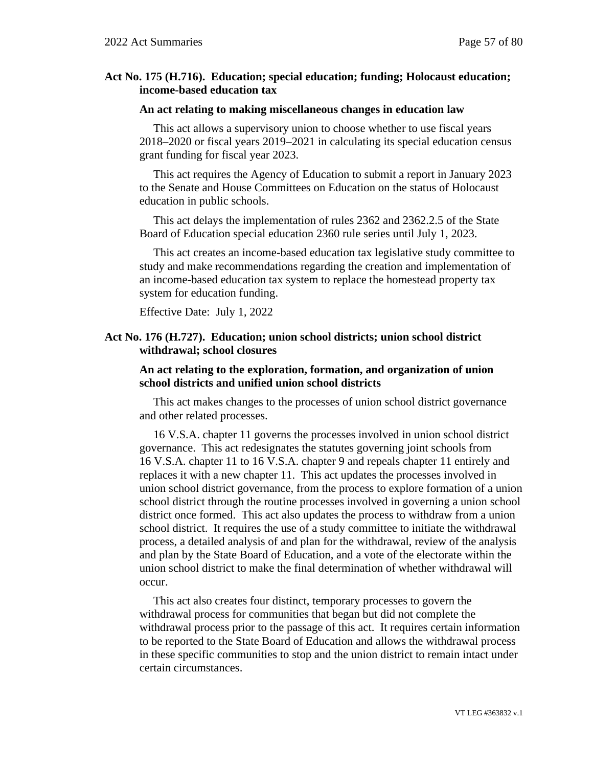**Act No. 175 (H.716). Education; special education; funding; Holocaust education; income-based education tax**

**An act relating to making miscellaneous changes in education law**

This act allows a supervisory union to choose whether to use fiscal years 2018–2020 or fiscal years 2019–2021 in calculating its special education census grant funding for fiscal year 2023.

This act requires the Agency of Education to submit a report in January 2023 to the Senate and House Committees on Education on the status of Holocaust education in public schools.

This act delays the implementation of rules 2362 and 2362.2.5 of the State Board of Education special education 2360 rule series until July 1, 2023.

This act creates an income-based education tax legislative study committee to study and make recommendations regarding the creation and implementation of an income-based education tax system to replace the homestead property tax system for education funding.

Effective Date: July 1, 2022

**Act No. 176 (H.727). Education; union school districts; union school district withdrawal; school closures**

**An act relating to the exploration, formation, and organization of union school districts and unified union school districts**

This act makes changes to the processes of union school district governance and other related processes.

16 V.S.A. chapter 11 governs the processes involved in union school district governance. This act redesignates the statutes governing joint schools from 16 V.S.A. chapter 11 to 16 V.S.A. chapter 9 and repeals chapter 11 entirely and replaces it with a new chapter 11. This act updates the processes involved in union school district governance, from the process to explore formation of a union school district through the routine processes involved in governing a union school district once formed. This act also updates the process to withdraw from a union school district. It requires the use of a study committee to initiate the withdrawal process, a detailed analysis of and plan for the withdrawal, review of the analysis and plan by the State Board of Education, and a vote of the electorate within the union school district to make the final determination of whether withdrawal will occur.

This act also creates four distinct, temporary processes to govern the withdrawal process for communities that began but did not complete the withdrawal process prior to the passage of this act. It requires certain information to be reported to the State Board of Education and allows the withdrawal process in these specific communities to stop and the union district to remain intact under certain circumstances.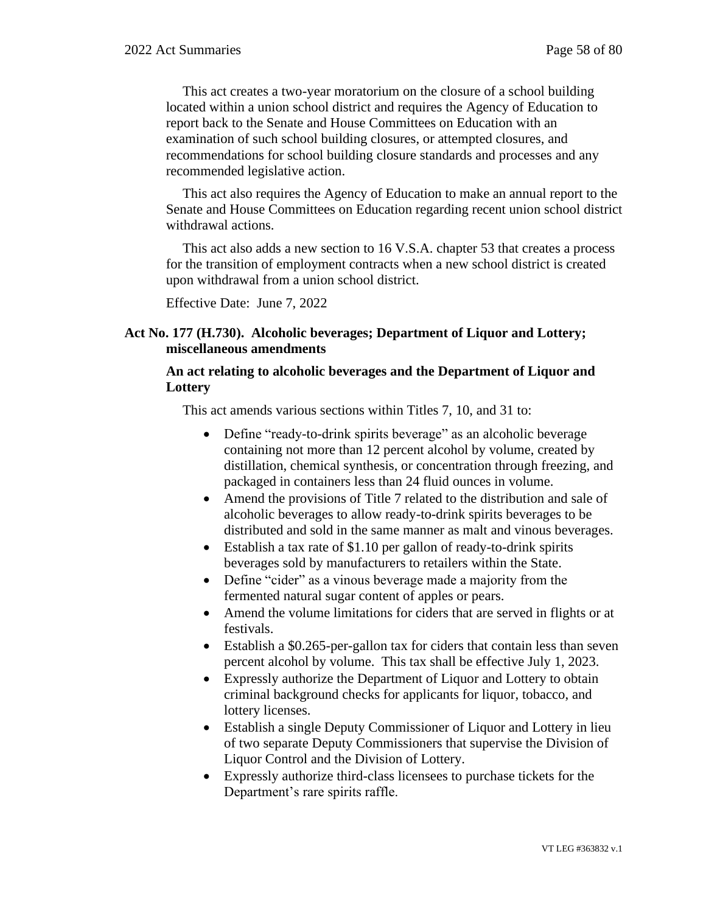This act creates a two-year moratorium on the closure of a school building located within a union school district and requires the Agency of Education to report back to the Senate and House Committees on Education with an examination of such school building closures, or attempted closures, and recommendations for school building closure standards and processes and any recommended legislative action.

This act also requires the Agency of Education to make an annual report to the Senate and House Committees on Education regarding recent union school district withdrawal actions.

This act also adds a new section to 16 V.S.A. chapter 53 that creates a process for the transition of employment contracts when a new school district is created upon withdrawal from a union school district.

Effective Date: June 7, 2022

### Act No. 177 (H.730). Alcoholic beverages; Department of Liquor and Lottery; miscellaneous amendments

**An act relating to alcoholic beverages and the Department of Liquor and Lottery**

This act amends various sections within Titles 7, 10, and 31 to:

- Define "ready-to-drink spirits beverage" as an alcoholic beverage containing not more than 12 percent alcohol by volume, created by distillation, chemical synthesis, or concentration through freezing, and packaged in containers less than 24 fluid ounces in volume.
- Amend the provisions of Title 7 related to the distribution and sale of alcoholic beverages to allow ready-to-drink spirits beverages to be distributed and sold in the same manner as malt and vinous beverages.
- Establish a tax rate of $1.10 per gallon of ready-to-drink spirits beverages sold by manufacturers to retailers within the State.
- Define "cider" as a vinous beverage made a majority from the fermented natural sugar content of apples or pears.
- Amend the volume limitations for ciders that are served in flights or at festivals.
- Establish a $0.265-per-gallon tax for ciders that contain less than seven percent alcohol by volume. This tax shall be effective July 1, 2023.
- Expressly authorize the Department of Liquor and Lottery to obtain criminal background checks for applicants for liquor, tobacco, and lottery licenses.
- Establish a single Deputy Commissioner of Liquor and Lottery in lieu of two separate Deputy Commissioners that supervise the Division of Liquor Control and the Division of Lottery.
- Expressly authorize third-class licensees to purchase tickets for the Department's rare spirits raffle.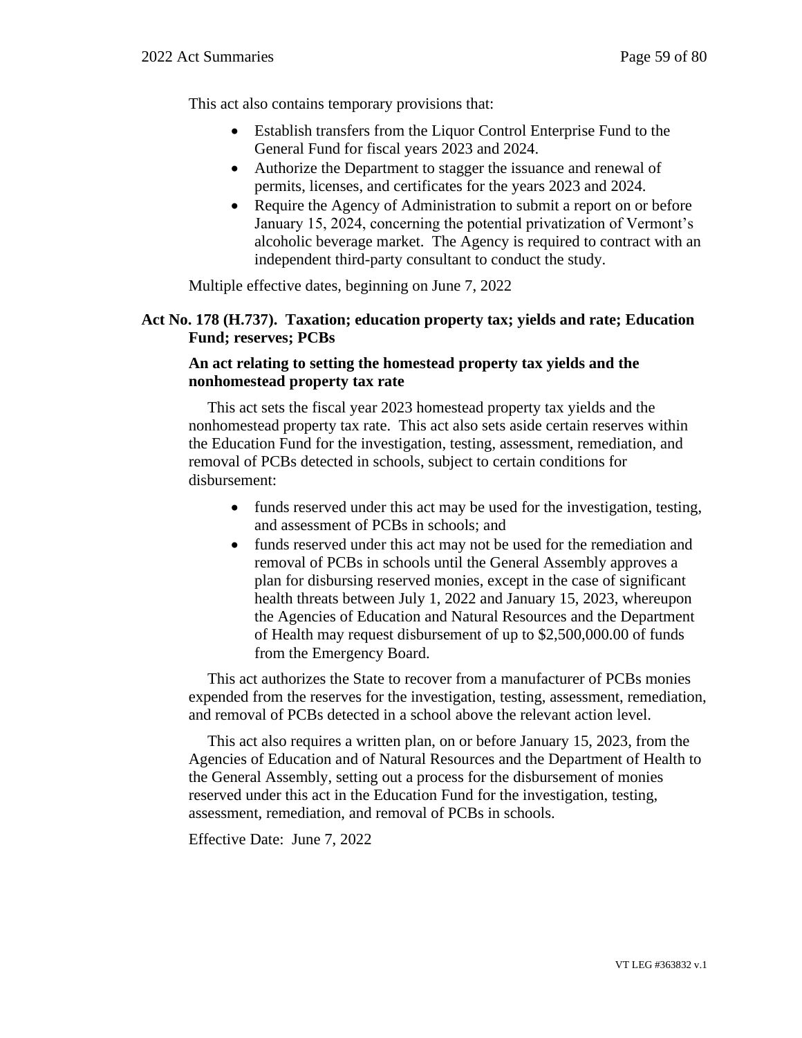This act also contains temporary provisions that:

- Establish transfers from the Liquor Control Enterprise Fund to the General Fund for fiscal years 2023 and 2024.
- Authorize the Department to stagger the issuance and renewal of permits, licenses, and certificates for the years 2023 and 2024.
- Require the Agency of Administration to submit a report on or before January 15, 2024, concerning the potential privatization of Vermont's alcoholic beverage market. The Agency is required to contract with an independent third-party consultant to conduct the study.

Multiple effective dates, beginning on June 7, 2022

### Act No. 178 (H.737). Taxation; education property tax; yields and rate; Education Fund; reserves; PCBs

**An act relating to setting the homestead property tax yields and the nonhomestead property tax rate**

This act sets the fiscal year 2023 homestead property tax yields and the nonhomestead property tax rate. This act also sets aside certain reserves within the Education Fund for the investigation, testing, assessment, remediation, and removal of PCBs detected in schools, subject to certain conditions for disbursement:

- funds reserved under this act may be used for the investigation, testing, and assessment of PCBs in schools; and
- funds reserved under this act may not be used for the remediation and removal of PCBs in schools until the General Assembly approves a plan for disbursing reserved monies, except in the case of significant health threats between July 1, 2022 and January 15, 2023, whereupon the Agencies of Education and Natural Resources and the Department of Health may request disbursement of up to $2,500,000.00 of funds from the Emergency Board.

This act authorizes the State to recover from a manufacturer of PCBs monies expended from the reserves for the investigation, testing, assessment, remediation, and removal of PCBs detected in a school above the relevant action level.

This act also requires a written plan, on or before January 15, 2023, from the Agencies of Education and of Natural Resources and the Department of Health to the General Assembly, setting out a process for the disbursement of monies reserved under this act in the Education Fund for the investigation, testing, assessment, remediation, and removal of PCBs in schools.

Effective Date: June 7, 2022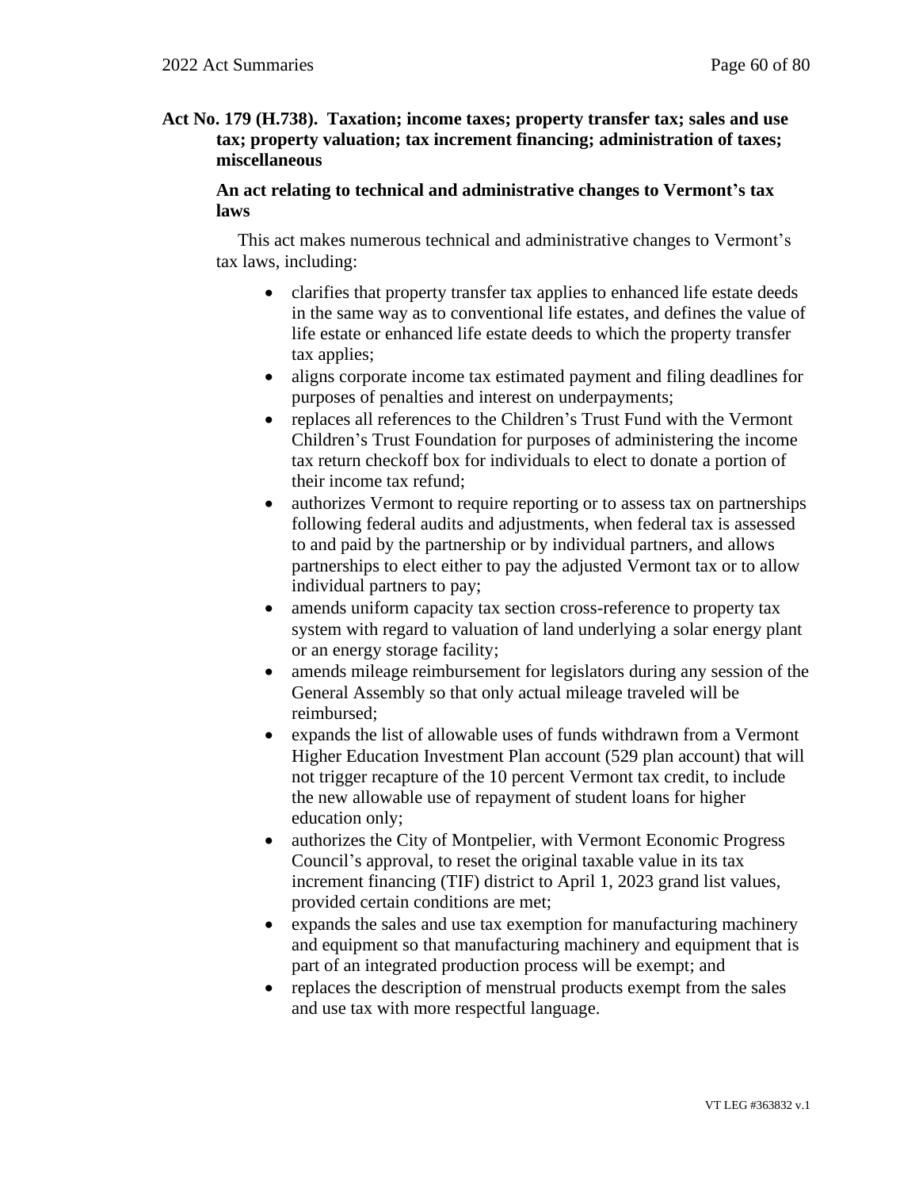**Act No. 179 (H.738). Taxation; income taxes; property transfer tax; sales and use tax; property valuation; tax increment financing; administration of taxes; miscellaneous**

**An act relating to technical and administrative changes to Vermont's tax laws**

This act makes numerous technical and administrative changes to Vermont's tax laws, including:

- clarifies that property transfer tax applies to enhanced life estate deeds in the same way as to conventional life estates, and defines the value of life estate or enhanced life estate deeds to which the property transfer tax applies;
- aligns corporate income tax estimated payment and filing deadlines for purposes of penalties and interest on underpayments;
- replaces all references to the Children's Trust Fund with the Vermont Children's Trust Foundation for purposes of administering the income tax return checkoff box for individuals to elect to donate a portion of their income tax refund;
- authorizes Vermont to require reporting or to assess tax on partnerships following federal audits and adjustments, when federal tax is assessed to and paid by the partnership or by individual partners, and allows partnerships to elect either to pay the adjusted Vermont tax or to allow individual partners to pay;
- amends uniform capacity tax section cross-reference to property tax system with regard to valuation of land underlying a solar energy plant or an energy storage facility;
- amends mileage reimbursement for legislators during any session of the General Assembly so that only actual mileage traveled will be reimbursed;
- expands the list of allowable uses of funds withdrawn from a Vermont Higher Education Investment Plan account (529 plan account) that will not trigger recapture of the 10 percent Vermont tax credit, to include the new allowable use of repayment of student loans for higher education only;
- authorizes the City of Montpelier, with Vermont Economic Progress Council's approval, to reset the original taxable value in its tax increment financing (TIF) district to April 1, 2023 grand list values, provided certain conditions are met;
- expands the sales and use tax exemption for manufacturing machinery and equipment so that manufacturing machinery and equipment that is part of an integrated production process will be exempt; and
- replaces the description of menstrual products exempt from the sales and use tax with more respectful language.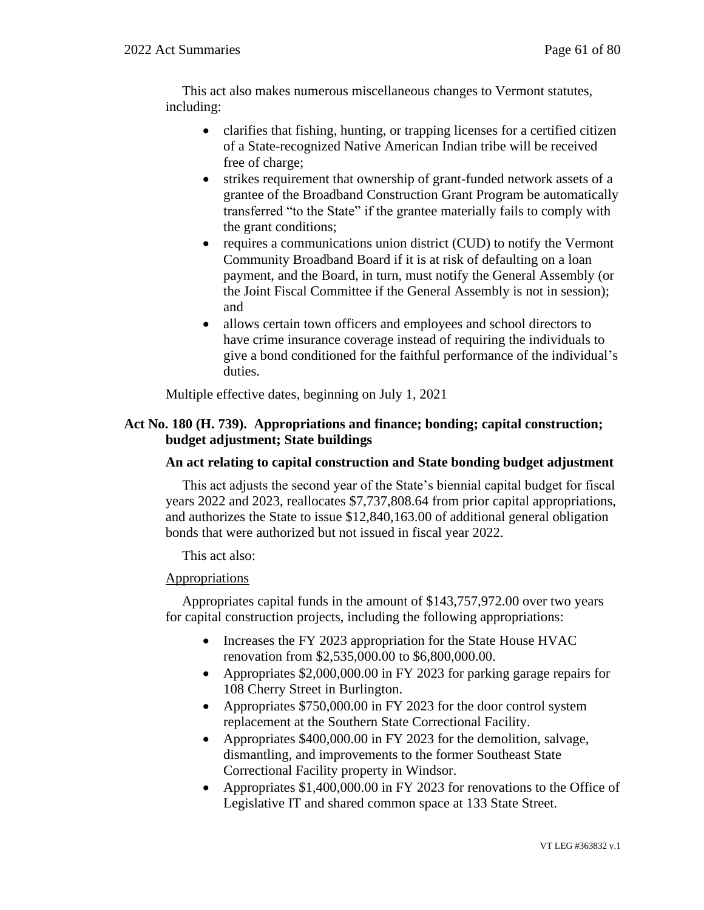This act also makes numerous miscellaneous changes to Vermont statutes, including:

- clarifies that fishing, hunting, or trapping licenses for a certified citizen of a State-recognized Native American Indian tribe will be received free of charge;
- strikes requirement that ownership of grant-funded network assets of a grantee of the Broadband Construction Grant Program be automatically transferred "to the State" if the grantee materially fails to comply with the grant conditions;
- requires a communications union district (CUD) to notify the Vermont Community Broadband Board if it is at risk of defaulting on a loan payment, and the Board, in turn, must notify the General Assembly (or the Joint Fiscal Committee if the General Assembly is not in session); and
- allows certain town officers and employees and school directors to have crime insurance coverage instead of requiring the individuals to give a bond conditioned for the faithful performance of the individual's duties.

Multiple effective dates, beginning on July 1, 2021

### Act No. 180 (H. 739). Appropriations and finance; bonding; capital construction; budget adjustment; State buildings

**An act relating to capital construction and State bonding budget adjustment**

This act adjusts the second year of the State's biennial capital budget for fiscal years 2022 and 2023, reallocates $7,737,808.64 from prior capital appropriations, and authorizes the State to issue $12,840,163.00 of additional general obligation bonds that were authorized but not issued in fiscal year 2022.

This act also:

Appropriations

Appropriates capital funds in the amount of $143,757,972.00 over two years for capital construction projects, including the following appropriations:

- Increases the FY 2023 appropriation for the State House HVAC renovation from $2,535,000.00 to $6,800,000.00.
- Appropriates $2,000,000.00 in FY 2023 for parking garage repairs for 108 Cherry Street in Burlington.
- Appropriates $750,000.00 in FY 2023 for the door control system replacement at the Southern State Correctional Facility.
- Appropriates $400,000.00 in FY 2023 for the demolition, salvage, dismantling, and improvements to the former Southeast State Correctional Facility property in Windsor.
- Appropriates $1,400,000.00 in FY 2023 for renovations to the Office of Legislative IT and shared common space at 133 State Street.

VT LEG #363832 v.1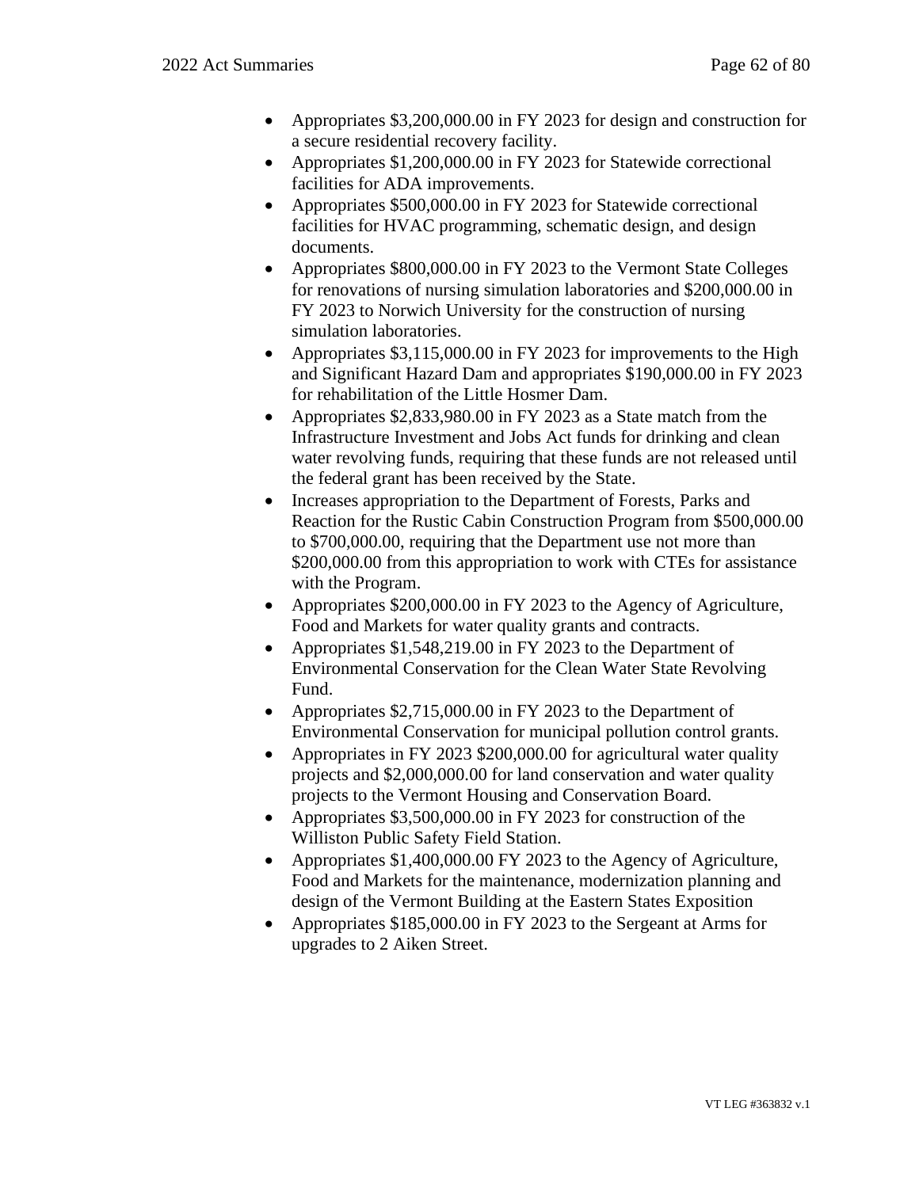- Appropriates $3,200,000.00 in FY 2023 for design and construction for a secure residential recovery facility.
- Appropriates $1,200,000.00 in FY 2023 for Statewide correctional facilities for ADA improvements.
- Appropriates $500,000.00 in FY 2023 for Statewide correctional facilities for HVAC programming, schematic design, and design documents.
- Appropriates $800,000.00 in FY 2023 to the Vermont State Colleges for renovations of nursing simulation laboratories and $200,000.00 in FY 2023 to Norwich University for the construction of nursing simulation laboratories.
- Appropriates $3,115,000.00 in FY 2023 for improvements to the High and Significant Hazard Dam and appropriates $190,000.00 in FY 2023 for rehabilitation of the Little Hosmer Dam.
- Appropriates $2,833,980.00 in FY 2023 as a State match from the Infrastructure Investment and Jobs Act funds for drinking and clean water revolving funds, requiring that these funds are not released until the federal grant has been received by the State.
- Increases appropriation to the Department of Forests, Parks and Reaction for the Rustic Cabin Construction Program from $500,000.00 to $700,000.00, requiring that the Department use not more than $200,000.00 from this appropriation to work with CTEs for assistance with the Program.
- Appropriates $200,000.00 in FY 2023 to the Agency of Agriculture, Food and Markets for water quality grants and contracts.
- Appropriates $1,548,219.00 in FY 2023 to the Department of Environmental Conservation for the Clean Water State Revolving Fund.
- Appropriates $2,715,000.00 in FY 2023 to the Department of Environmental Conservation for municipal pollution control grants.
- Appropriates in FY 2023 $200,000.00 for agricultural water quality projects and $2,000,000.00 for land conservation and water quality projects to the Vermont Housing and Conservation Board.
- Appropriates $3,500,000.00 in FY 2023 for construction of the Williston Public Safety Field Station.
- Appropriates $1,400,000.00 FY 2023 to the Agency of Agriculture, Food and Markets for the maintenance, modernization planning and design of the Vermont Building at the Eastern States Exposition
- Appropriates $185,000.00 in FY 2023 to the Sergeant at Arms for upgrades to 2 Aiken Street.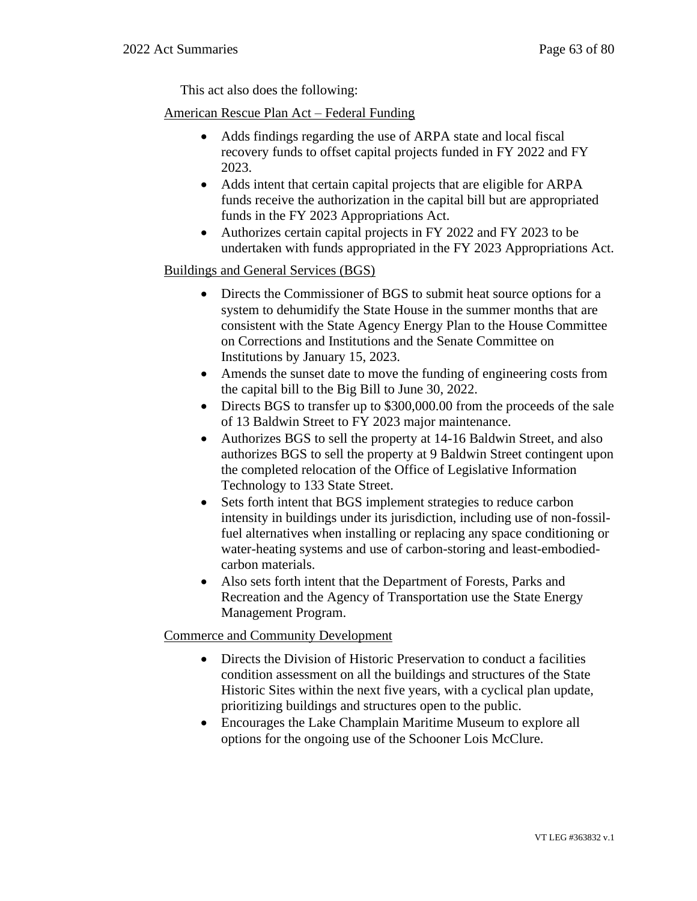This act also does the following:

American Rescue Plan Act – Federal Funding

- Adds findings regarding the use of ARPA state and local fiscal recovery funds to offset capital projects funded in FY 2022 and FY 2023.
- Adds intent that certain capital projects that are eligible for ARPA funds receive the authorization in the capital bill but are appropriated funds in the FY 2023 Appropriations Act.
- Authorizes certain capital projects in FY 2022 and FY 2023 to be undertaken with funds appropriated in the FY 2023 Appropriations Act.

Buildings and General Services (BGS)

- Directs the Commissioner of BGS to submit heat source options for a system to dehumidify the State House in the summer months that are consistent with the State Agency Energy Plan to the House Committee on Corrections and Institutions and the Senate Committee on Institutions by January 15, 2023.
- Amends the sunset date to move the funding of engineering costs from the capital bill to the Big Bill to June 30, 2022.
- Directs BGS to transfer up to $300,000.00 from the proceeds of the sale of 13 Baldwin Street to FY 2023 major maintenance.
- Authorizes BGS to sell the property at 14-16 Baldwin Street, and also authorizes BGS to sell the property at 9 Baldwin Street contingent upon the completed relocation of the Office of Legislative Information Technology to 133 State Street.
- Sets forth intent that BGS implement strategies to reduce carbon intensity in buildings under its jurisdiction, including use of non-fossil-fuel alternatives when installing or replacing any space conditioning or water-heating systems and use of carbon-storing and least-embodied-carbon materials.
- Also sets forth intent that the Department of Forests, Parks and Recreation and the Agency of Transportation use the State Energy Management Program.

Commerce and Community Development

- Directs the Division of Historic Preservation to conduct a facilities condition assessment on all the buildings and structures of the State Historic Sites within the next five years, with a cyclical plan update, prioritizing buildings and structures open to the public.
- Encourages the Lake Champlain Maritime Museum to explore all options for the ongoing use of the Schooner Lois McClure.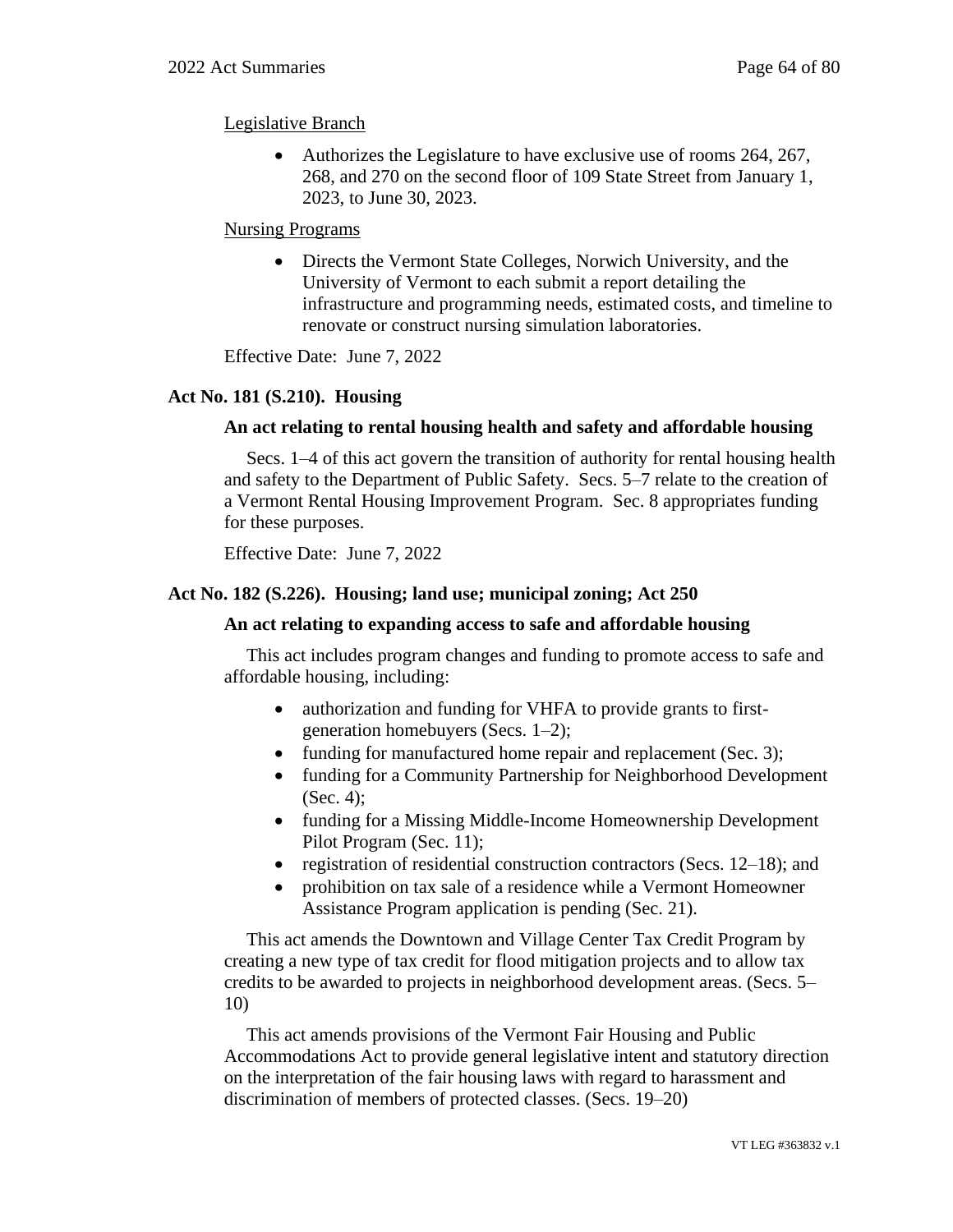Legislative Branch

- Authorizes the Legislature to have exclusive use of rooms 264, 267, 268, and 270 on the second floor of 109 State Street from January 1, 2023, to June 30, 2023.

Nursing Programs

- Directs the Vermont State Colleges, Norwich University, and the University of Vermont to each submit a report detailing the infrastructure and programming needs, estimated costs, and timeline to renovate or construct nursing simulation laboratories.

Effective Date: June 7, 2022

### Act No. 181 (S.210). Housing

#### An act relating to rental housing health and safety and affordable housing

Secs. 1–4 of this act govern the transition of authority for rental housing health and safety to the Department of Public Safety. Secs. 5–7 relate to the creation of a Vermont Rental Housing Improvement Program. Sec. 8 appropriates funding for these purposes.

Effective Date: June 7, 2022

### Act No. 182 (S.226). Housing; land use; municipal zoning; Act 250

#### An act relating to expanding access to safe and affordable housing

This act includes program changes and funding to promote access to safe and affordable housing, including:

- authorization and funding for VHFA to provide grants to first-generation homebuyers (Secs. 1–2);
- funding for manufactured home repair and replacement (Sec. 3);
- funding for a Community Partnership for Neighborhood Development (Sec. 4);
- funding for a Missing Middle-Income Homeownership Development Pilot Program (Sec. 11);
- registration of residential construction contractors (Secs. 12–18); and
- prohibition on tax sale of a residence while a Vermont Homeowner Assistance Program application is pending (Sec. 21).

This act amends the Downtown and Village Center Tax Credit Program by creating a new type of tax credit for flood mitigation projects and to allow tax credits to be awarded to projects in neighborhood development areas. (Secs. 5–10)

This act amends provisions of the Vermont Fair Housing and Public Accommodations Act to provide general legislative intent and statutory direction on the interpretation of the fair housing laws with regard to harassment and discrimination of members of protected classes. (Secs. 19–20)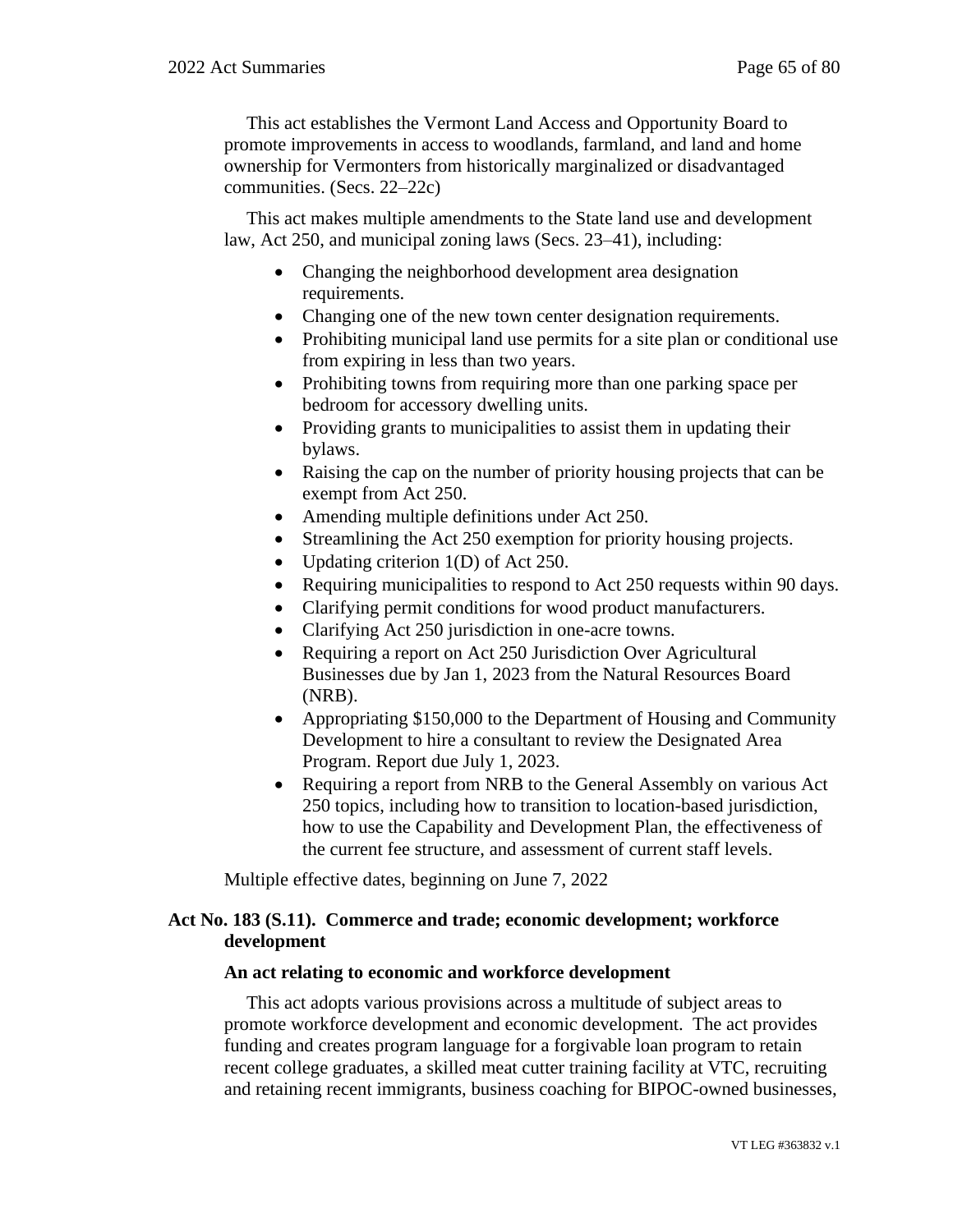This act establishes the Vermont Land Access and Opportunity Board to promote improvements in access to woodlands, farmland, and land and home ownership for Vermonters from historically marginalized or disadvantaged communities. (Secs. 22–22c)

This act makes multiple amendments to the State land use and development law, Act 250, and municipal zoning laws (Secs. 23–41), including:

- Changing the neighborhood development area designation requirements.
- Changing one of the new town center designation requirements.
- Prohibiting municipal land use permits for a site plan or conditional use from expiring in less than two years.
- Prohibiting towns from requiring more than one parking space per bedroom for accessory dwelling units.
- Providing grants to municipalities to assist them in updating their bylaws.
- Raising the cap on the number of priority housing projects that can be exempt from Act 250.
- Amending multiple definitions under Act 250.
- Streamlining the Act 250 exemption for priority housing projects.
- Updating criterion 1(D) of Act 250.
- Requiring municipalities to respond to Act 250 requests within 90 days.
- Clarifying permit conditions for wood product manufacturers.
- Clarifying Act 250 jurisdiction in one-acre towns.
- Requiring a report on Act 250 Jurisdiction Over Agricultural Businesses due by Jan 1, 2023 from the Natural Resources Board (NRB).
- Appropriating $150,000 to the Department of Housing and Community Development to hire a consultant to review the Designated Area Program. Report due July 1, 2023.
- Requiring a report from NRB to the General Assembly on various Act 250 topics, including how to transition to location-based jurisdiction, how to use the Capability and Development Plan, the effectiveness of the current fee structure, and assessment of current staff levels.

Multiple effective dates, beginning on June 7, 2022

### Act No. 183 (S.11). Commerce and trade; economic development; workforce development

**An act relating to economic and workforce development**

This act adopts various provisions across a multitude of subject areas to promote workforce development and economic development. The act provides funding and creates program language for a forgivable loan program to retain recent college graduates, a skilled meat cutter training facility at VTC, recruiting and retaining recent immigrants, business coaching for BIPOC-owned businesses,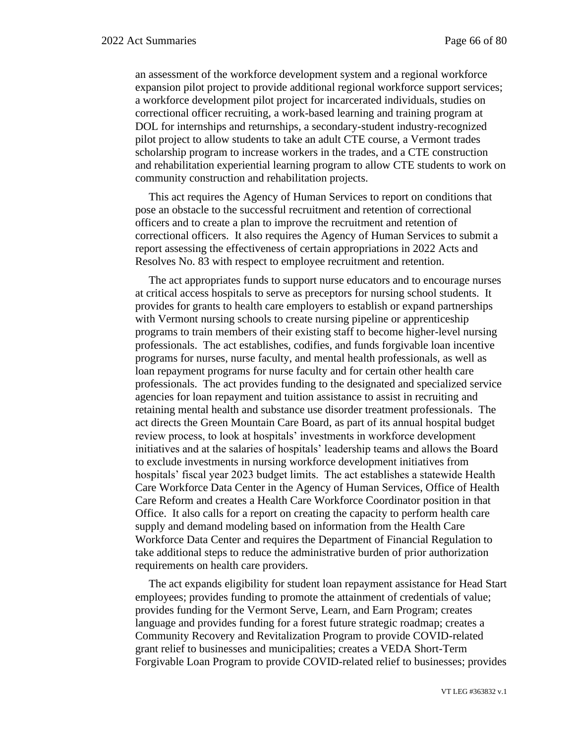an assessment of the workforce development system and a regional workforce expansion pilot project to provide additional regional workforce support services; a workforce development pilot project for incarcerated individuals, studies on correctional officer recruiting, a work-based learning and training program at DOL for internships and returnships, a secondary-student industry-recognized pilot project to allow students to take an adult CTE course, a Vermont trades scholarship program to increase workers in the trades, and a CTE construction and rehabilitation experiential learning program to allow CTE students to work on community construction and rehabilitation projects.

This act requires the Agency of Human Services to report on conditions that pose an obstacle to the successful recruitment and retention of correctional officers and to create a plan to improve the recruitment and retention of correctional officers. It also requires the Agency of Human Services to submit a report assessing the effectiveness of certain appropriations in 2022 Acts and Resolves No. 83 with respect to employee recruitment and retention.

The act appropriates funds to support nurse educators and to encourage nurses at critical access hospitals to serve as preceptors for nursing school students. It provides for grants to health care employers to establish or expand partnerships with Vermont nursing schools to create nursing pipeline or apprenticeship programs to train members of their existing staff to become higher-level nursing professionals. The act establishes, codifies, and funds forgivable loan incentive programs for nurses, nurse faculty, and mental health professionals, as well as loan repayment programs for nurse faculty and for certain other health care professionals. The act provides funding to the designated and specialized service agencies for loan repayment and tuition assistance to assist in recruiting and retaining mental health and substance use disorder treatment professionals. The act directs the Green Mountain Care Board, as part of its annual hospital budget review process, to look at hospitals' investments in workforce development initiatives and at the salaries of hospitals' leadership teams and allows the Board to exclude investments in nursing workforce development initiatives from hospitals' fiscal year 2023 budget limits. The act establishes a statewide Health Care Workforce Data Center in the Agency of Human Services, Office of Health Care Reform and creates a Health Care Workforce Coordinator position in that Office. It also calls for a report on creating the capacity to perform health care supply and demand modeling based on information from the Health Care Workforce Data Center and requires the Department of Financial Regulation to take additional steps to reduce the administrative burden of prior authorization requirements on health care providers.

The act expands eligibility for student loan repayment assistance for Head Start employees; provides funding to promote the attainment of credentials of value; provides funding for the Vermont Serve, Learn, and Earn Program; creates language and provides funding for a forest future strategic roadmap; creates a Community Recovery and Revitalization Program to provide COVID-related grant relief to businesses and municipalities; creates a VEDA Short-Term Forgivable Loan Program to provide COVID-related relief to businesses; provides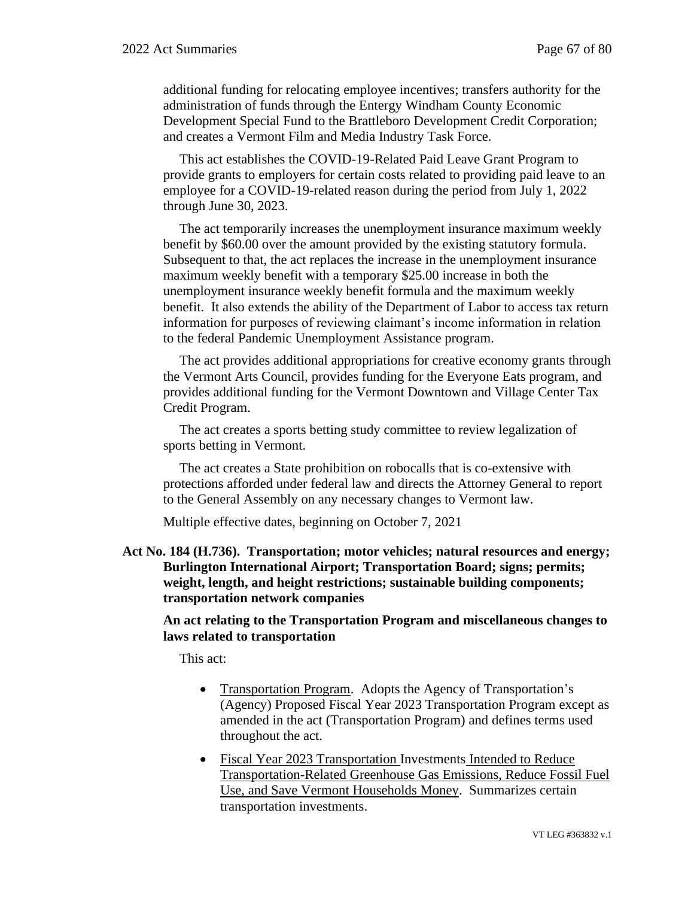additional funding for relocating employee incentives; transfers authority for the administration of funds through the Entergy Windham County Economic Development Special Fund to the Brattleboro Development Credit Corporation; and creates a Vermont Film and Media Industry Task Force.

This act establishes the COVID-19-Related Paid Leave Grant Program to provide grants to employers for certain costs related to providing paid leave to an employee for a COVID-19-related reason during the period from July 1, 2022 through June 30, 2023.

The act temporarily increases the unemployment insurance maximum weekly benefit by $60.00 over the amount provided by the existing statutory formula. Subsequent to that, the act replaces the increase in the unemployment insurance maximum weekly benefit with a temporary $25.00 increase in both the unemployment insurance weekly benefit formula and the maximum weekly benefit. It also extends the ability of the Department of Labor to access tax return information for purposes of reviewing claimant's income information in relation to the federal Pandemic Unemployment Assistance program.

The act provides additional appropriations for creative economy grants through the Vermont Arts Council, provides funding for the Everyone Eats program, and provides additional funding for the Vermont Downtown and Village Center Tax Credit Program.

The act creates a sports betting study committee to review legalization of sports betting in Vermont.

The act creates a State prohibition on robocalls that is co-extensive with protections afforded under federal law and directs the Attorney General to report to the General Assembly on any necessary changes to Vermont law.

Multiple effective dates, beginning on October 7, 2021

**Act No. 184 (H.736). Transportation; motor vehicles; natural resources and energy; Burlington International Airport; Transportation Board; signs; permits; weight, length, and height restrictions; sustainable building components; transportation network companies**

**An act relating to the Transportation Program and miscellaneous changes to laws related to transportation**

This act:

- Transportation Program. Adopts the Agency of Transportation's (Agency) Proposed Fiscal Year 2023 Transportation Program except as amended in the act (Transportation Program) and defines terms used throughout the act.
- Fiscal Year 2023 Transportation Investments Intended to Reduce Transportation-Related Greenhouse Gas Emissions, Reduce Fossil Fuel Use, and Save Vermont Households Money. Summarizes certain transportation investments.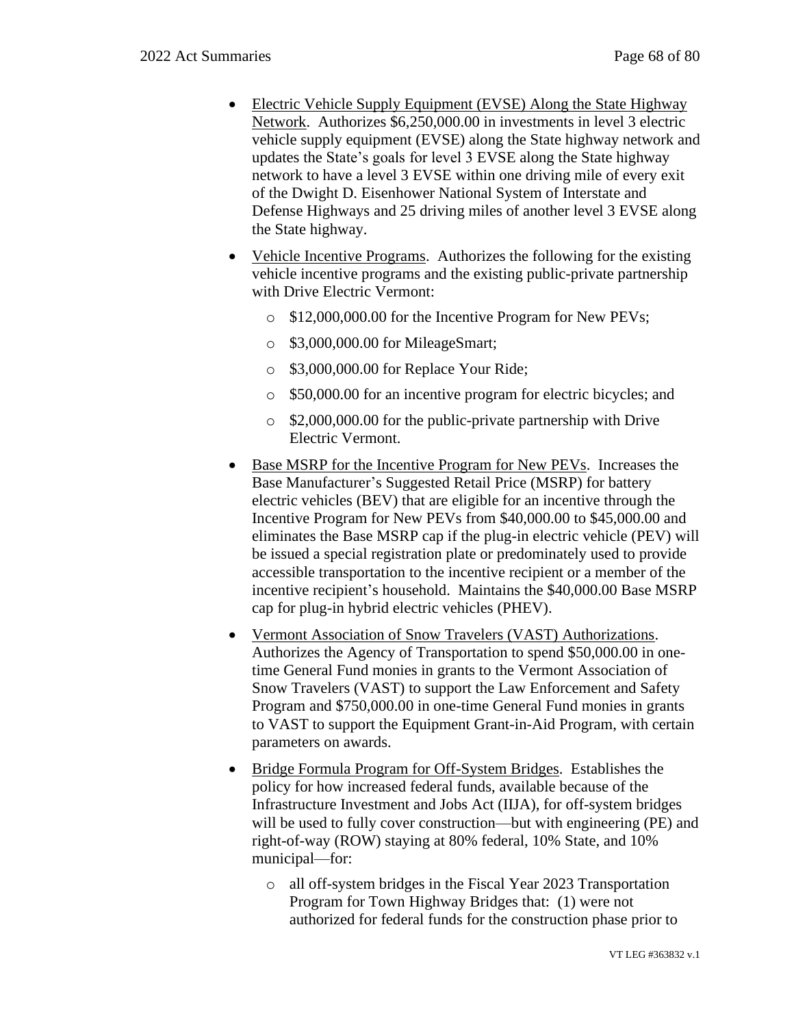- Electric Vehicle Supply Equipment (EVSE) Along the State Highway Network. Authorizes $6,250,000.00 in investments in level 3 electric vehicle supply equipment (EVSE) along the State highway network and updates the State's goals for level 3 EVSE along the State highway network to have a level 3 EVSE within one driving mile of every exit of the Dwight D. Eisenhower National System of Interstate and Defense Highways and 25 driving miles of another level 3 EVSE along the State highway.
- Vehicle Incentive Programs. Authorizes the following for the existing vehicle incentive programs and the existing public-private partnership with Drive Electric Vermont:
  - $12,000,000.00 for the Incentive Program for New PEVs;
  - $3,000,000.00 for MileageSmart;
  - $3,000,000.00 for Replace Your Ride;
  - $50,000.00 for an incentive program for electric bicycles; and
  - $2,000,000.00 for the public-private partnership with Drive Electric Vermont.
- Base MSRP for the Incentive Program for New PEVs. Increases the Base Manufacturer's Suggested Retail Price (MSRP) for battery electric vehicles (BEV) that are eligible for an incentive through the Incentive Program for New PEVs from $40,000.00 to $45,000.00 and eliminates the Base MSRP cap if the plug-in electric vehicle (PEV) will be issued a special registration plate or predominately used to provide accessible transportation to the incentive recipient or a member of the incentive recipient's household. Maintains the $40,000.00 Base MSRP cap for plug-in hybrid electric vehicles (PHEV).
- Vermont Association of Snow Travelers (VAST) Authorizations. Authorizes the Agency of Transportation to spend $50,000.00 in one-time General Fund monies in grants to the Vermont Association of Snow Travelers (VAST) to support the Law Enforcement and Safety Program and $750,000.00 in one-time General Fund monies in grants to VAST to support the Equipment Grant-in-Aid Program, with certain parameters on awards.
- Bridge Formula Program for Off-System Bridges. Establishes the policy for how increased federal funds, available because of the Infrastructure Investment and Jobs Act (IIJA), for off-system bridges will be used to fully cover construction—but with engineering (PE) and right-of-way (ROW) staying at 80% federal, 10% State, and 10% municipal—for:
  - all off-system bridges in the Fiscal Year 2023 Transportation Program for Town Highway Bridges that: (1) were not authorized for federal funds for the construction phase prior to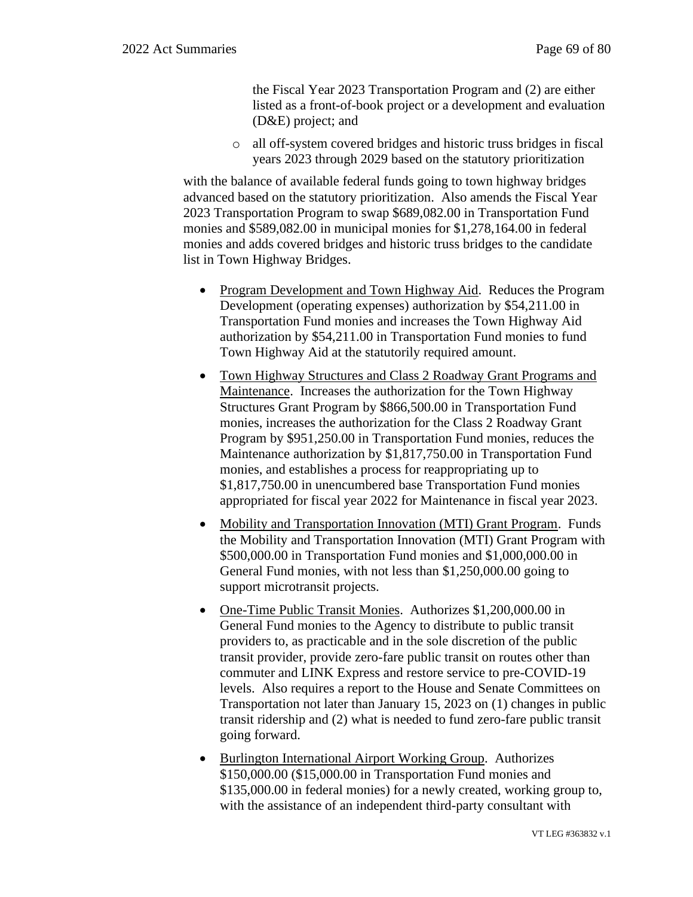the Fiscal Year 2023 Transportation Program and (2) are either listed as a front-of-book project or a development and evaluation (D&E) project; and

  - all off-system covered bridges and historic truss bridges in fiscal years 2023 through 2029 based on the statutory prioritization

with the balance of available federal funds going to town highway bridges advanced based on the statutory prioritization. Also amends the Fiscal Year 2023 Transportation Program to swap $689,082.00 in Transportation Fund monies and $589,082.00 in municipal monies for $1,278,164.00 in federal monies and adds covered bridges and historic truss bridges to the candidate list in Town Highway Bridges.

- Program Development and Town Highway Aid. Reduces the Program Development (operating expenses) authorization by $54,211.00 in Transportation Fund monies and increases the Town Highway Aid authorization by $54,211.00 in Transportation Fund monies to fund Town Highway Aid at the statutorily required amount.

- Town Highway Structures and Class 2 Roadway Grant Programs and Maintenance. Increases the authorization for the Town Highway Structures Grant Program by $866,500.00 in Transportation Fund monies, increases the authorization for the Class 2 Roadway Grant Program by $951,250.00 in Transportation Fund monies, reduces the Maintenance authorization by $1,817,750.00 in Transportation Fund monies, and establishes a process for reappropriating up to $1,817,750.00 in unencumbered base Transportation Fund monies appropriated for fiscal year 2022 for Maintenance in fiscal year 2023.

- Mobility and Transportation Innovation (MTI) Grant Program. Funds the Mobility and Transportation Innovation (MTI) Grant Program with $500,000.00 in Transportation Fund monies and $1,000,000.00 in General Fund monies, with not less than $1,250,000.00 going to support microtransit projects.

- One-Time Public Transit Monies. Authorizes $1,200,000.00 in General Fund monies to the Agency to distribute to public transit providers to, as practicable and in the sole discretion of the public transit provider, provide zero-fare public transit on routes other than commuter and LINK Express and restore service to pre-COVID-19 levels. Also requires a report to the House and Senate Committees on Transportation not later than January 15, 2023 on (1) changes in public transit ridership and (2) what is needed to fund zero-fare public transit going forward.

- Burlington International Airport Working Group. Authorizes $150,000.00 ($15,000.00 in Transportation Fund monies and $135,000.00 in federal monies) for a newly created, working group to, with the assistance of an independent third-party consultant with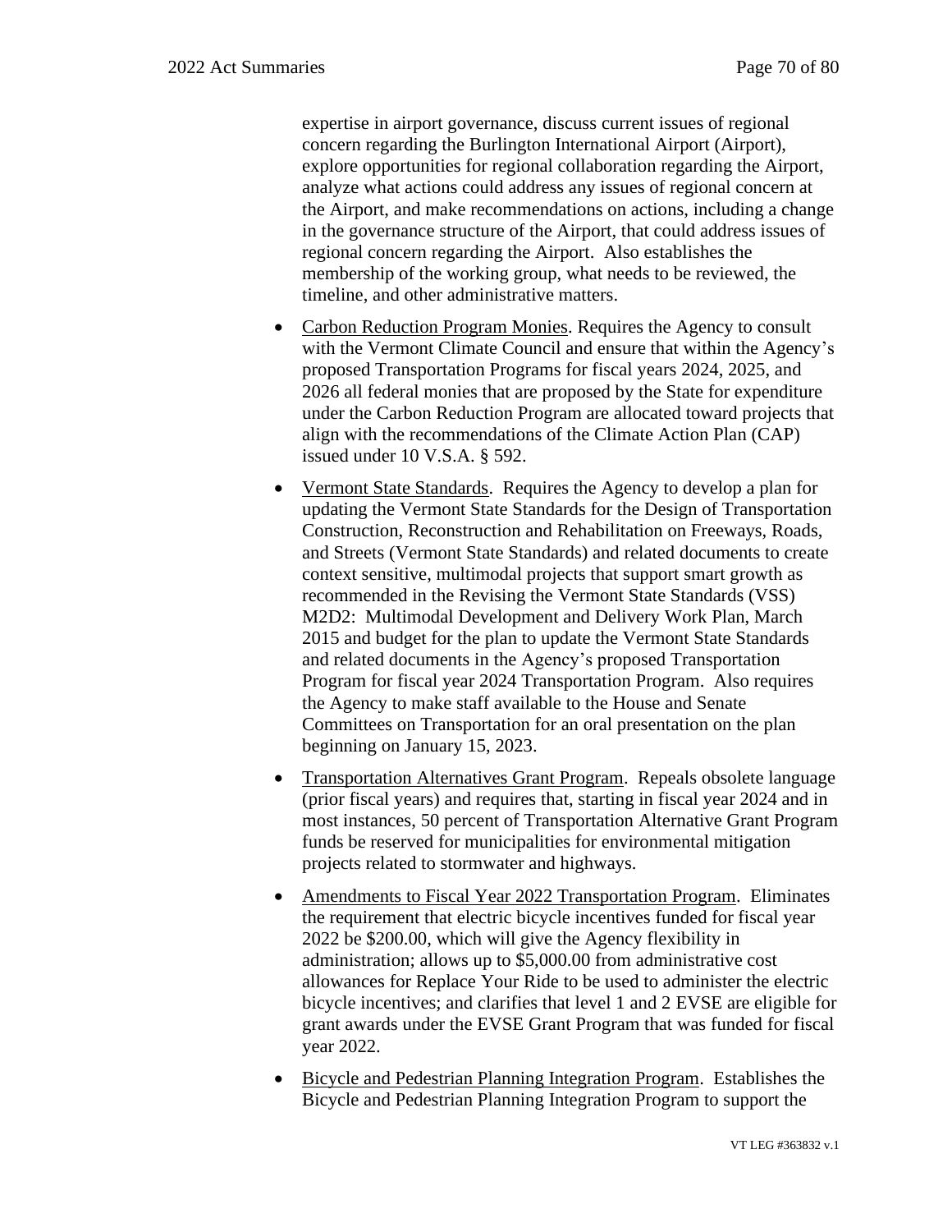expertise in airport governance, discuss current issues of regional concern regarding the Burlington International Airport (Airport), explore opportunities for regional collaboration regarding the Airport, analyze what actions could address any issues of regional concern at the Airport, and make recommendations on actions, including a change in the governance structure of the Airport, that could address issues of regional concern regarding the Airport. Also establishes the membership of the working group, what needs to be reviewed, the timeline, and other administrative matters.

- Carbon Reduction Program Monies. Requires the Agency to consult with the Vermont Climate Council and ensure that within the Agency's proposed Transportation Programs for fiscal years 2024, 2025, and 2026 all federal monies that are proposed by the State for expenditure under the Carbon Reduction Program are allocated toward projects that align with the recommendations of the Climate Action Plan (CAP) issued under 10 V.S.A. § 592.
- Vermont State Standards. Requires the Agency to develop a plan for updating the Vermont State Standards for the Design of Transportation Construction, Reconstruction and Rehabilitation on Freeways, Roads, and Streets (Vermont State Standards) and related documents to create context sensitive, multimodal projects that support smart growth as recommended in the Revising the Vermont State Standards (VSS) M2D2: Multimodal Development and Delivery Work Plan, March 2015 and budget for the plan to update the Vermont State Standards and related documents in the Agency's proposed Transportation Program for fiscal year 2024 Transportation Program. Also requires the Agency to make staff available to the House and Senate Committees on Transportation for an oral presentation on the plan beginning on January 15, 2023.
- Transportation Alternatives Grant Program. Repeals obsolete language (prior fiscal years) and requires that, starting in fiscal year 2024 and in most instances, 50 percent of Transportation Alternative Grant Program funds be reserved for municipalities for environmental mitigation projects related to stormwater and highways.
- Amendments to Fiscal Year 2022 Transportation Program. Eliminates the requirement that electric bicycle incentives funded for fiscal year 2022 be $200.00, which will give the Agency flexibility in administration; allows up to $5,000.00 from administrative cost allowances for Replace Your Ride to be used to administer the electric bicycle incentives; and clarifies that level 1 and 2 EVSE are eligible for grant awards under the EVSE Grant Program that was funded for fiscal year 2022.
- Bicycle and Pedestrian Planning Integration Program. Establishes the Bicycle and Pedestrian Planning Integration Program to support the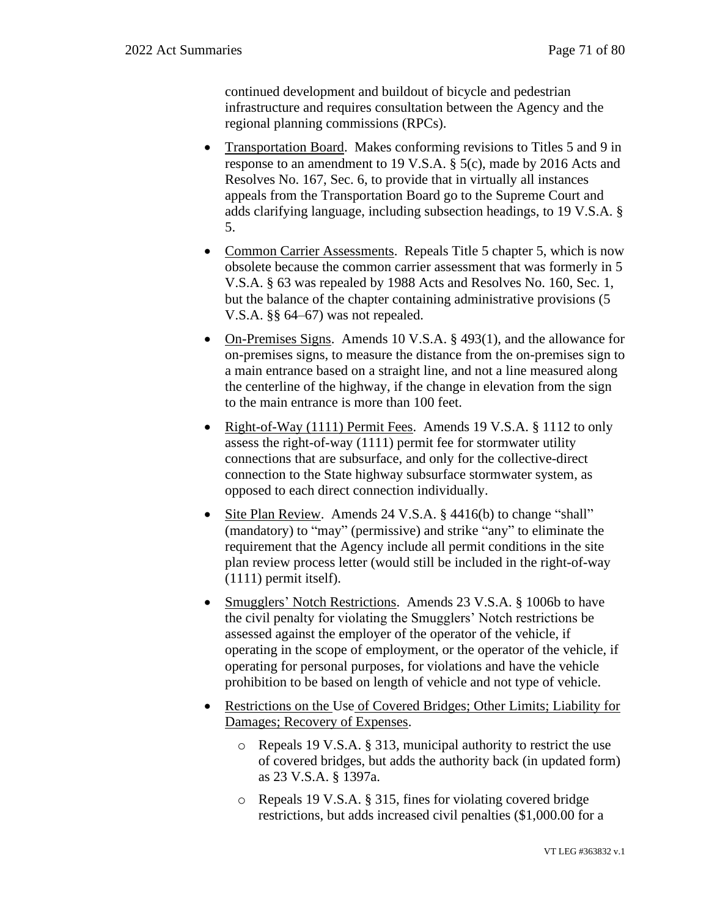continued development and buildout of bicycle and pedestrian infrastructure and requires consultation between the Agency and the regional planning commissions (RPCs).

- Transportation Board. Makes conforming revisions to Titles 5 and 9 in response to an amendment to 19 V.S.A. § 5(c), made by 2016 Acts and Resolves No. 167, Sec. 6, to provide that in virtually all instances appeals from the Transportation Board go to the Supreme Court and adds clarifying language, including subsection headings, to 19 V.S.A. § 5.

- Common Carrier Assessments. Repeals Title 5 chapter 5, which is now obsolete because the common carrier assessment that was formerly in 5 V.S.A. § 63 was repealed by 1988 Acts and Resolves No. 160, Sec. 1, but the balance of the chapter containing administrative provisions (5 V.S.A. §§ 64–67) was not repealed.

- On-Premises Signs. Amends 10 V.S.A. § 493(1), and the allowance for on-premises signs, to measure the distance from the on-premises sign to a main entrance based on a straight line, and not a line measured along the centerline of the highway, if the change in elevation from the sign to the main entrance is more than 100 feet.

- Right-of-Way (1111) Permit Fees. Amends 19 V.S.A. § 1112 to only assess the right-of-way (1111) permit fee for stormwater utility connections that are subsurface, and only for the collective-direct connection to the State highway subsurface stormwater system, as opposed to each direct connection individually.

- Site Plan Review. Amends 24 V.S.A. § 4416(b) to change "shall" (mandatory) to "may" (permissive) and strike "any" to eliminate the requirement that the Agency include all permit conditions in the site plan review process letter (would still be included in the right-of-way (1111) permit itself).

- Smugglers' Notch Restrictions. Amends 23 V.S.A. § 1006b to have the civil penalty for violating the Smugglers' Notch restrictions be assessed against the employer of the operator of the vehicle, if operating in the scope of employment, or the operator of the vehicle, if operating for personal purposes, for violations and have the vehicle prohibition to be based on length of vehicle and not type of vehicle.

- Restrictions on the Use of Covered Bridges; Other Limits; Liability for Damages; Recovery of Expenses.

    - Repeals 19 V.S.A. § 313, municipal authority to restrict the use of covered bridges, but adds the authority back (in updated form) as 23 V.S.A. § 1397a.

    - Repeals 19 V.S.A. § 315, fines for violating covered bridge restrictions, but adds increased civil penalties ($1,000.00 for a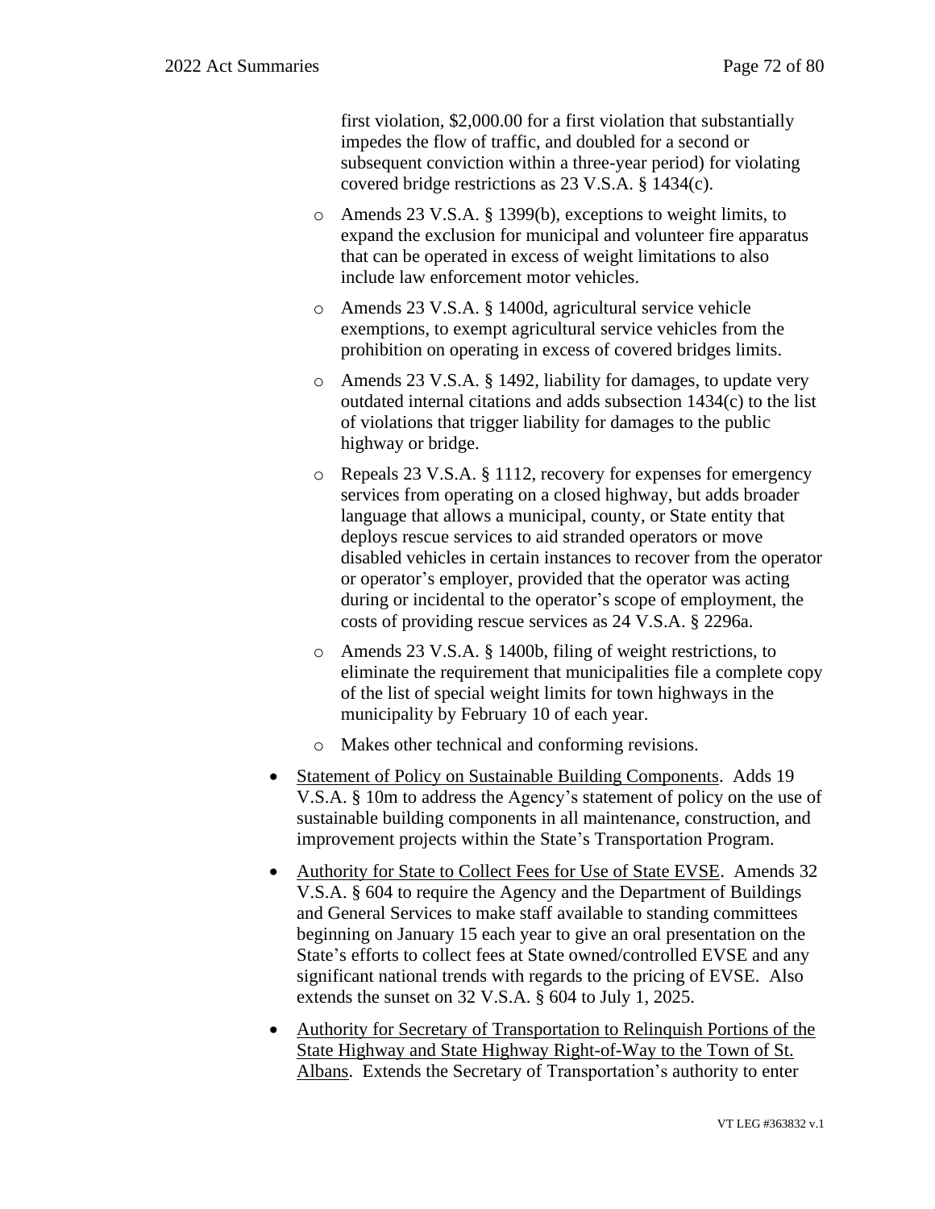first violation, $2,000.00 for a first violation that substantially impedes the flow of traffic, and doubled for a second or subsequent conviction within a three-year period) for violating covered bridge restrictions as 23 V.S.A. § 1434(c).

  - Amends 23 V.S.A. § 1399(b), exceptions to weight limits, to expand the exclusion for municipal and volunteer fire apparatus that can be operated in excess of weight limitations to also include law enforcement motor vehicles.
  - Amends 23 V.S.A. § 1400d, agricultural service vehicle exemptions, to exempt agricultural service vehicles from the prohibition on operating in excess of covered bridges limits.
  - Amends 23 V.S.A. § 1492, liability for damages, to update very outdated internal citations and adds subsection 1434(c) to the list of violations that trigger liability for damages to the public highway or bridge.
  - Repeals 23 V.S.A. § 1112, recovery for expenses for emergency services from operating on a closed highway, but adds broader language that allows a municipal, county, or State entity that deploys rescue services to aid stranded operators or move disabled vehicles in certain instances to recover from the operator or operator's employer, provided that the operator was acting during or incidental to the operator's scope of employment, the costs of providing rescue services as 24 V.S.A. § 2296a.
  - Amends 23 V.S.A. § 1400b, filing of weight restrictions, to eliminate the requirement that municipalities file a complete copy of the list of special weight limits for town highways in the municipality by February 10 of each year.
  - Makes other technical and conforming revisions.

- <u>Statement of Policy on Sustainable Building Components</u>. Adds 19 V.S.A. § 10m to address the Agency's statement of policy on the use of sustainable building components in all maintenance, construction, and improvement projects within the State's Transportation Program.
- <u>Authority for State to Collect Fees for Use of State EVSE</u>. Amends 32 V.S.A. § 604 to require the Agency and the Department of Buildings and General Services to make staff available to standing committees beginning on January 15 each year to give an oral presentation on the State's efforts to collect fees at State owned/controlled EVSE and any significant national trends with regards to the pricing of EVSE. Also extends the sunset on 32 V.S.A. § 604 to July 1, 2025.
- <u>Authority for Secretary of Transportation to Relinquish Portions of the State Highway and State Highway Right-of-Way to the Town of St. Albans</u>. Extends the Secretary of Transportation's authority to enter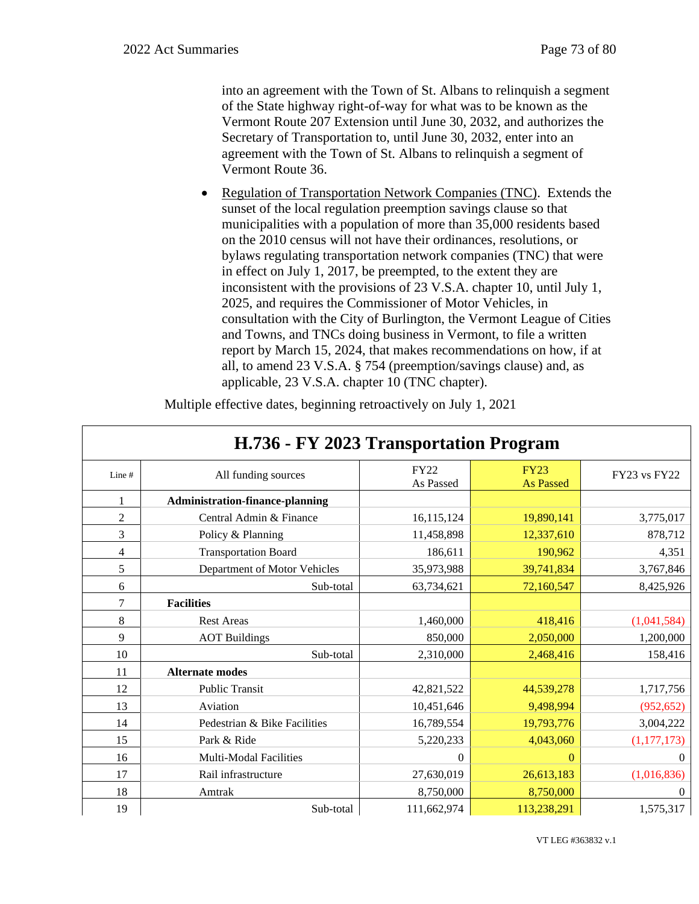into an agreement with the Town of St. Albans to relinquish a segment of the State highway right-of-way for what was to be known as the Vermont Route 207 Extension until June 30, 2032, and authorizes the Secretary of Transportation to, until June 30, 2032, enter into an agreement with the Town of St. Albans to relinquish a segment of Vermont Route 36.

- Regulation of Transportation Network Companies (TNC). Extends the sunset of the local regulation preemption savings clause so that municipalities with a population of more than 35,000 residents based on the 2010 census will not have their ordinances, resolutions, or bylaws regulating transportation network companies (TNC) that were in effect on July 1, 2017, be preempted, to the extent they are inconsistent with the provisions of 23 V.S.A. chapter 10, until July 1, 2025, and requires the Commissioner of Motor Vehicles, in consultation with the City of Burlington, the Vermont League of Cities and Towns, and TNCs doing business in Vermont, to file a written report by March 15, 2024, that makes recommendations on how, if at all, to amend 23 V.S.A. § 754 (preemption/savings clause) and, as applicable, 23 V.S.A. chapter 10 (TNC chapter).

Multiple effective dates, beginning retroactively on July 1, 2021

## H.736 - FY 2023 Transportation Program

| Line # | All funding sources | FY22 As Passed | FY23 As Passed | FY23 vs FY22 |
|---|---|---|---|---|
| 1 | **Administration-finance-planning** | | | |
| 2 | Central Admin & Finance | 16,115,124 | 19,890,141 | 3,775,017 |
| 3 | Policy & Planning | 11,458,898 | 12,337,610 | 878,712 |
| 4 | Transportation Board | 186,611 | 190,962 | 4,351 |
| 5 | Department of Motor Vehicles | 35,973,988 | 39,741,834 | 3,767,846 |
| 6 | Sub-total | 63,734,621 | 72,160,547 | 8,425,926 |
| 7 | **Facilities** | | | |
| 8 | Rest Areas | 1,460,000 | 418,416 | (1,041,584) |
| 9 | AOT Buildings | 850,000 | 2,050,000 | 1,200,000 |
| 10 | Sub-total | 2,310,000 | 2,468,416 | 158,416 |
| 11 | **Alternate modes** | | | |
| 12 | Public Transit | 42,821,522 | 44,539,278 | 1,717,756 |
| 13 | Aviation | 10,451,646 | 9,498,994 | (952,652) |
| 14 | Pedestrian & Bike Facilities | 16,789,554 | 19,793,776 | 3,004,222 |
| 15 | Park & Ride | 5,220,233 | 4,043,060 | (1,177,173) |
| 16 | Multi-Modal Facilities | 0 | 0 | 0 |
| 17 | Rail infrastructure | 27,630,019 | 26,613,183 | (1,016,836) |
| 18 | Amtrak | 8,750,000 | 8,750,000 | 0 |
| 19 | Sub-total | 111,662,974 | 113,238,291 | 1,575,317 |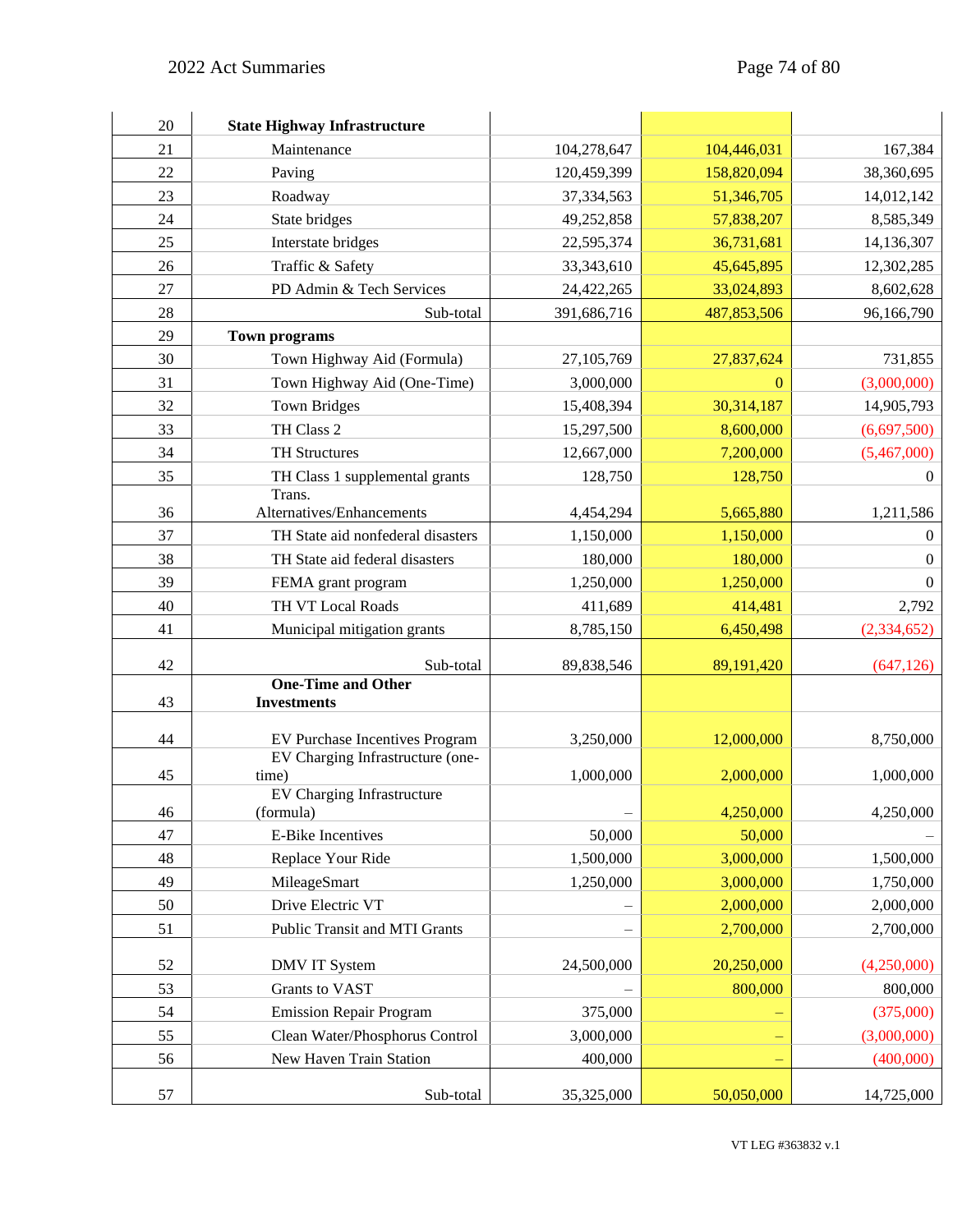| | | | | |
|---|---|---|---|---|
| 20 | **State Highway Infrastructure** | | | |
| 21 | Maintenance | 104,278,647 | 104,446,031 | 167,384 |
| 22 | Paving | 120,459,399 | 158,820,094 | 38,360,695 |
| 23 | Roadway | 37,334,563 | 51,346,705 | 14,012,142 |
| 24 | State bridges | 49,252,858 | 57,838,207 | 8,585,349 |
| 25 | Interstate bridges | 22,595,374 | 36,731,681 | 14,136,307 |
| 26 | Traffic & Safety | 33,343,610 | 45,645,895 | 12,302,285 |
| 27 | PD Admin & Tech Services | 24,422,265 | 33,024,893 | 8,602,628 |
| 28 | Sub-total | 391,686,716 | 487,853,506 | 96,166,790 |
| 29 | **Town programs** | | | |
| 30 | Town Highway Aid (Formula) | 27,105,769 | 27,837,624 | 731,855 |
| 31 | Town Highway Aid (One-Time) | 3,000,000 | 0 | (3,000,000) |
| 32 | Town Bridges | 15,408,394 | 30,314,187 | 14,905,793 |
| 33 | TH Class 2 | 15,297,500 | 8,600,000 | (6,697,500) |
| 34 | TH Structures | 12,667,000 | 7,200,000 | (5,467,000) |
| 35 | TH Class 1 supplemental grants | 128,750 | 128,750 | 0 |
| 36 | Trans. Alternatives/Enhancements | 4,454,294 | 5,665,880 | 1,211,586 |
| 37 | TH State aid nonfederal disasters | 1,150,000 | 1,150,000 | 0 |
| 38 | TH State aid federal disasters | 180,000 | 180,000 | 0 |
| 39 | FEMA grant program | 1,250,000 | 1,250,000 | 0 |
| 40 | TH VT Local Roads | 411,689 | 414,481 | 2,792 |
| 41 | Municipal mitigation grants | 8,785,150 | 6,450,498 | (2,334,652) |
| 42 | Sub-total | 89,838,546 | 89,191,420 | (647,126) |
| 43 | **One-Time and Other Investments** | | | |
| 44 | EV Purchase Incentives Program | 3,250,000 | 12,000,000 | 8,750,000 |
| 45 | EV Charging Infrastructure (one-time) | 1,000,000 | 2,000,000 | 1,000,000 |
| 46 | EV Charging Infrastructure (formula) | – | 4,250,000 | 4,250,000 |
| 47 | E-Bike Incentives | 50,000 | 50,000 | – |
| 48 | Replace Your Ride | 1,500,000 | 3,000,000 | 1,500,000 |
| 49 | MileageSmart | 1,250,000 | 3,000,000 | 1,750,000 |
| 50 | Drive Electric VT | – | 2,000,000 | 2,000,000 |
| 51 | Public Transit and MTI Grants | – | 2,700,000 | 2,700,000 |
| 52 | DMV IT System | 24,500,000 | 20,250,000 | (4,250,000) |
| 53 | Grants to VAST | – | 800,000 | 800,000 |
| 54 | Emission Repair Program | 375,000 | – | (375,000) |
| 55 | Clean Water/Phosphorus Control | 3,000,000 | – | (3,000,000) |
| 56 | New Haven Train Station | 400,000 | – | (400,000) |
| 57 | Sub-total | 35,325,000 | 50,050,000 | 14,725,000 |

VT LEG #363832 v.1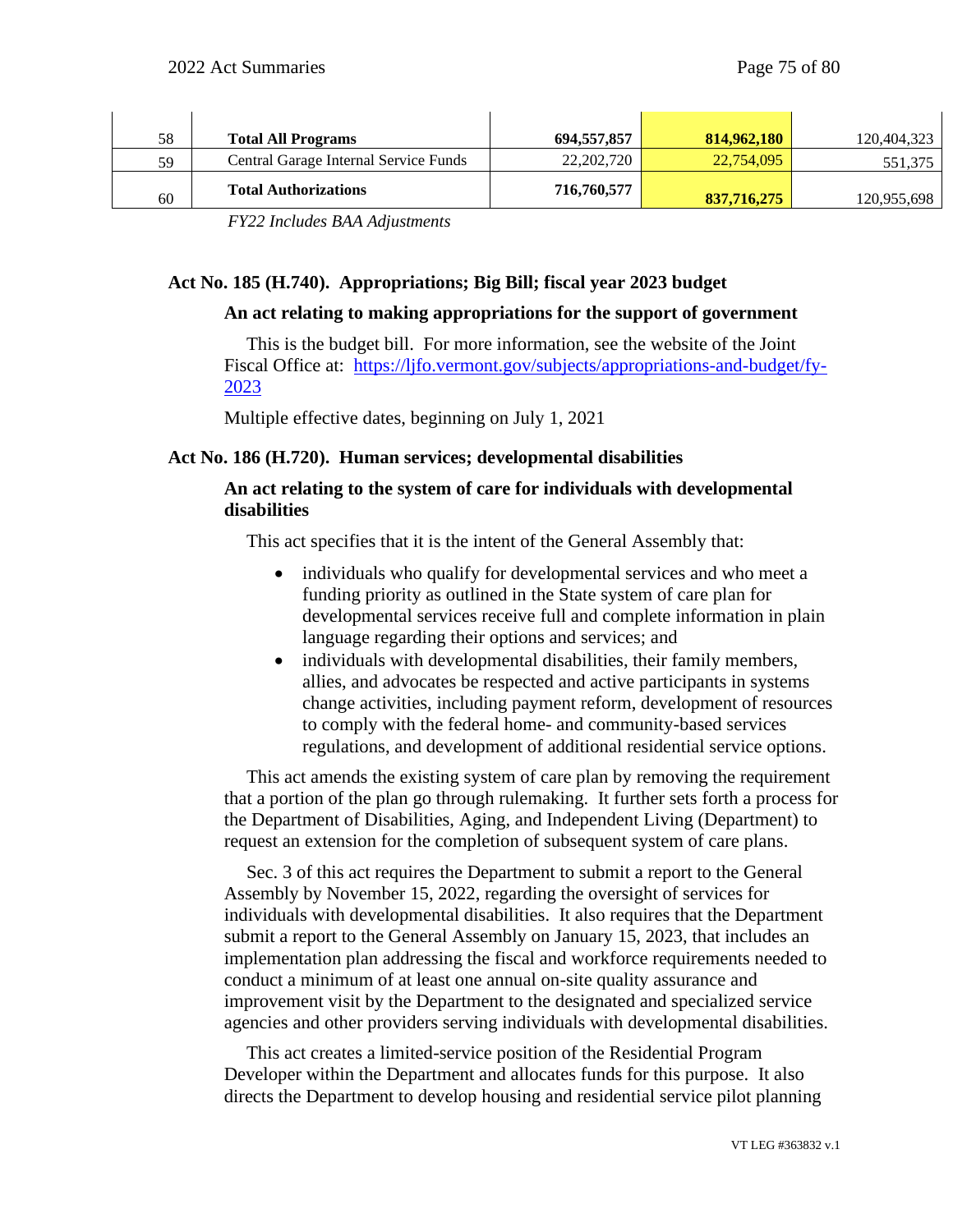| | | | | |
|---|---|---|---|---|
| 58 | **Total All Programs** | **694,557,857** | **814,962,180** | 120,404,323 |
| 59 | Central Garage Internal Service Funds | 22,202,720 | 22,754,095 | 551,375 |
| 60 | **Total Authorizations** | **716,760,577** | **837,716,275** | 120,955,698 |

*FY22 Includes BAA Adjustments*

### Act No. 185 (H.740). Appropriations; Big Bill; fiscal year 2023 budget

**An act relating to making appropriations for the support of government**

This is the budget bill. For more information, see the website of the Joint Fiscal Office at: https://ljfo.vermont.gov/subjects/appropriations-and-budget/fy-2023

Multiple effective dates, beginning on July 1, 2021

### Act No. 186 (H.720). Human services; developmental disabilities

**An act relating to the system of care for individuals with developmental disabilities**

This act specifies that it is the intent of the General Assembly that:

- individuals who qualify for developmental services and who meet a funding priority as outlined in the State system of care plan for developmental services receive full and complete information in plain language regarding their options and services; and
- individuals with developmental disabilities, their family members, allies, and advocates be respected and active participants in systems change activities, including payment reform, development of resources to comply with the federal home- and community-based services regulations, and development of additional residential service options.

This act amends the existing system of care plan by removing the requirement that a portion of the plan go through rulemaking. It further sets forth a process for the Department of Disabilities, Aging, and Independent Living (Department) to request an extension for the completion of subsequent system of care plans.

Sec. 3 of this act requires the Department to submit a report to the General Assembly by November 15, 2022, regarding the oversight of services for individuals with developmental disabilities. It also requires that the Department submit a report to the General Assembly on January 15, 2023, that includes an implementation plan addressing the fiscal and workforce requirements needed to conduct a minimum of at least one annual on-site quality assurance and improvement visit by the Department to the designated and specialized service agencies and other providers serving individuals with developmental disabilities.

This act creates a limited-service position of the Residential Program Developer within the Department and allocates funds for this purpose. It also directs the Department to develop housing and residential service pilot planning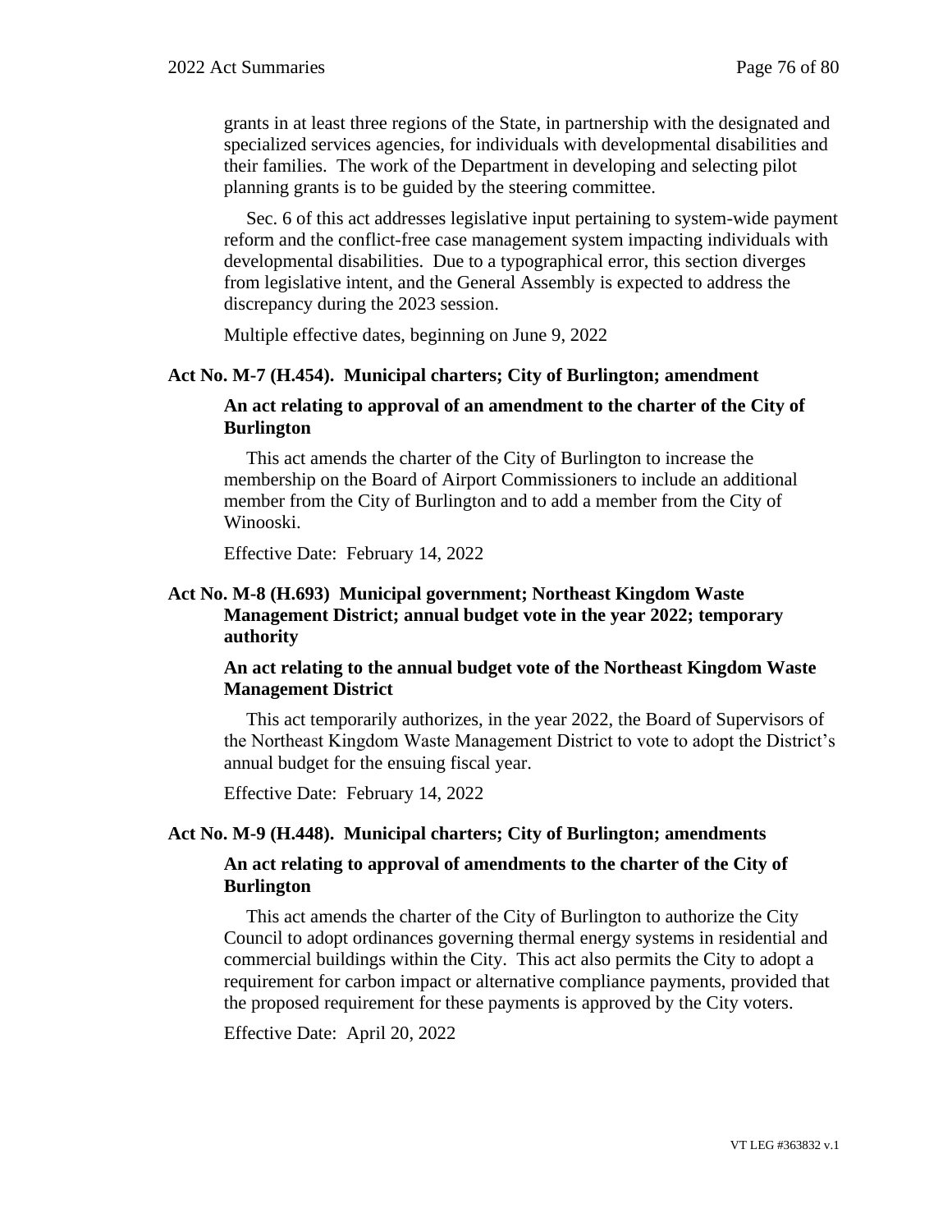grants in at least three regions of the State, in partnership with the designated and specialized services agencies, for individuals with developmental disabilities and their families. The work of the Department in developing and selecting pilot planning grants is to be guided by the steering committee.

Sec. 6 of this act addresses legislative input pertaining to system-wide payment reform and the conflict-free case management system impacting individuals with developmental disabilities. Due to a typographical error, this section diverges from legislative intent, and the General Assembly is expected to address the discrepancy during the 2023 session.

Multiple effective dates, beginning on June 9, 2022

### Act No. M-7 (H.454). Municipal charters; City of Burlington; amendment

**An act relating to approval of an amendment to the charter of the City of Burlington**

This act amends the charter of the City of Burlington to increase the membership on the Board of Airport Commissioners to include an additional member from the City of Burlington and to add a member from the City of Winooski.

Effective Date: February 14, 2022

### Act No. M-8 (H.693) Municipal government; Northeast Kingdom Waste Management District; annual budget vote in the year 2022; temporary authority

**An act relating to the annual budget vote of the Northeast Kingdom Waste Management District**

This act temporarily authorizes, in the year 2022, the Board of Supervisors of the Northeast Kingdom Waste Management District to vote to adopt the District's annual budget for the ensuing fiscal year.

Effective Date: February 14, 2022

### Act No. M-9 (H.448). Municipal charters; City of Burlington; amendments

**An act relating to approval of amendments to the charter of the City of Burlington**

This act amends the charter of the City of Burlington to authorize the City Council to adopt ordinances governing thermal energy systems in residential and commercial buildings within the City. This act also permits the City to adopt a requirement for carbon impact or alternative compliance payments, provided that the proposed requirement for these payments is approved by the City voters.

Effective Date: April 20, 2022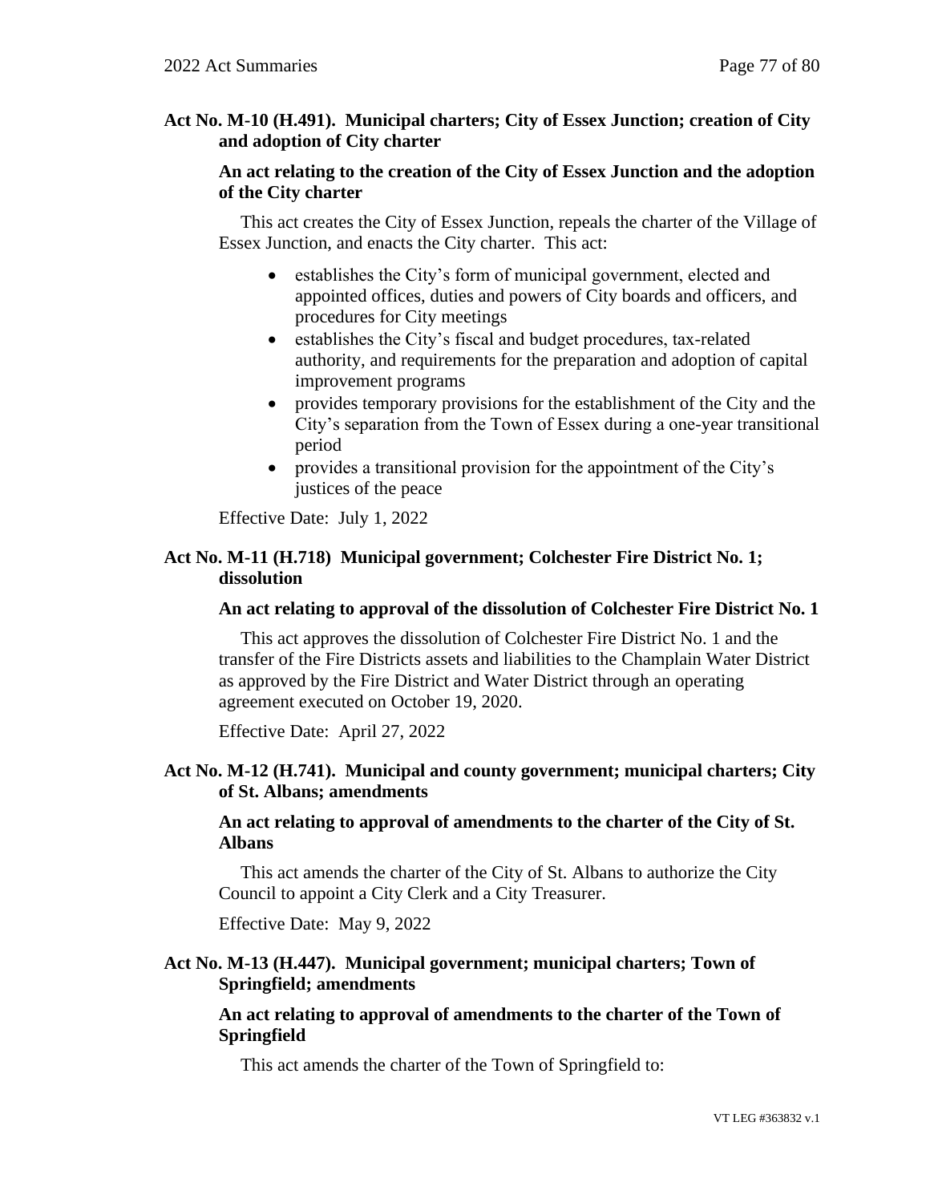### Act No. M-10 (H.491). Municipal charters; City of Essex Junction; creation of City and adoption of City charter

**An act relating to the creation of the City of Essex Junction and the adoption of the City charter**

This act creates the City of Essex Junction, repeals the charter of the Village of Essex Junction, and enacts the City charter. This act:

- establishes the City's form of municipal government, elected and appointed offices, duties and powers of City boards and officers, and procedures for City meetings
- establishes the City's fiscal and budget procedures, tax-related authority, and requirements for the preparation and adoption of capital improvement programs
- provides temporary provisions for the establishment of the City and the City's separation from the Town of Essex during a one-year transitional period
- provides a transitional provision for the appointment of the City's justices of the peace

Effective Date: July 1, 2022

### Act No. M-11 (H.718) Municipal government; Colchester Fire District No. 1; dissolution

**An act relating to approval of the dissolution of Colchester Fire District No. 1**

This act approves the dissolution of Colchester Fire District No. 1 and the transfer of the Fire Districts assets and liabilities to the Champlain Water District as approved by the Fire District and Water District through an operating agreement executed on October 19, 2020.

Effective Date: April 27, 2022

### Act No. M-12 (H.741). Municipal and county government; municipal charters; City of St. Albans; amendments

**An act relating to approval of amendments to the charter of the City of St. Albans**

This act amends the charter of the City of St. Albans to authorize the City Council to appoint a City Clerk and a City Treasurer.

Effective Date: May 9, 2022

### Act No. M-13 (H.447). Municipal government; municipal charters; Town of Springfield; amendments

**An act relating to approval of amendments to the charter of the Town of Springfield**

This act amends the charter of the Town of Springfield to: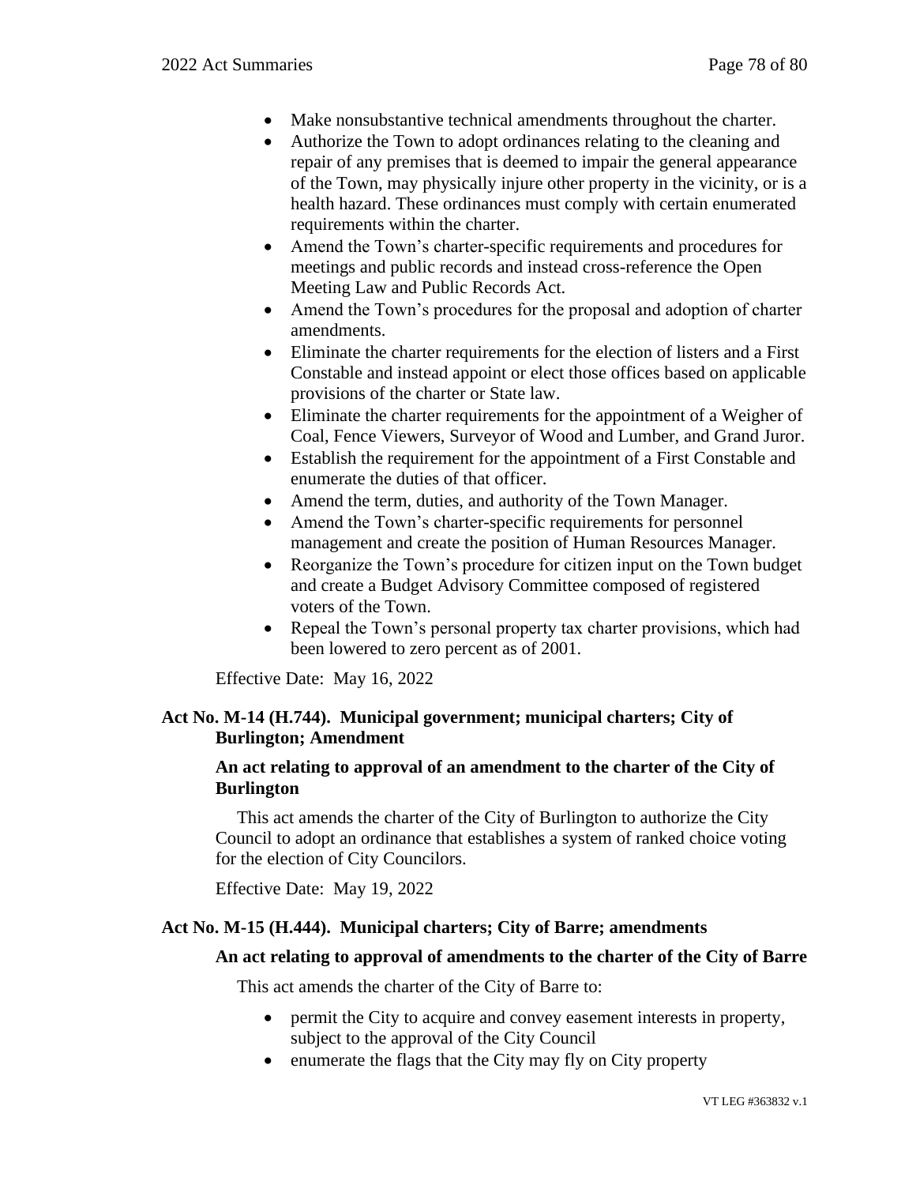- Make nonsubstantive technical amendments throughout the charter.
- Authorize the Town to adopt ordinances relating to the cleaning and repair of any premises that is deemed to impair the general appearance of the Town, may physically injure other property in the vicinity, or is a health hazard. These ordinances must comply with certain enumerated requirements within the charter.
- Amend the Town's charter-specific requirements and procedures for meetings and public records and instead cross-reference the Open Meeting Law and Public Records Act.
- Amend the Town's procedures for the proposal and adoption of charter amendments.
- Eliminate the charter requirements for the election of listers and a First Constable and instead appoint or elect those offices based on applicable provisions of the charter or State law.
- Eliminate the charter requirements for the appointment of a Weigher of Coal, Fence Viewers, Surveyor of Wood and Lumber, and Grand Juror.
- Establish the requirement for the appointment of a First Constable and enumerate the duties of that officer.
- Amend the term, duties, and authority of the Town Manager.
- Amend the Town's charter-specific requirements for personnel management and create the position of Human Resources Manager.
- Reorganize the Town's procedure for citizen input on the Town budget and create a Budget Advisory Committee composed of registered voters of the Town.
- Repeal the Town's personal property tax charter provisions, which had been lowered to zero percent as of 2001.

Effective Date: May 16, 2022

### Act No. M-14 (H.744). Municipal government; municipal charters; City of Burlington; Amendment

**An act relating to approval of an amendment to the charter of the City of Burlington**

This act amends the charter of the City of Burlington to authorize the City Council to adopt an ordinance that establishes a system of ranked choice voting for the election of City Councilors.

Effective Date: May 19, 2022

### Act No. M-15 (H.444). Municipal charters; City of Barre; amendments

**An act relating to approval of amendments to the charter of the City of Barre**

This act amends the charter of the City of Barre to:

- permit the City to acquire and convey easement interests in property, subject to the approval of the City Council
- enumerate the flags that the City may fly on City property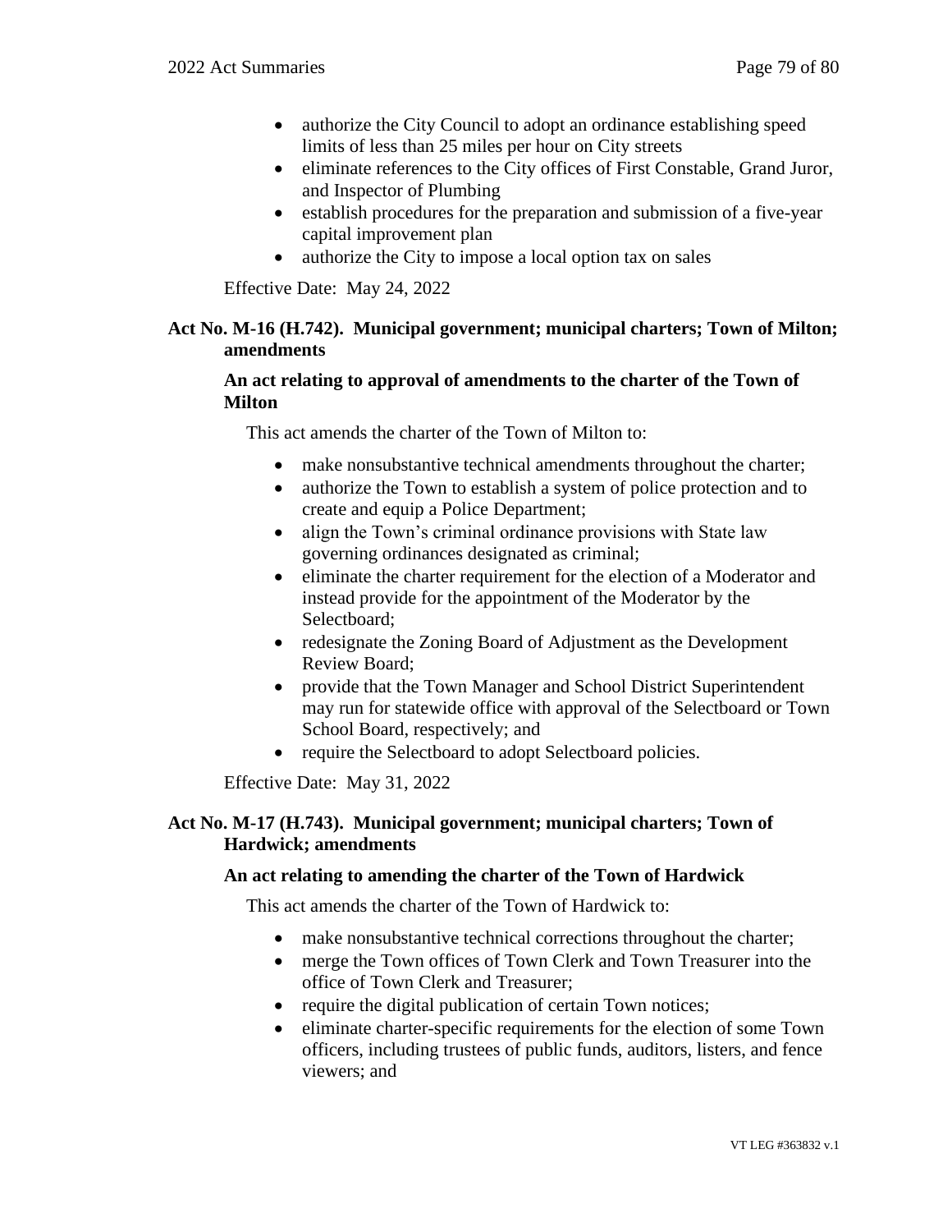- authorize the City Council to adopt an ordinance establishing speed limits of less than 25 miles per hour on City streets
- eliminate references to the City offices of First Constable, Grand Juror, and Inspector of Plumbing
- establish procedures for the preparation and submission of a five-year capital improvement plan
- authorize the City to impose a local option tax on sales

Effective Date: May 24, 2022

### Act No. M-16 (H.742). Municipal government; municipal charters; Town of Milton; amendments

**An act relating to approval of amendments to the charter of the Town of Milton**

This act amends the charter of the Town of Milton to:

- make nonsubstantive technical amendments throughout the charter;
- authorize the Town to establish a system of police protection and to create and equip a Police Department;
- align the Town's criminal ordinance provisions with State law governing ordinances designated as criminal;
- eliminate the charter requirement for the election of a Moderator and instead provide for the appointment of the Moderator by the Selectboard;
- redesignate the Zoning Board of Adjustment as the Development Review Board;
- provide that the Town Manager and School District Superintendent may run for statewide office with approval of the Selectboard or Town School Board, respectively; and
- require the Selectboard to adopt Selectboard policies.

Effective Date: May 31, 2022

### Act No. M-17 (H.743). Municipal government; municipal charters; Town of Hardwick; amendments

**An act relating to amending the charter of the Town of Hardwick**

This act amends the charter of the Town of Hardwick to:

- make nonsubstantive technical corrections throughout the charter;
- merge the Town offices of Town Clerk and Town Treasurer into the office of Town Clerk and Treasurer;
- require the digital publication of certain Town notices;
- eliminate charter-specific requirements for the election of some Town officers, including trustees of public funds, auditors, listers, and fence viewers; and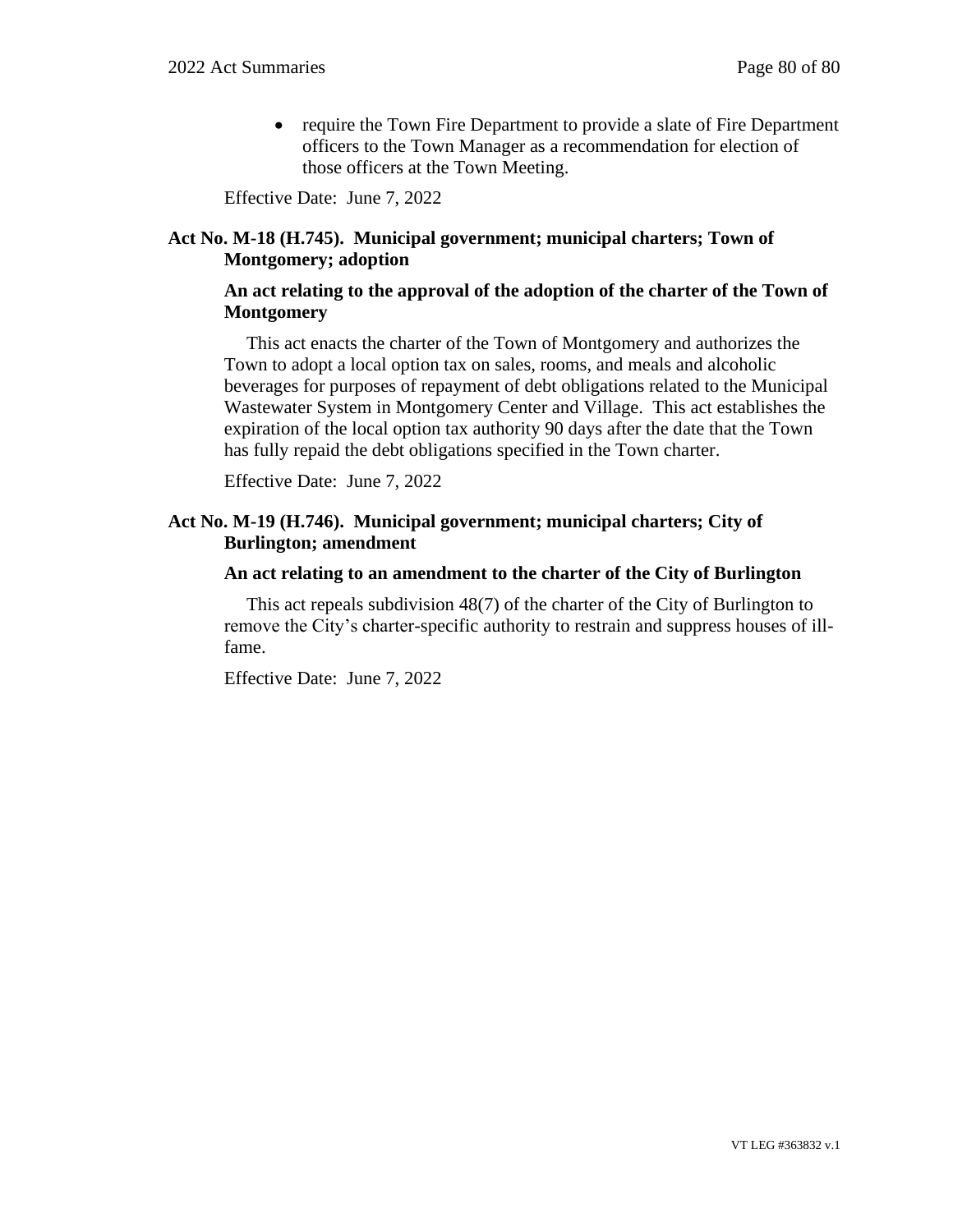- require the Town Fire Department to provide a slate of Fire Department officers to the Town Manager as a recommendation for election of those officers at the Town Meeting.

Effective Date: June 7, 2022

### Act No. M-18 (H.745). Municipal government; municipal charters; Town of Montgomery; adoption

**An act relating to the approval of the adoption of the charter of the Town of Montgomery**

This act enacts the charter of the Town of Montgomery and authorizes the Town to adopt a local option tax on sales, rooms, and meals and alcoholic beverages for purposes of repayment of debt obligations related to the Municipal Wastewater System in Montgomery Center and Village. This act establishes the expiration of the local option tax authority 90 days after the date that the Town has fully repaid the debt obligations specified in the Town charter.

Effective Date: June 7, 2022

### Act No. M-19 (H.746). Municipal government; municipal charters; City of Burlington; amendment

**An act relating to an amendment to the charter of the City of Burlington**

This act repeals subdivision 48(7) of the charter of the City of Burlington to remove the City's charter-specific authority to restrain and suppress houses of ill-fame.

Effective Date: June 7, 2022

VT LEG #363832 v.1